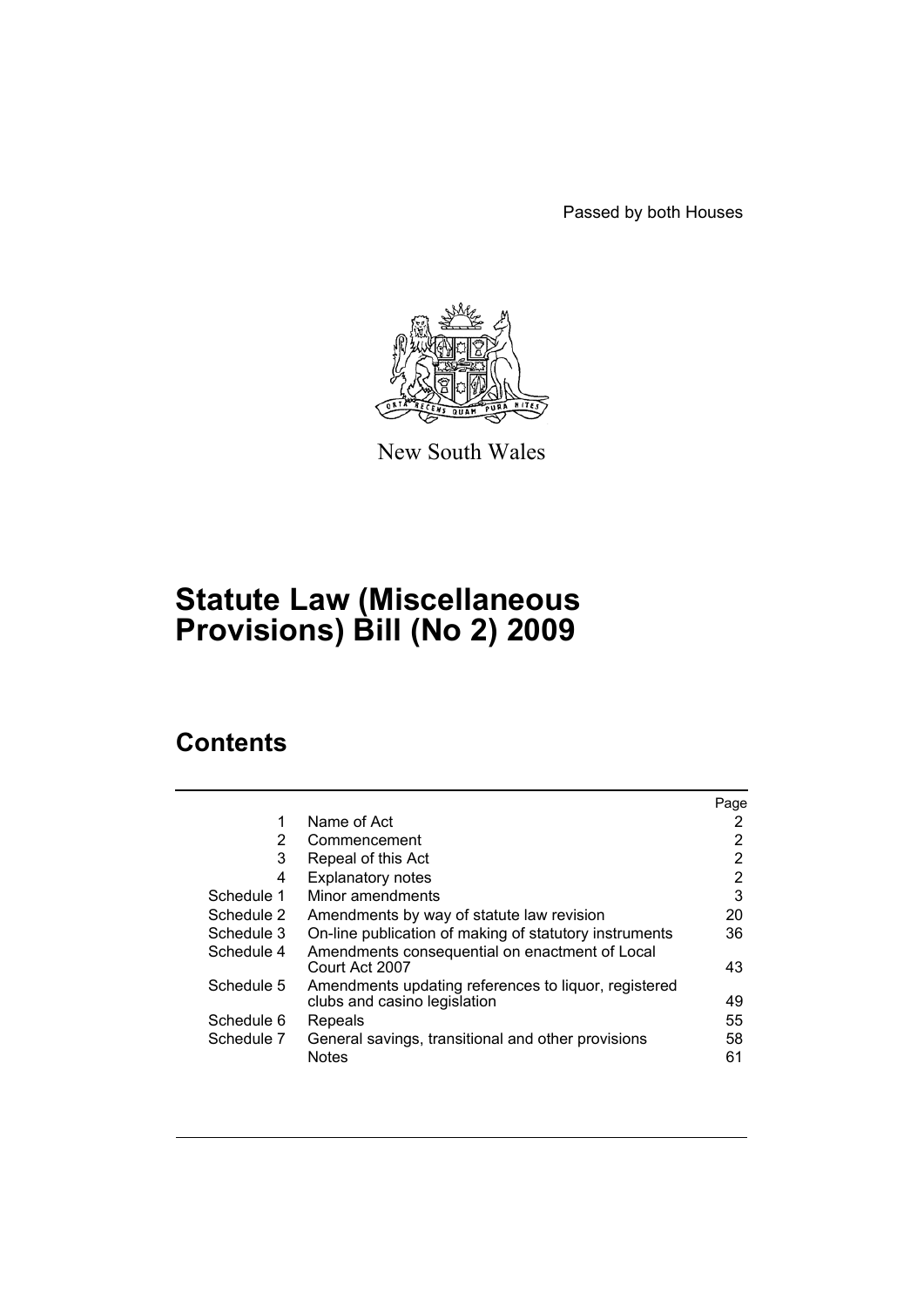Passed by both Houses

New South Wales

# Statute Law (Miscellaneous Provisions) Bill (No 2) 2009

## Contents

| | | Page |
|---|---|---|
| 1 | Name of Act | 2 |
| 2 | Commencement | 2 |
| 3 | Repeal of this Act | 2 |
| 4 | Explanatory notes | 2 |
| Schedule 1 | Minor amendments | 3 |
| Schedule 2 | Amendments by way of statute law revision | 20 |
| Schedule 3 | On-line publication of making of statutory instruments | 36 |
| Schedule 4 | Amendments consequential on enactment of Local Court Act 2007 | 43 |
| Schedule 5 | Amendments updating references to liquor, registered clubs and casino legislation | 49 |
| Schedule 6 | Repeals | 55 |
| Schedule 7 | General savings, transitional and other provisions | 58 |
| | Notes | 61 |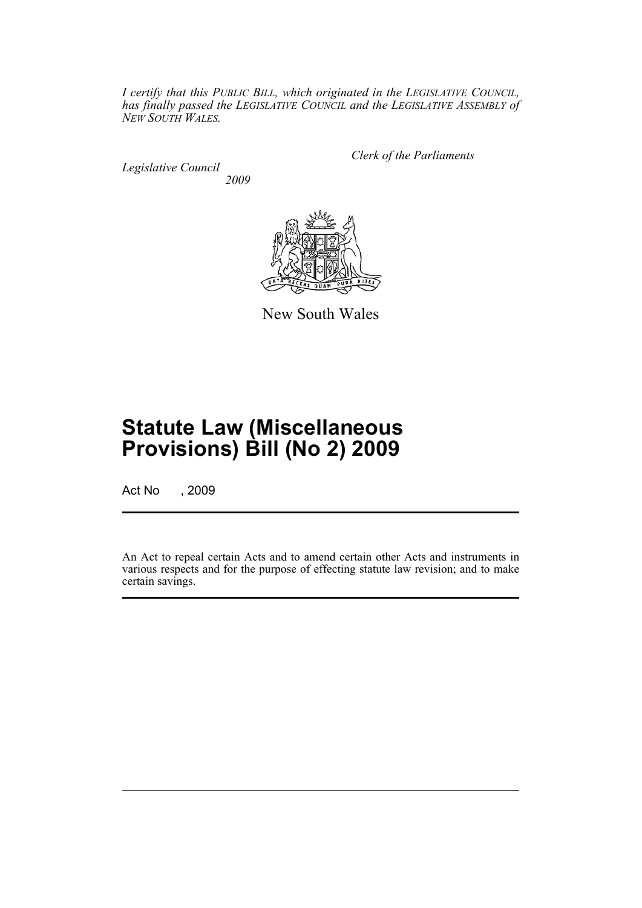*I certify that this PUBLIC BILL, which originated in the LEGISLATIVE COUNCIL, has finally passed the LEGISLATIVE COUNCIL and the LEGISLATIVE ASSEMBLY of NEW SOUTH WALES.*

*Clerk of the Parliaments*

*Legislative Council*

*2009*

New South Wales

# Statute Law (Miscellaneous Provisions) Bill (No 2) 2009

Act No , 2009

An Act to repeal certain Acts and to amend certain other Acts and instruments in various respects and for the purpose of effecting statute law revision; and to make certain savings.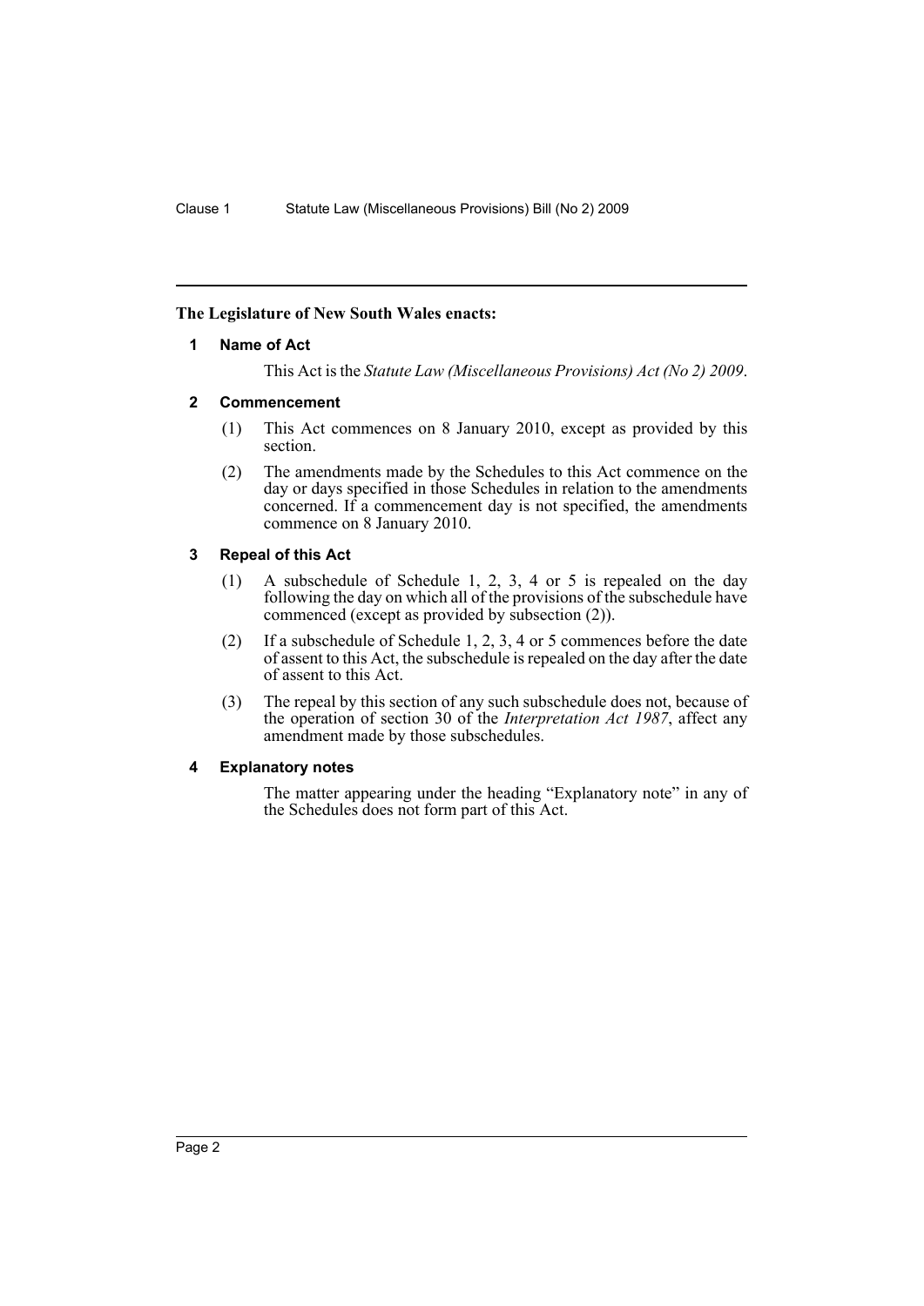**The Legislature of New South Wales enacts:**

## 1 Name of Act

This Act is the *Statute Law (Miscellaneous Provisions) Act (No 2) 2009*.

## 2 Commencement

(1) This Act commences on 8 January 2010, except as provided by this section.

(2) The amendments made by the Schedules to this Act commence on the day or days specified in those Schedules in relation to the amendments concerned. If a commencement day is not specified, the amendments commence on 8 January 2010.

## 3 Repeal of this Act

(1) A subschedule of Schedule 1, 2, 3, 4 or 5 is repealed on the day following the day on which all of the provisions of the subschedule have commenced (except as provided by subsection (2)).

(2) If a subschedule of Schedule 1, 2, 3, 4 or 5 commences before the date of assent to this Act, the subschedule is repealed on the day after the date of assent to this Act.

(3) The repeal by this section of any such subschedule does not, because of the operation of section 30 of the *Interpretation Act 1987*, affect any amendment made by those subschedules.

## 4 Explanatory notes

The matter appearing under the heading "Explanatory note" in any of the Schedules does not form part of this Act.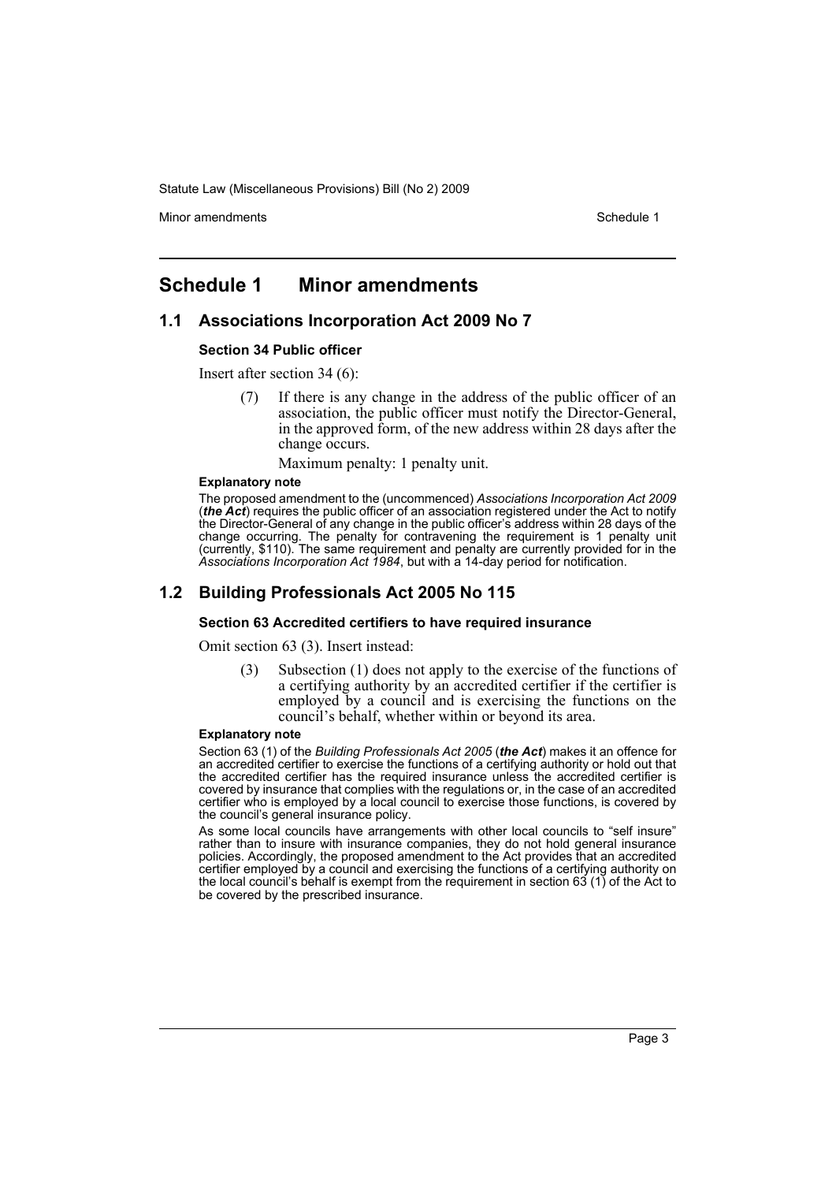# Schedule 1 Minor amendments

## 1.1 Associations Incorporation Act 2009 No 7

### Section 34 Public officer

Insert after section 34 (6):

> (7) If there is any change in the address of the public officer of an association, the public officer must notify the Director-General, in the approved form, of the new address within 28 days after the change occurs.
>
> Maximum penalty: 1 penalty unit.

**Explanatory note**

The proposed amendment to the (uncommenced) *Associations Incorporation Act 2009* (***the Act***) requires the public officer of an association registered under the Act to notify the Director-General of any change in the public officer's address within 28 days of the change occurring. The penalty for contravening the requirement is 1 penalty unit (currently, $110). The same requirement and penalty are currently provided for in the *Associations Incorporation Act 1984*, but with a 14-day period for notification.

## 1.2 Building Professionals Act 2005 No 115

### Section 63 Accredited certifiers to have required insurance

Omit section 63 (3). Insert instead:

> (3) Subsection (1) does not apply to the exercise of the functions of a certifying authority by an accredited certifier if the certifier is employed by a council and is exercising the functions on the council's behalf, whether within or beyond its area.

**Explanatory note**

Section 63 (1) of the *Building Professionals Act 2005* (***the Act***) makes it an offence for an accredited certifier to exercise the functions of a certifying authority or hold out that the accredited certifier has the required insurance unless the accredited certifier is covered by insurance that complies with the regulations or, in the case of an accredited certifier who is employed by a local council to exercise those functions, is covered by the council's general insurance policy.

As some local councils have arrangements with other local councils to "self insure" rather than to insure with insurance companies, they do not hold general insurance policies. Accordingly, the proposed amendment to the Act provides that an accredited certifier employed by a council and exercising the functions of a certifying authority on the local council's behalf is exempt from the requirement in section 63 (1) of the Act to be covered by the prescribed insurance.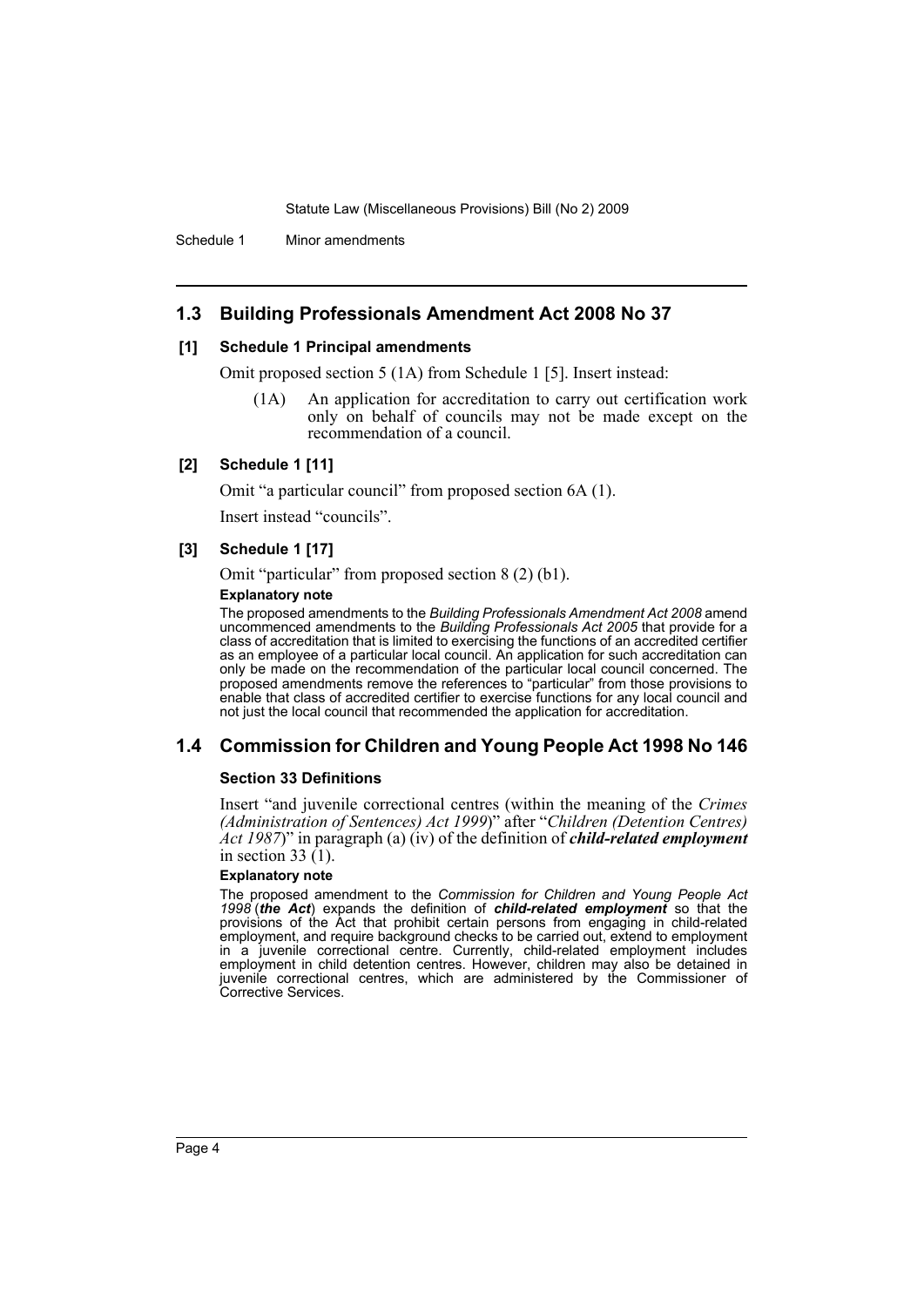## 1.3 Building Professionals Amendment Act 2008 No 37

### [1] Schedule 1 Principal amendments

Omit proposed section 5 (1A) from Schedule 1 [5]. Insert instead:

> (1A) An application for accreditation to carry out certification work only on behalf of councils may not be made except on the recommendation of a council.

### [2] Schedule 1 [11]

Omit "a particular council" from proposed section 6A (1).

Insert instead "councils".

### [3] Schedule 1 [17]

Omit "particular" from proposed section 8 (2) (b1).

**Explanatory note**

The proposed amendments to the *Building Professionals Amendment Act 2008* amend uncommenced amendments to the *Building Professionals Act 2005* that provide for a class of accreditation that is limited to exercising the functions of an accredited certifier as an employee of a particular local council. An application for such accreditation can only be made on the recommendation of the particular local council concerned. The proposed amendments remove the references to "particular" from those provisions to enable that class of accredited certifier to exercise functions for any local council and not just the local council that recommended the application for accreditation.

## 1.4 Commission for Children and Young People Act 1998 No 146

### Section 33 Definitions

Insert "and juvenile correctional centres (within the meaning of the *Crimes (Administration of Sentences) Act 1999*)" after "*Children (Detention Centres) Act 1987*)" in paragraph (a) (iv) of the definition of ***child-related employment*** in section 33 (1).

**Explanatory note**

The proposed amendment to the *Commission for Children and Young People Act 1998* (***the Act***) expands the definition of ***child-related employment*** so that the provisions of the Act that prohibit certain persons from engaging in child-related employment, and require background checks to be carried out, extend to employment in a juvenile correctional centre. Currently, child-related employment includes employment in child detention centres. However, children may also be detained in juvenile correctional centres, which are administered by the Commissioner of Corrective Services.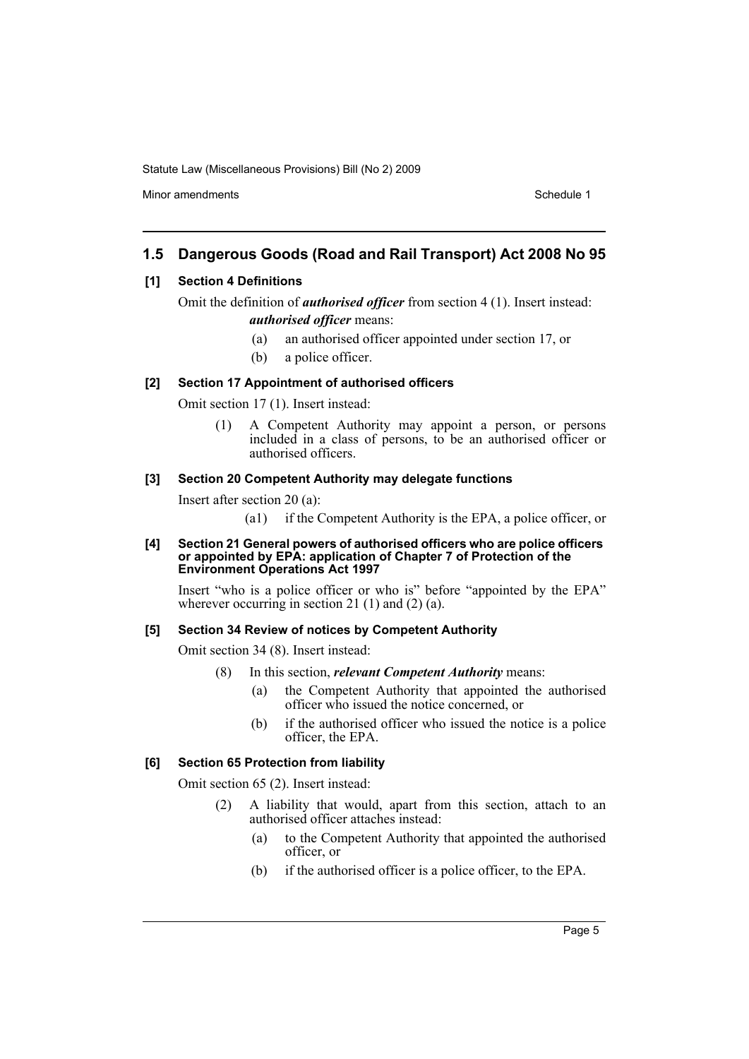## 1.5 Dangerous Goods (Road and Rail Transport) Act 2008 No 95

### [1] Section 4 Definitions

Omit the definition of ***authorised officer*** from section 4 (1). Insert instead:

> ***authorised officer*** means:
>
> (a) an authorised officer appointed under section 17, or
>
> (b) a police officer.

### [2] Section 17 Appointment of authorised officers

Omit section 17 (1). Insert instead:

> (1) A Competent Authority may appoint a person, or persons included in a class of persons, to be an authorised officer or authorised officers.

### [3] Section 20 Competent Authority may delegate functions

Insert after section 20 (a):

> (a1) if the Competent Authority is the EPA, a police officer, or

### [4] Section 21 General powers of authorised officers who are police officers or appointed by EPA: application of Chapter 7 of Protection of the Environment Operations Act 1997

Insert "who is a police officer or who is" before "appointed by the EPA" wherever occurring in section 21 (1) and (2) (a).

### [5] Section 34 Review of notices by Competent Authority

Omit section 34 (8). Insert instead:

> (8) In this section, ***relevant Competent Authority*** means:
>
> (a) the Competent Authority that appointed the authorised officer who issued the notice concerned, or
>
> (b) if the authorised officer who issued the notice is a police officer, the EPA.

### [6] Section 65 Protection from liability

Omit section 65 (2). Insert instead:

> (2) A liability that would, apart from this section, attach to an authorised officer attaches instead:
>
> (a) to the Competent Authority that appointed the authorised officer, or
>
> (b) if the authorised officer is a police officer, to the EPA.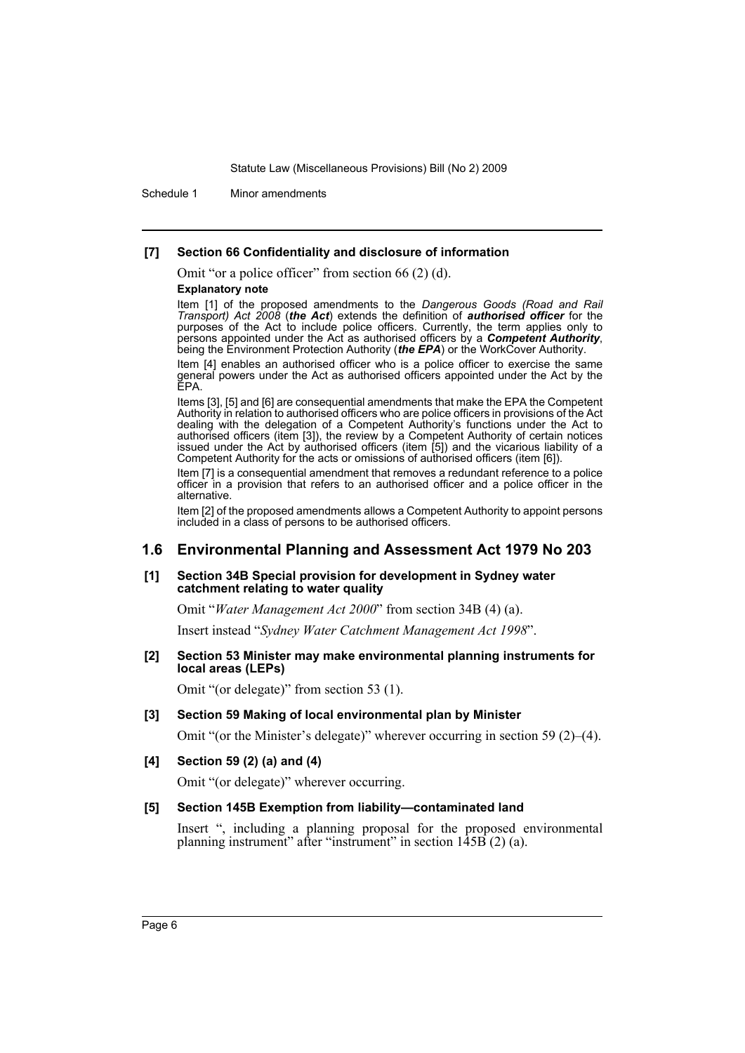**[7] Section 66 Confidentiality and disclosure of information**

Omit "or a police officer" from section 66 (2) (d).

**Explanatory note**

Item [1] of the proposed amendments to the *Dangerous Goods (Road and Rail Transport) Act 2008* (***the Act***) extends the definition of ***authorised officer*** for the purposes of the Act to include police officers. Currently, the term applies only to persons appointed under the Act as authorised officers by a ***Competent Authority***, being the Environment Protection Authority (***the EPA***) or the WorkCover Authority.

Item [4] enables an authorised officer who is a police officer to exercise the same general powers under the Act as authorised officers appointed under the Act by the EPA.

Items [3], [5] and [6] are consequential amendments that make the EPA the Competent Authority in relation to authorised officers who are police officers in provisions of the Act dealing with the delegation of a Competent Authority's functions under the Act to authorised officers (item [3]), the review by a Competent Authority of certain notices issued under the Act by authorised officers (item [5]) and the vicarious liability of a Competent Authority for the acts or omissions of authorised officers (item [6]).

Item [7] is a consequential amendment that removes a redundant reference to a police officer in a provision that refers to an authorised officer and a police officer in the alternative.

Item [2] of the proposed amendments allows a Competent Authority to appoint persons included in a class of persons to be authorised officers.

## 1.6 Environmental Planning and Assessment Act 1979 No 203

**[1] Section 34B Special provision for development in Sydney water catchment relating to water quality**

Omit "*Water Management Act 2000*" from section 34B (4) (a).

Insert instead "*Sydney Water Catchment Management Act 1998*".

**[2] Section 53 Minister may make environmental planning instruments for local areas (LEPs)**

Omit "(or delegate)" from section 53 (1).

**[3] Section 59 Making of local environmental plan by Minister**

Omit "(or the Minister's delegate)" wherever occurring in section 59 (2)–(4).

**[4] Section 59 (2) (a) and (4)**

Omit "(or delegate)" wherever occurring.

**[5] Section 145B Exemption from liability—contaminated land**

Insert ", including a planning proposal for the proposed environmental planning instrument" after "instrument" in section 145B (2) (a).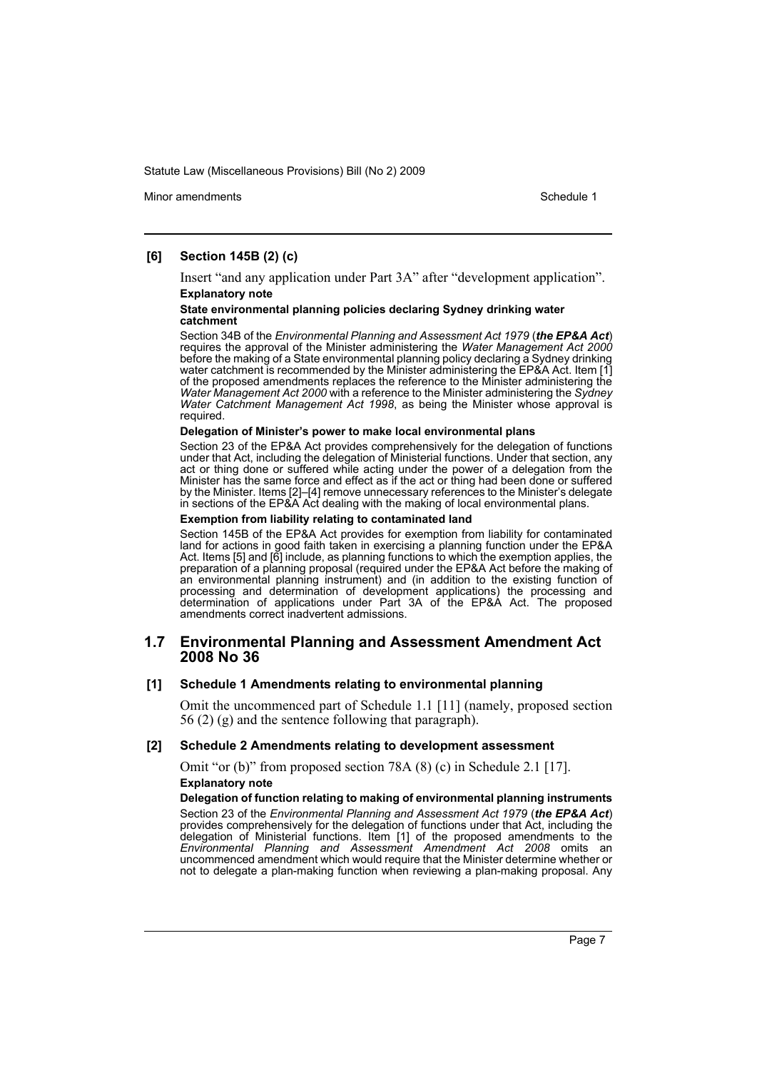**[6] Section 145B (2) (c)**

Insert "and any application under Part 3A" after "development application".

**Explanatory note**

**State environmental planning policies declaring Sydney drinking water catchment**

Section 34B of the *Environmental Planning and Assessment Act 1979* (***the EP&A Act***) requires the approval of the Minister administering the *Water Management Act 2000* before the making of a State environmental planning policy declaring a Sydney drinking water catchment is recommended by the Minister administering the EP&A Act. Item [1] of the proposed amendments replaces the reference to the Minister administering the *Water Management Act 2000* with a reference to the Minister administering the *Sydney Water Catchment Management Act 1998*, as being the Minister whose approval is required.

**Delegation of Minister's power to make local environmental plans**

Section 23 of the EP&A Act provides comprehensively for the delegation of functions under that Act, including the delegation of Ministerial functions. Under that section, any act or thing done or suffered while acting under the power of a delegation from the Minister has the same force and effect as if the act or thing had been done or suffered by the Minister. Items [2]–[4] remove unnecessary references to the Minister's delegate in sections of the EP&A Act dealing with the making of local environmental plans.

**Exemption from liability relating to contaminated land**

Section 145B of the EP&A Act provides for exemption from liability for contaminated land for actions in good faith taken in exercising a planning function under the EP&A Act. Items [5] and [6] include, as planning functions to which the exemption applies, the preparation of a planning proposal (required under the EP&A Act before the making of an environmental planning instrument) and (in addition to the existing function of processing and determination of development applications) the processing and determination of applications under Part 3A of the EP&A Act. The proposed amendments correct inadvertent admissions.

## 1.7 Environmental Planning and Assessment Amendment Act 2008 No 36

**[1] Schedule 1 Amendments relating to environmental planning**

Omit the uncommenced part of Schedule 1.1 [11] (namely, proposed section 56 (2) (g) and the sentence following that paragraph).

**[2] Schedule 2 Amendments relating to development assessment**

Omit "or (b)" from proposed section 78A (8) (c) in Schedule 2.1 [17].

**Explanatory note**

**Delegation of function relating to making of environmental planning instruments**

Section 23 of the *Environmental Planning and Assessment Act 1979* (***the EP&A Act***) provides comprehensively for the delegation of functions under that Act, including the delegation of Ministerial functions. Item [1] of the proposed amendments to the *Environmental Planning and Assessment Amendment Act 2008* omits an uncommenced amendment which would require that the Minister determine whether or not to delegate a plan-making function when reviewing a plan-making proposal. Any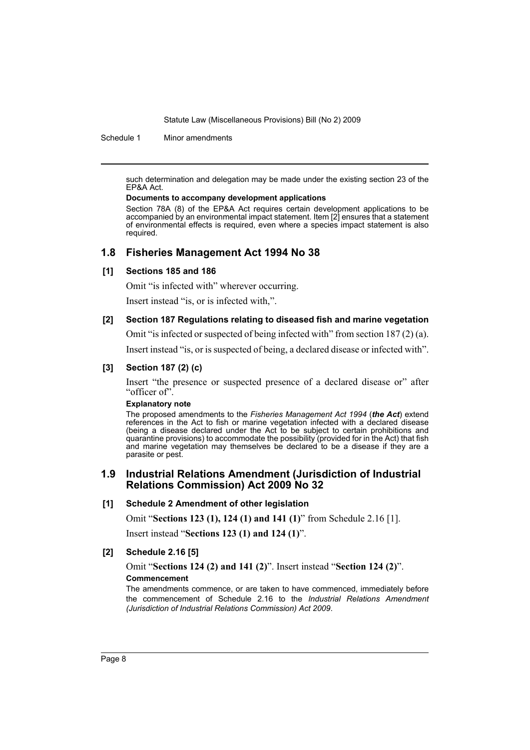such determination and delegation may be made under the existing section 23 of the EP&A Act.

**Documents to accompany development applications**

Section 78A (8) of the EP&A Act requires certain development applications to be accompanied by an environmental impact statement. Item [2] ensures that a statement of environmental effects is required, even where a species impact statement is also required.

## 1.8 Fisheries Management Act 1994 No 38

### [1] Sections 185 and 186

Omit "is infected with" wherever occurring.

Insert instead "is, or is infected with,".

### [2] Section 187 Regulations relating to diseased fish and marine vegetation

Omit "is infected or suspected of being infected with" from section 187 (2) (a).

Insert instead "is, or is suspected of being, a declared disease or infected with".

### [3] Section 187 (2) (c)

Insert "the presence or suspected presence of a declared disease or" after "officer of".

**Explanatory note**

The proposed amendments to the *Fisheries Management Act 1994* (***the Act***) extend references in the Act to fish or marine vegetation infected with a declared disease (being a disease declared under the Act to be subject to certain prohibitions and quarantine provisions) to accommodate the possibility (provided for in the Act) that fish and marine vegetation may themselves be declared to be a disease if they are a parasite or pest.

## 1.9 Industrial Relations Amendment (Jurisdiction of Industrial Relations Commission) Act 2009 No 32

### [1] Schedule 2 Amendment of other legislation

Omit "**Sections 123 (1), 124 (1) and 141 (1)**" from Schedule 2.16 [1].

Insert instead "**Sections 123 (1) and 124 (1)**".

### [2] Schedule 2.16 [5]

Omit "**Sections 124 (2) and 141 (2)**". Insert instead "**Section 124 (2)**".

**Commencement**

The amendments commence, or are taken to have commenced, immediately before the commencement of Schedule 2.16 to the *Industrial Relations Amendment (Jurisdiction of Industrial Relations Commission) Act 2009*.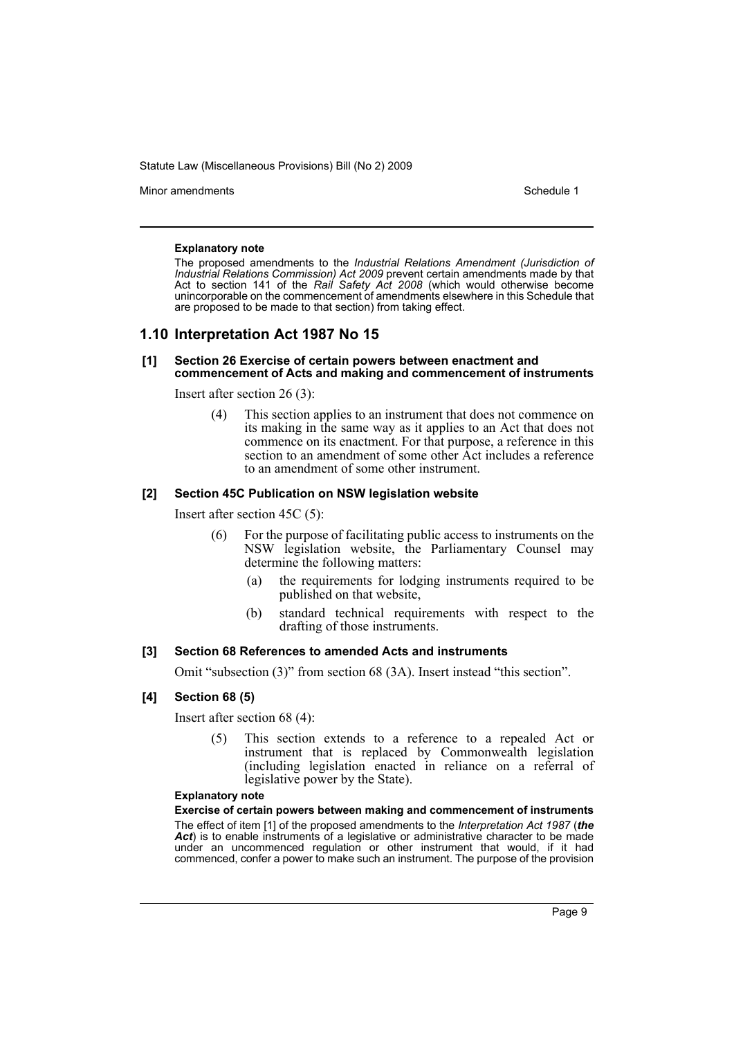**Explanatory note**

The proposed amendments to the *Industrial Relations Amendment (Jurisdiction of Industrial Relations Commission) Act 2009* prevent certain amendments made by that Act to section 141 of the *Rail Safety Act 2008* (which would otherwise become unincorporable on the commencement of amendments elsewhere in this Schedule that are proposed to be made to that section) from taking effect.

## 1.10 Interpretation Act 1987 No 15

### [1] Section 26 Exercise of certain powers between enactment and commencement of Acts and making and commencement of instruments

Insert after section 26 (3):

> (4) This section applies to an instrument that does not commence on its making in the same way as it applies to an Act that does not commence on its enactment. For that purpose, a reference in this section to an amendment of some other Act includes a reference to an amendment of some other instrument.

### [2] Section 45C Publication on NSW legislation website

Insert after section 45C (5):

> (6) For the purpose of facilitating public access to instruments on the NSW legislation website, the Parliamentary Counsel may determine the following matters:
>
> (a) the requirements for lodging instruments required to be published on that website,
>
> (b) standard technical requirements with respect to the drafting of those instruments.

### [3] Section 68 References to amended Acts and instruments

Omit "subsection (3)" from section 68 (3A). Insert instead "this section".

### [4] Section 68 (5)

Insert after section 68 (4):

> (5) This section extends to a reference to a repealed Act or instrument that is replaced by Commonwealth legislation (including legislation enacted in reliance on a referral of legislative power by the State).

**Explanatory note**

**Exercise of certain powers between making and commencement of instruments**

The effect of item [1] of the proposed amendments to the *Interpretation Act 1987* (***the Act***) is to enable instruments of a legislative or administrative character to be made under an uncommenced regulation or other instrument that would, if it had commenced, confer a power to make such an instrument. The purpose of the provision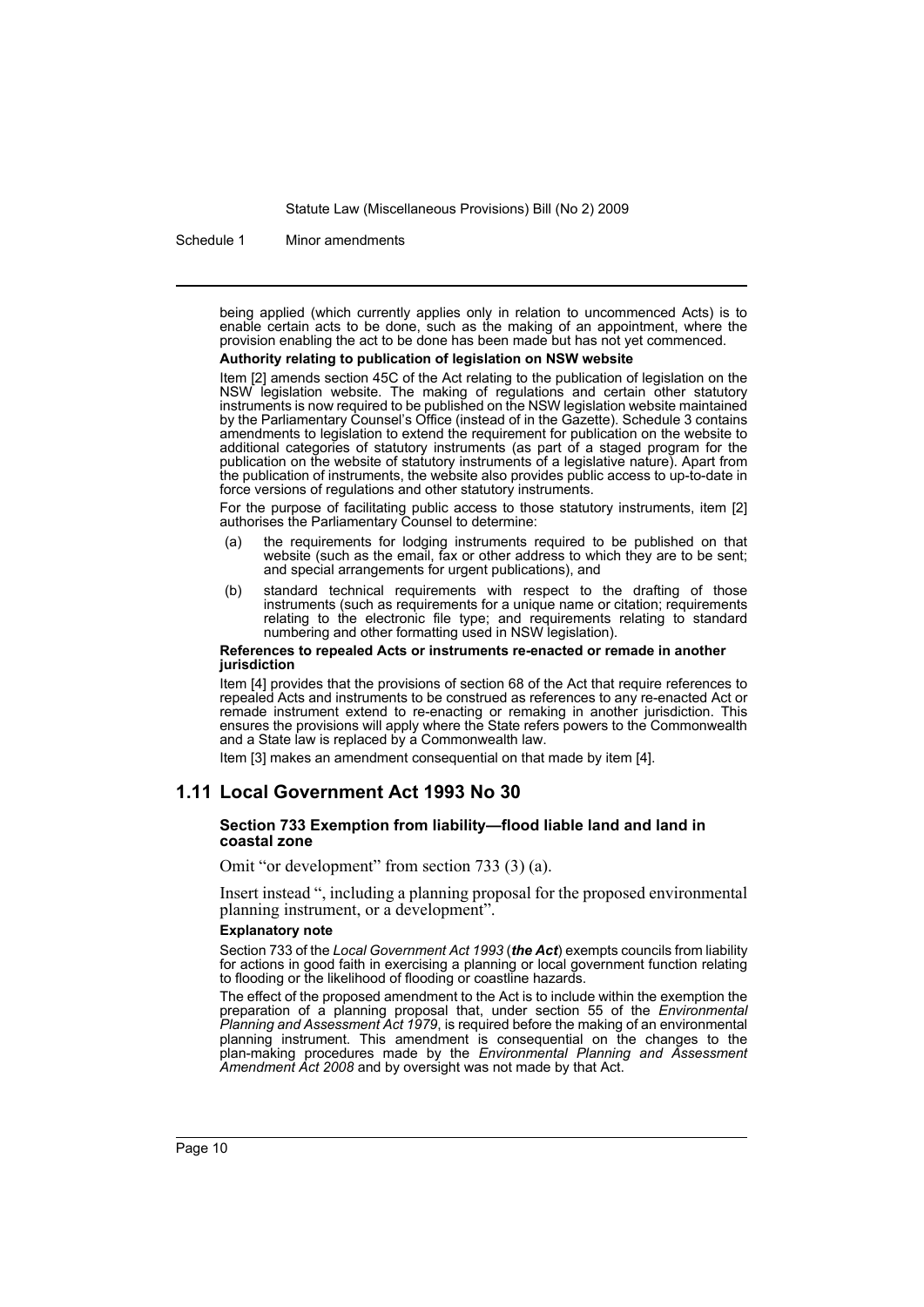being applied (which currently applies only in relation to uncommenced Acts) is to enable certain acts to be done, such as the making of an appointment, where the provision enabling the act to be done has been made but has not yet commenced.

**Authority relating to publication of legislation on NSW website**

Item [2] amends section 45C of the Act relating to the publication of legislation on the NSW legislation website. The making of regulations and certain other statutory instruments is now required to be published on the NSW legislation website maintained by the Parliamentary Counsel's Office (instead of in the Gazette). Schedule 3 contains amendments to legislation to extend the requirement for publication on the website to additional categories of statutory instruments (as part of a staged program for the publication on the website of statutory instruments of a legislative nature). Apart from the publication of instruments, the website also provides public access to up-to-date in force versions of regulations and other statutory instruments.

For the purpose of facilitating public access to those statutory instruments, item [2] authorises the Parliamentary Counsel to determine:

(a) the requirements for lodging instruments required to be published on that website (such as the email, fax or other address to which they are to be sent; and special arrangements for urgent publications), and

(b) standard technical requirements with respect to the drafting of those instruments (such as requirements for a unique name or citation; requirements relating to the electronic file type; and requirements relating to standard numbering and other formatting used in NSW legislation).

**References to repealed Acts or instruments re-enacted or remade in another jurisdiction**

Item [4] provides that the provisions of section 68 of the Act that require references to repealed Acts and instruments to be construed as references to any re-enacted Act or remade instrument extend to re-enacting or remaking in another jurisdiction. This ensures the provisions will apply where the State refers powers to the Commonwealth and a State law is replaced by a Commonwealth law.

Item [3] makes an amendment consequential on that made by item [4].

## 1.11 Local Government Act 1993 No 30

### Section 733 Exemption from liability—flood liable land and land in coastal zone

Omit "or development" from section 733 (3) (a).

Insert instead ", including a planning proposal for the proposed environmental planning instrument, or a development".

**Explanatory note**

Section 733 of the *Local Government Act 1993* (***the Act***) exempts councils from liability for actions in good faith in exercising a planning or local government function relating to flooding or the likelihood of flooding or coastline hazards.

The effect of the proposed amendment to the Act is to include within the exemption the preparation of a planning proposal that, under section 55 of the *Environmental Planning and Assessment Act 1979*, is required before the making of an environmental planning instrument. This amendment is consequential on the changes to the plan-making procedures made by the *Environmental Planning and Assessment Amendment Act 2008* and by oversight was not made by that Act.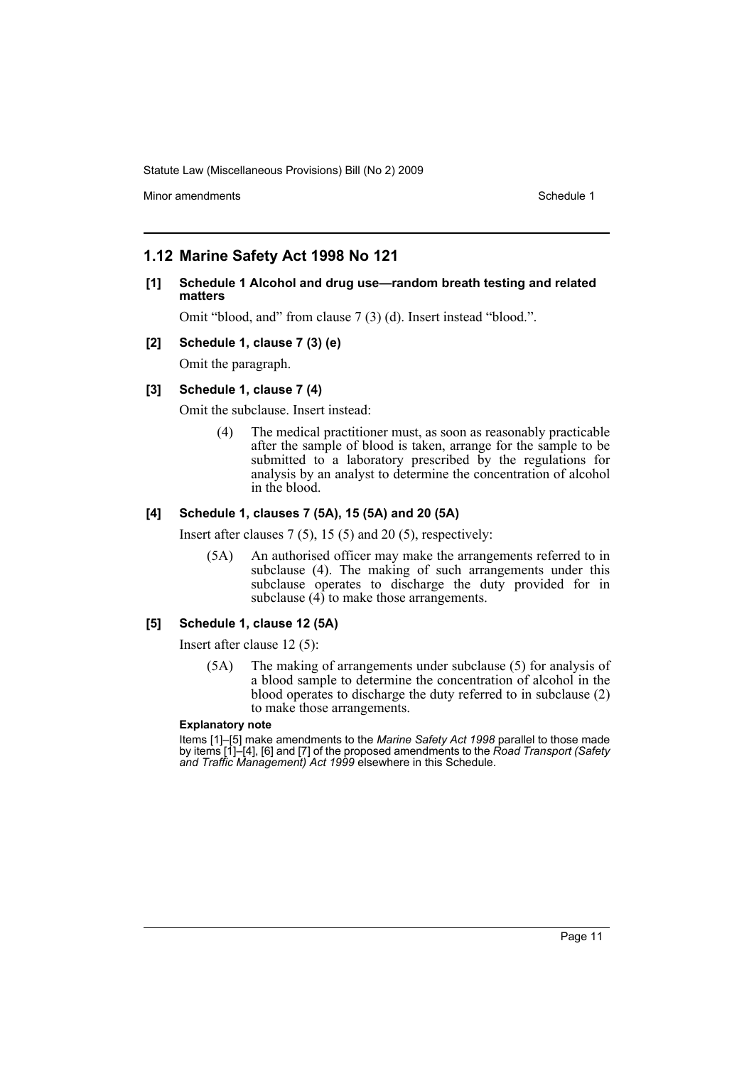## 1.12 Marine Safety Act 1998 No 121

**[1] Schedule 1 Alcohol and drug use—random breath testing and related matters**

Omit "blood, and" from clause 7 (3) (d). Insert instead "blood.".

**[2] Schedule 1, clause 7 (3) (e)**

Omit the paragraph.

**[3] Schedule 1, clause 7 (4)**

Omit the subclause. Insert instead:

> (4) The medical practitioner must, as soon as reasonably practicable after the sample of blood is taken, arrange for the sample to be submitted to a laboratory prescribed by the regulations for analysis by an analyst to determine the concentration of alcohol in the blood.

**[4] Schedule 1, clauses 7 (5A), 15 (5A) and 20 (5A)**

Insert after clauses 7 (5), 15 (5) and 20 (5), respectively:

> (5A) An authorised officer may make the arrangements referred to in subclause (4). The making of such arrangements under this subclause operates to discharge the duty provided for in subclause (4) to make those arrangements.

**[5] Schedule 1, clause 12 (5A)**

Insert after clause 12 (5):

> (5A) The making of arrangements under subclause (5) for analysis of a blood sample to determine the concentration of alcohol in the blood operates to discharge the duty referred to in subclause (2) to make those arrangements.

**Explanatory note**

Items [1]–[5] make amendments to the *Marine Safety Act 1998* parallel to those made by items [1]–[4], [6] and [7] of the proposed amendments to the *Road Transport (Safety and Traffic Management) Act 1999* elsewhere in this Schedule.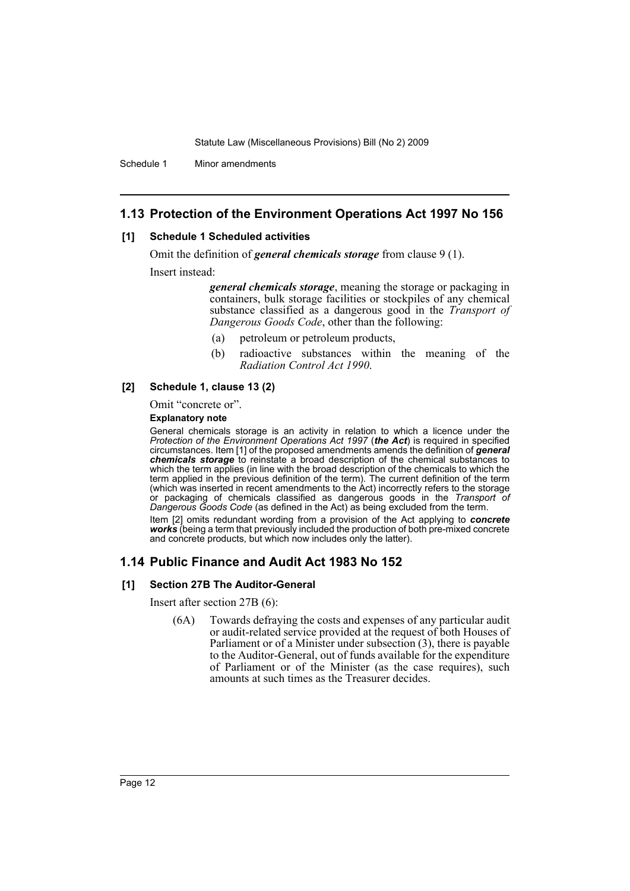## 1.13 Protection of the Environment Operations Act 1997 No 156

### [1] Schedule 1 Scheduled activities

Omit the definition of ***general chemicals storage*** from clause 9 (1).

Insert instead:

> ***general chemicals storage***, meaning the storage or packaging in containers, bulk storage facilities or stockpiles of any chemical substance classified as a dangerous good in the *Transport of Dangerous Goods Code*, other than the following:
>
> (a) petroleum or petroleum products,
>
> (b) radioactive substances within the meaning of the *Radiation Control Act 1990*.

### [2] Schedule 1, clause 13 (2)

Omit "concrete or".

**Explanatory note**

General chemicals storage is an activity in relation to which a licence under the *Protection of the Environment Operations Act 1997* (***the Act***) is required in specified circumstances. Item [1] of the proposed amendments amends the definition of ***general chemicals storage*** to reinstate a broad description of the chemical substances to which the term applies (in line with the broad description of the chemicals to which the term applied in the previous definition of the term). The current definition of the term (which was inserted in recent amendments to the Act) incorrectly refers to the storage or packaging of chemicals classified as dangerous goods in the *Transport of Dangerous Goods Code* (as defined in the Act) as being excluded from the term.

Item [2] omits redundant wording from a provision of the Act applying to ***concrete works*** (being a term that previously included the production of both pre-mixed concrete and concrete products, but which now includes only the latter).

## 1.14 Public Finance and Audit Act 1983 No 152

### [1] Section 27B The Auditor-General

Insert after section 27B (6):

> (6A) Towards defraying the costs and expenses of any particular audit or audit-related service provided at the request of both Houses of Parliament or of a Minister under subsection (3), there is payable to the Auditor-General, out of funds available for the expenditure of Parliament or of the Minister (as the case requires), such amounts at such times as the Treasurer decides.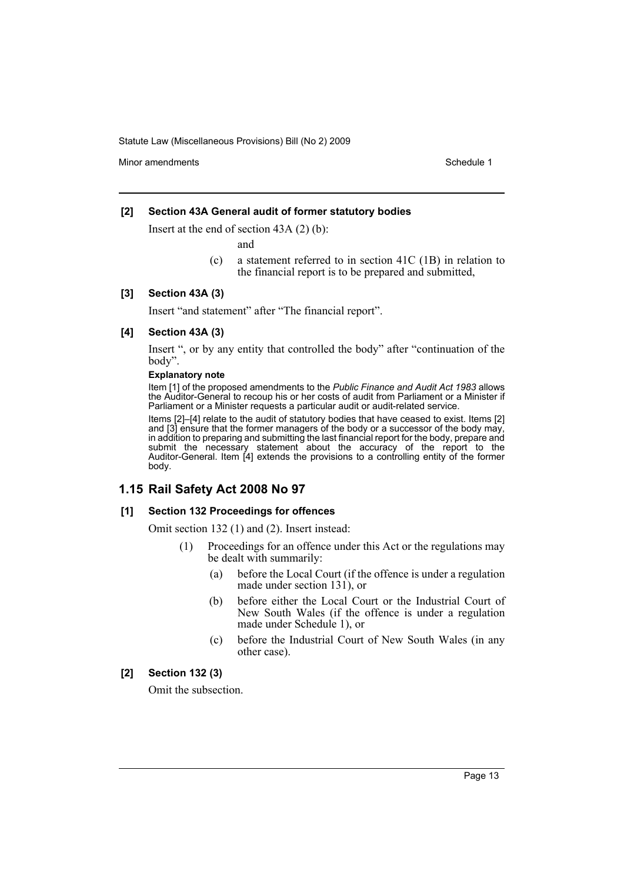**[2] Section 43A General audit of former statutory bodies**

Insert at the end of section 43A (2) (b):

and

(c) a statement referred to in section 41C (1B) in relation to the financial report is to be prepared and submitted,

**[3] Section 43A (3)**

Insert "and statement" after "The financial report".

**[4] Section 43A (3)**

Insert ", or by any entity that controlled the body" after "continuation of the body".

**Explanatory note**

Item [1] of the proposed amendments to the *Public Finance and Audit Act 1983* allows the Auditor-General to recoup his or her costs of audit from Parliament or a Minister if Parliament or a Minister requests a particular audit or audit-related service.

Items [2]–[4] relate to the audit of statutory bodies that have ceased to exist. Items [2] and [3] ensure that the former managers of the body or a successor of the body may, in addition to preparing and submitting the last financial report for the body, prepare and submit the necessary statement about the accuracy of the report to the Auditor-General. Item [4] extends the provisions to a controlling entity of the former body.

## 1.15 Rail Safety Act 2008 No 97

**[1] Section 132 Proceedings for offences**

Omit section 132 (1) and (2). Insert instead:

(1) Proceedings for an offence under this Act or the regulations may be dealt with summarily:

(a) before the Local Court (if the offence is under a regulation made under section 131), or

(b) before either the Local Court or the Industrial Court of New South Wales (if the offence is under a regulation made under Schedule 1), or

(c) before the Industrial Court of New South Wales (in any other case).

**[2] Section 132 (3)**

Omit the subsection.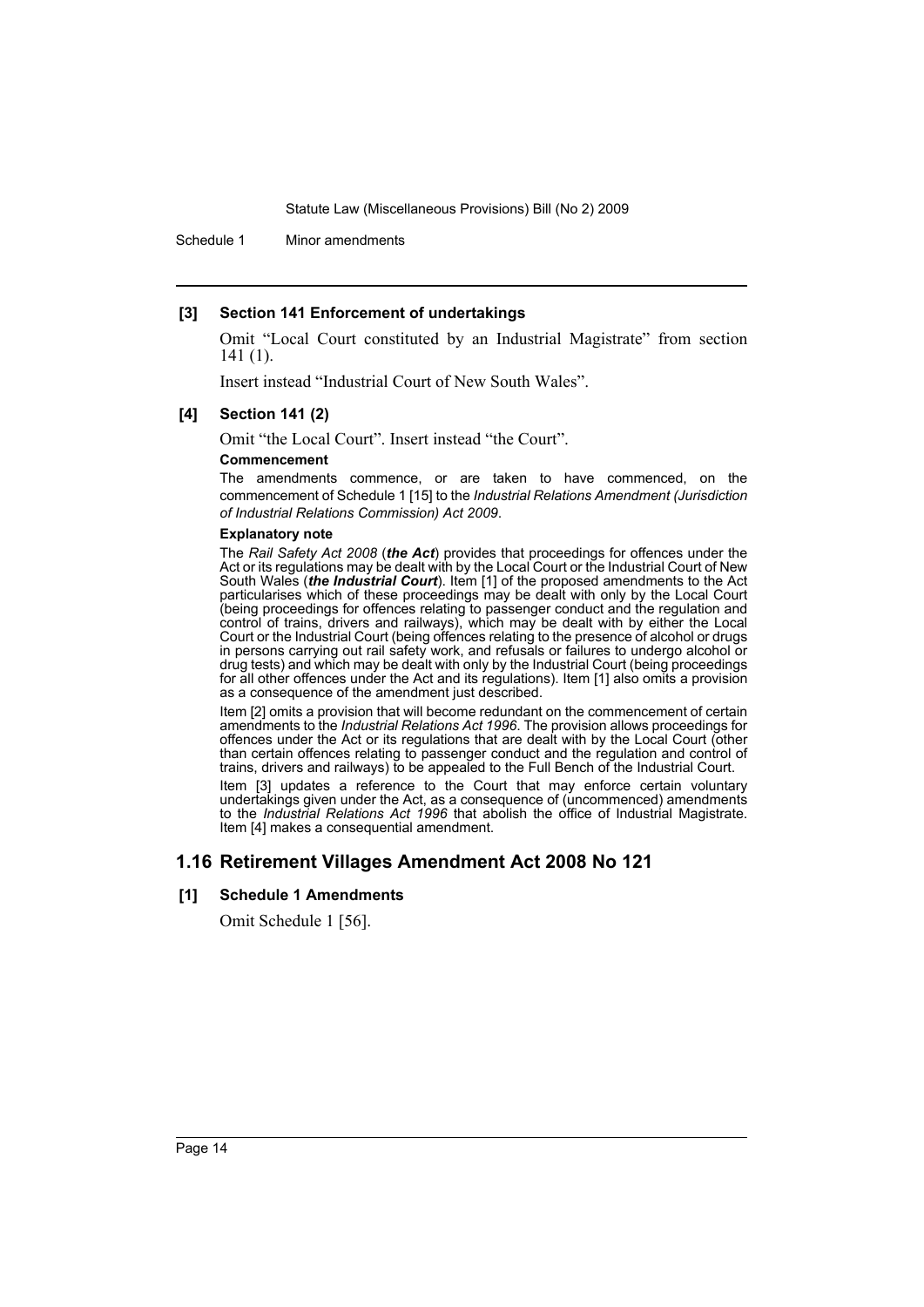**[3] Section 141 Enforcement of undertakings**

Omit "Local Court constituted by an Industrial Magistrate" from section 141 (1).

Insert instead "Industrial Court of New South Wales".

**[4] Section 141 (2)**

Omit "the Local Court". Insert instead "the Court".

**Commencement**

The amendments commence, or are taken to have commenced, on the commencement of Schedule 1 [15] to the *Industrial Relations Amendment (Jurisdiction of Industrial Relations Commission) Act 2009*.

**Explanatory note**

The *Rail Safety Act 2008* (***the Act***) provides that proceedings for offences under the Act or its regulations may be dealt with by the Local Court or the Industrial Court of New South Wales (***the Industrial Court***). Item [1] of the proposed amendments to the Act particularises which of these proceedings may be dealt with only by the Local Court (being proceedings for offences relating to passenger conduct and the regulation and control of trains, drivers and railways), which may be dealt with by either the Local Court or the Industrial Court (being offences relating to the presence of alcohol or drugs in persons carrying out rail safety work, and refusals or failures to undergo alcohol or drug tests) and which may be dealt with only by the Industrial Court (being proceedings for all other offences under the Act and its regulations). Item [1] also omits a provision as a consequence of the amendment just described.

Item [2] omits a provision that will become redundant on the commencement of certain amendments to the *Industrial Relations Act 1996*. The provision allows proceedings for offences under the Act or its regulations that are dealt with by the Local Court (other than certain offences relating to passenger conduct and the regulation and control of trains, drivers and railways) to be appealed to the Full Bench of the Industrial Court.

Item [3] updates a reference to the Court that may enforce certain voluntary undertakings given under the Act, as a consequence of (uncommenced) amendments to the *Industrial Relations Act 1996* that abolish the office of Industrial Magistrate. Item [4] makes a consequential amendment.

## 1.16 Retirement Villages Amendment Act 2008 No 121

**[1] Schedule 1 Amendments**

Omit Schedule 1 [56].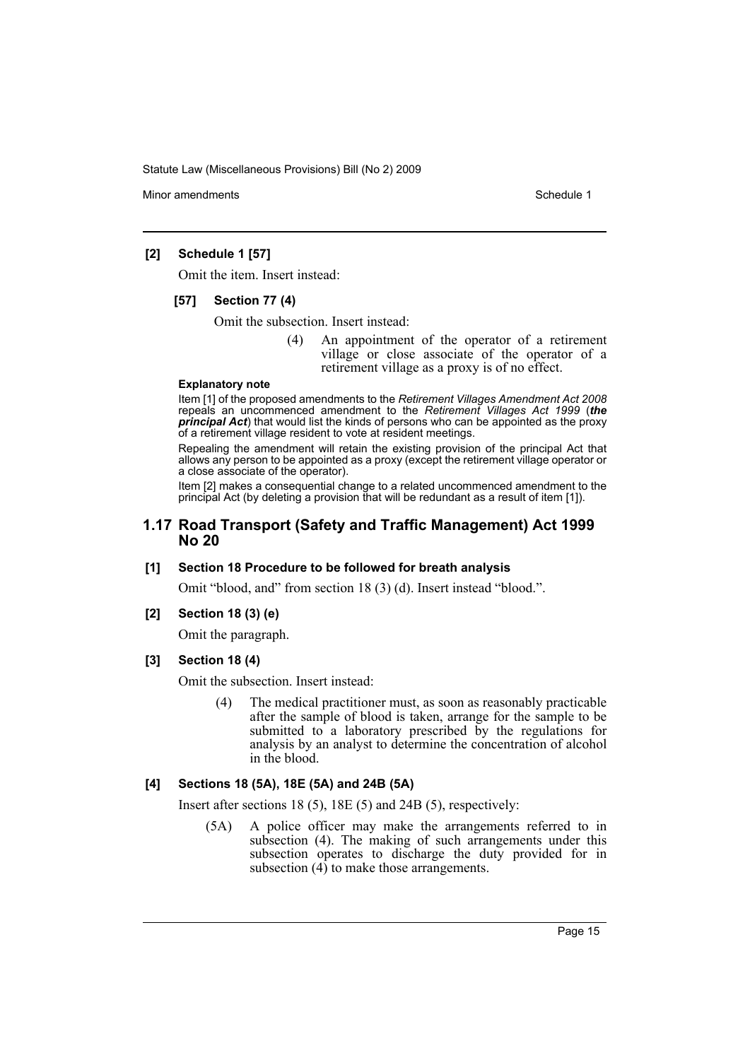**[2] Schedule 1 [57]**

Omit the item. Insert instead:

**[57] Section 77 (4)**

Omit the subsection. Insert instead:

> (4) An appointment of the operator of a retirement village or close associate of the operator of a retirement village as a proxy is of no effect.

**Explanatory note**

Item [1] of the proposed amendments to the *Retirement Villages Amendment Act 2008* repeals an uncommenced amendment to the *Retirement Villages Act 1999* (***the principal Act***) that would list the kinds of persons who can be appointed as the proxy of a retirement village resident to vote at resident meetings.

Repealing the amendment will retain the existing provision of the principal Act that allows any person to be appointed as a proxy (except the retirement village operator or a close associate of the operator).

Item [2] makes a consequential change to a related uncommenced amendment to the principal Act (by deleting a provision that will be redundant as a result of item [1]).

## 1.17 Road Transport (Safety and Traffic Management) Act 1999 No 20

**[1] Section 18 Procedure to be followed for breath analysis**

Omit "blood, and" from section 18 (3) (d). Insert instead "blood.".

**[2] Section 18 (3) (e)**

Omit the paragraph.

**[3] Section 18 (4)**

Omit the subsection. Insert instead:

> (4) The medical practitioner must, as soon as reasonably practicable after the sample of blood is taken, arrange for the sample to be submitted to a laboratory prescribed by the regulations for analysis by an analyst to determine the concentration of alcohol in the blood.

**[4] Sections 18 (5A), 18E (5A) and 24B (5A)**

Insert after sections 18 (5), 18E (5) and 24B (5), respectively:

> (5A) A police officer may make the arrangements referred to in subsection (4). The making of such arrangements under this subsection operates to discharge the duty provided for in subsection (4) to make those arrangements.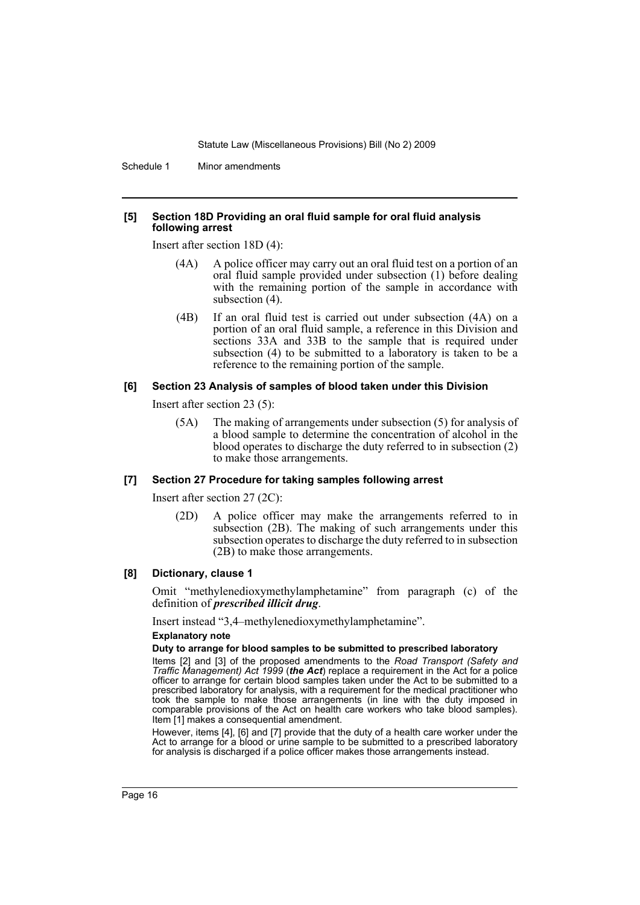**[5] Section 18D Providing an oral fluid sample for oral fluid analysis following arrest**

Insert after section 18D (4):

(4A) A police officer may carry out an oral fluid test on a portion of an oral fluid sample provided under subsection (1) before dealing with the remaining portion of the sample in accordance with subsection (4).

(4B) If an oral fluid test is carried out under subsection (4A) on a portion of an oral fluid sample, a reference in this Division and sections 33A and 33B to the sample that is required under subsection (4) to be submitted to a laboratory is taken to be a reference to the remaining portion of the sample.

**[6] Section 23 Analysis of samples of blood taken under this Division**

Insert after section 23 (5):

(5A) The making of arrangements under subsection (5) for analysis of a blood sample to determine the concentration of alcohol in the blood operates to discharge the duty referred to in subsection (2) to make those arrangements.

**[7] Section 27 Procedure for taking samples following arrest**

Insert after section 27 (2C):

(2D) A police officer may make the arrangements referred to in subsection (2B). The making of such arrangements under this subsection operates to discharge the duty referred to in subsection (2B) to make those arrangements.

**[8] Dictionary, clause 1**

Omit "methylenedioxymethylamphetamine" from paragraph (c) of the definition of ***prescribed illicit drug***.

Insert instead "3,4–methylenedioxymethylamphetamine".

**Explanatory note**

**Duty to arrange for blood samples to be submitted to prescribed laboratory**

Items [2] and [3] of the proposed amendments to the *Road Transport (Safety and Traffic Management) Act 1999* (***the Act***) replace a requirement in the Act for a police officer to arrange for certain blood samples taken under the Act to be submitted to a prescribed laboratory for analysis, with a requirement for the medical practitioner who took the sample to make those arrangements (in line with the duty imposed in comparable provisions of the Act on health care workers who take blood samples). Item [1] makes a consequential amendment.

However, items [4], [6] and [7] provide that the duty of a health care worker under the Act to arrange for a blood or urine sample to be submitted to a prescribed laboratory for analysis is discharged if a police officer makes those arrangements instead.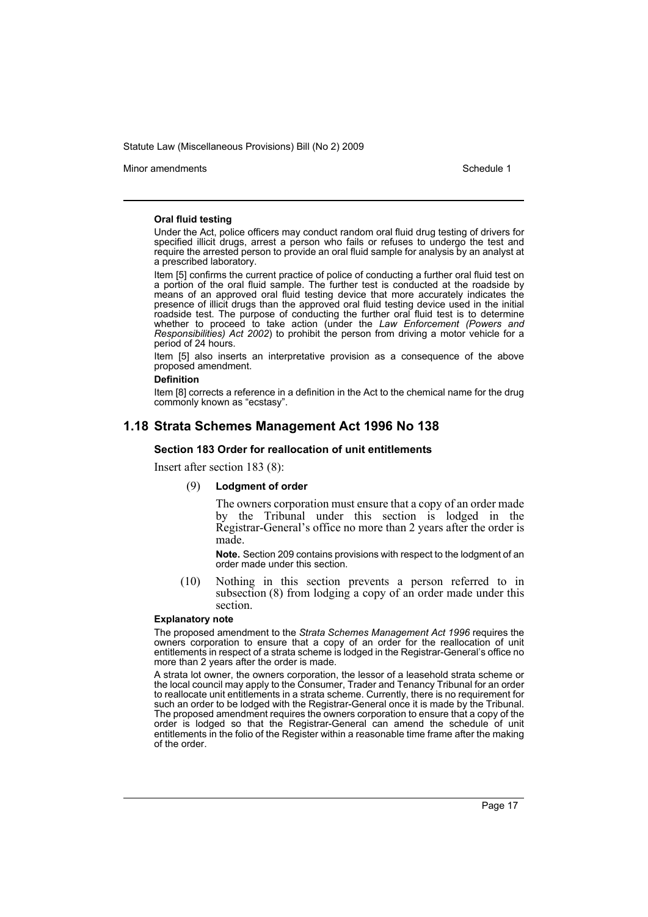**Oral fluid testing**

Under the Act, police officers may conduct random oral fluid drug testing of drivers for specified illicit drugs, arrest a person who fails or refuses to undergo the test and require the arrested person to provide an oral fluid sample for analysis by an analyst at a prescribed laboratory.

Item [5] confirms the current practice of police of conducting a further oral fluid test on a portion of the oral fluid sample. The further test is conducted at the roadside by means of an approved oral fluid testing device that more accurately indicates the presence of illicit drugs than the approved oral fluid testing device used in the initial roadside test. The purpose of conducting the further oral fluid test is to determine whether to proceed to take action (under the *Law Enforcement (Powers and Responsibilities) Act 2002*) to prohibit the person from driving a motor vehicle for a period of 24 hours.

Item [5] also inserts an interpretative provision as a consequence of the above proposed amendment.

**Definition**

Item [8] corrects a reference in a definition in the Act to the chemical name for the drug commonly known as "ecstasy".

## 1.18 Strata Schemes Management Act 1996 No 138

### Section 183 Order for reallocation of unit entitlements

Insert after section 183 (8):

(9) **Lodgment of order**

The owners corporation must ensure that a copy of an order made by the Tribunal under this section is lodged in the Registrar-General's office no more than 2 years after the order is made.

**Note.** Section 209 contains provisions with respect to the lodgment of an order made under this section.

(10) Nothing in this section prevents a person referred to in subsection (8) from lodging a copy of an order made under this section.

**Explanatory note**

The proposed amendment to the *Strata Schemes Management Act 1996* requires the owners corporation to ensure that a copy of an order for the reallocation of unit entitlements in respect of a strata scheme is lodged in the Registrar-General's office no more than 2 years after the order is made.

A strata lot owner, the owners corporation, the lessor of a leasehold strata scheme or the local council may apply to the Consumer, Trader and Tenancy Tribunal for an order to reallocate unit entitlements in a strata scheme. Currently, there is no requirement for such an order to be lodged with the Registrar-General once it is made by the Tribunal. The proposed amendment requires the owners corporation to ensure that a copy of the order is lodged so that the Registrar-General can amend the schedule of unit entitlements in the folio of the Register within a reasonable time frame after the making of the order.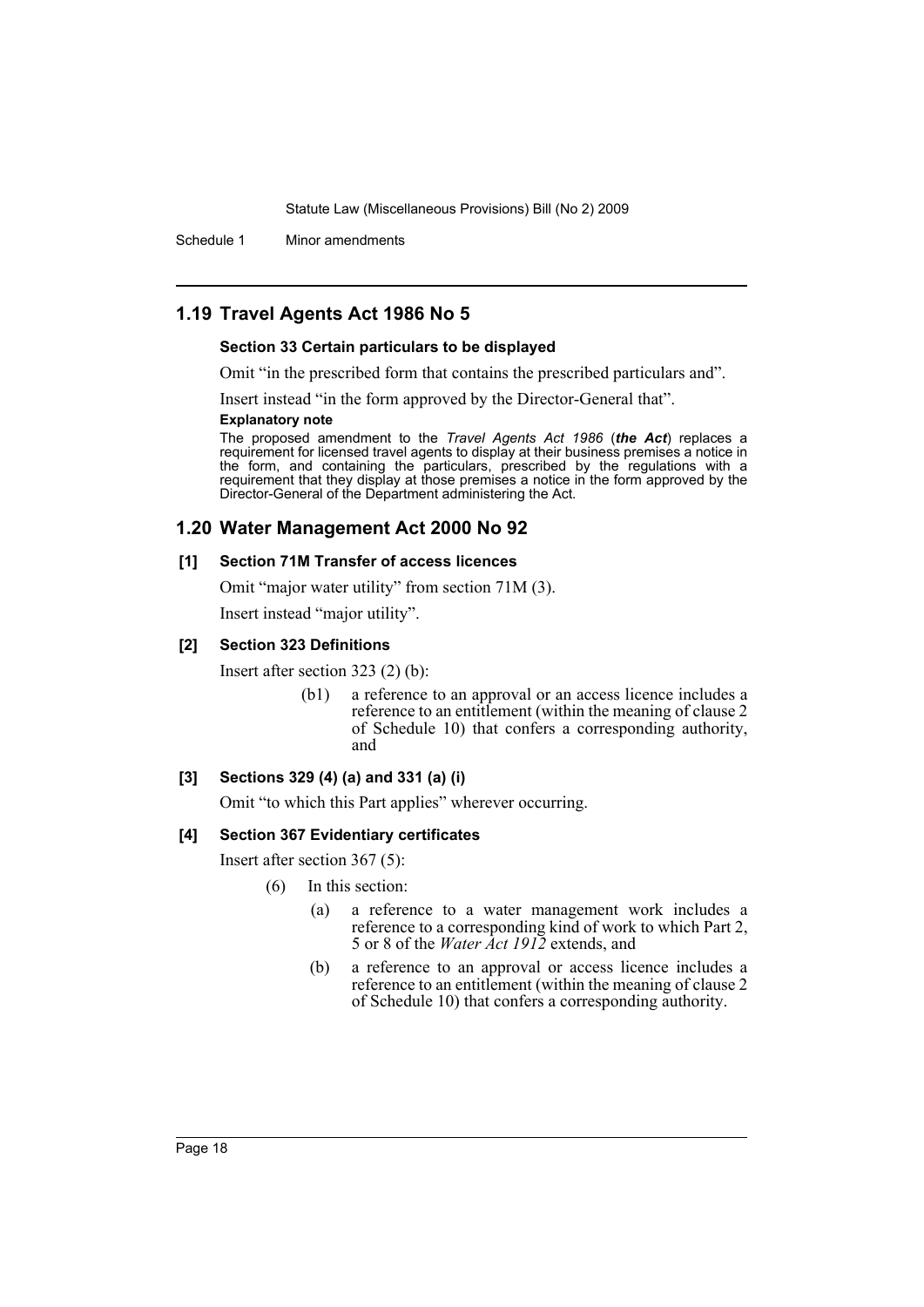## 1.19 Travel Agents Act 1986 No 5

**Section 33 Certain particulars to be displayed**

Omit "in the prescribed form that contains the prescribed particulars and".

Insert instead "in the form approved by the Director-General that".

**Explanatory note**

The proposed amendment to the *Travel Agents Act 1986* (***the Act***) replaces a requirement for licensed travel agents to display at their business premises a notice in the form, and containing the particulars, prescribed by the regulations with a requirement that they display at those premises a notice in the form approved by the Director-General of the Department administering the Act.

## 1.20 Water Management Act 2000 No 92

**[1] Section 71M Transfer of access licences**

Omit "major water utility" from section 71M (3).

Insert instead "major utility".

**[2] Section 323 Definitions**

Insert after section 323 (2) (b):

> (b1) a reference to an approval or an access licence includes a reference to an entitlement (within the meaning of clause 2 of Schedule 10) that confers a corresponding authority, and

**[3] Sections 329 (4) (a) and 331 (a) (i)**

Omit "to which this Part applies" wherever occurring.

**[4] Section 367 Evidentiary certificates**

Insert after section 367 (5):

> (6) In this section:
>
> (a) a reference to a water management work includes a reference to a corresponding kind of work to which Part 2, 5 or 8 of the *Water Act 1912* extends, and
>
> (b) a reference to an approval or access licence includes a reference to an entitlement (within the meaning of clause 2 of Schedule 10) that confers a corresponding authority.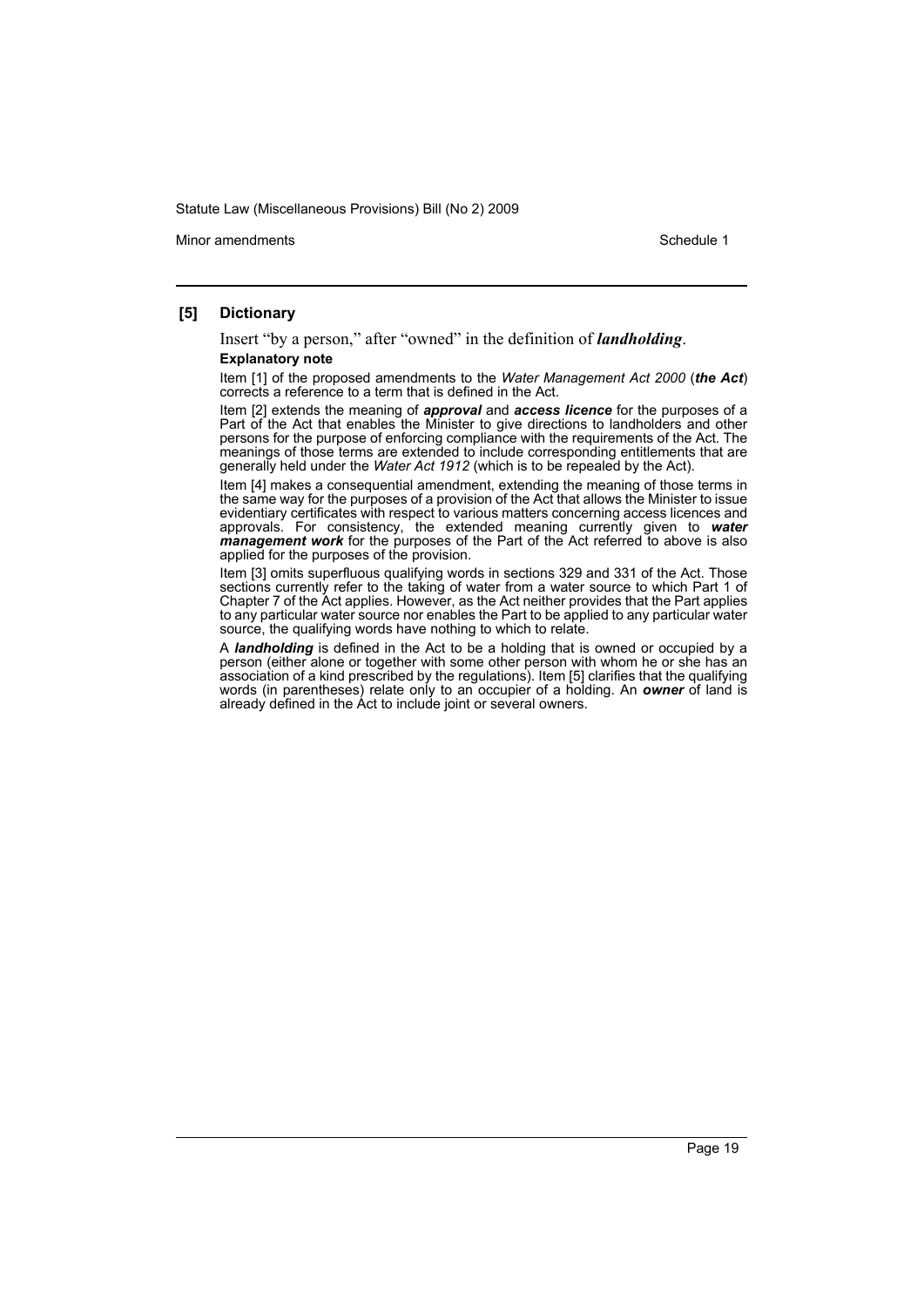### [5] Dictionary

Insert "by a person," after "owned" in the definition of ***landholding***.

**Explanatory note**

Item [1] of the proposed amendments to the *Water Management Act 2000* (***the Act***) corrects a reference to a term that is defined in the Act.

Item [2] extends the meaning of ***approval*** and ***access licence*** for the purposes of a Part of the Act that enables the Minister to give directions to landholders and other persons for the purpose of enforcing compliance with the requirements of the Act. The meanings of those terms are extended to include corresponding entitlements that are generally held under the *Water Act 1912* (which is to be repealed by the Act).

Item [4] makes a consequential amendment, extending the meaning of those terms in the same way for the purposes of a provision of the Act that allows the Minister to issue evidentiary certificates with respect to various matters concerning access licences and approvals. For consistency, the extended meaning currently given to ***water management work*** for the purposes of the Part of the Act referred to above is also applied for the purposes of the provision.

Item [3] omits superfluous qualifying words in sections 329 and 331 of the Act. Those sections currently refer to the taking of water from a water source to which Part 1 of Chapter 7 of the Act applies. However, as the Act neither provides that the Part applies to any particular water source nor enables the Part to be applied to any particular water source, the qualifying words have nothing to which to relate.

A ***landholding*** is defined in the Act to be a holding that is owned or occupied by a person (either alone or together with some other person with whom he or she has an association of a kind prescribed by the regulations). Item [5] clarifies that the qualifying words (in parentheses) relate only to an occupier of a holding. An ***owner*** of land is already defined in the Act to include joint or several owners.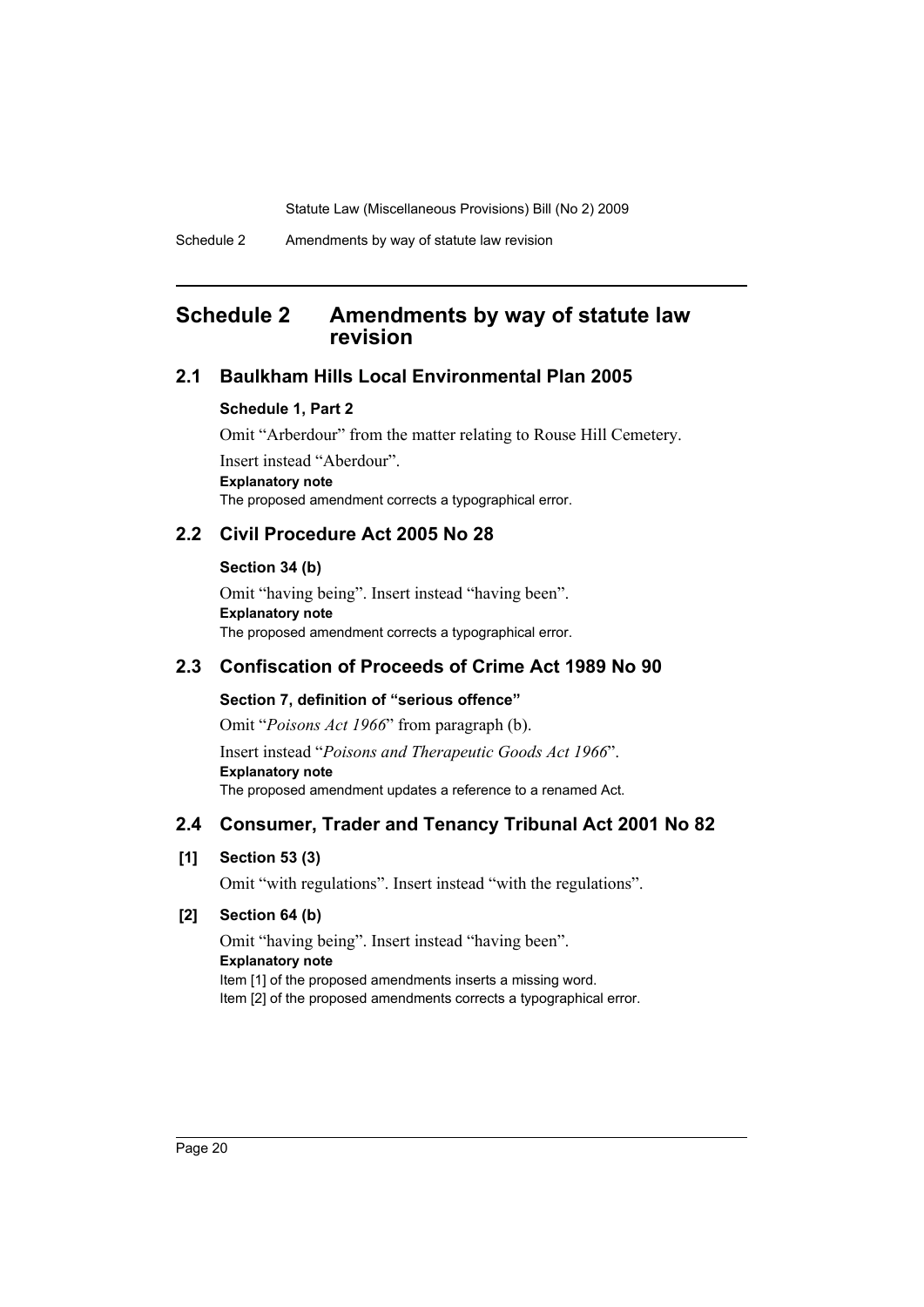# Schedule 2 Amendments by way of statute law revision

## 2.1 Baulkham Hills Local Environmental Plan 2005

**Schedule 1, Part 2**

Omit "Arberdour" from the matter relating to Rouse Hill Cemetery.

Insert instead "Aberdour".

**Explanatory note**

The proposed amendment corrects a typographical error.

## 2.2 Civil Procedure Act 2005 No 28

**Section 34 (b)**

Omit "having being". Insert instead "having been".

**Explanatory note**

The proposed amendment corrects a typographical error.

## 2.3 Confiscation of Proceeds of Crime Act 1989 No 90

**Section 7, definition of "serious offence"**

Omit "*Poisons Act 1966*" from paragraph (b).

Insert instead "*Poisons and Therapeutic Goods Act 1966*".

**Explanatory note**

The proposed amendment updates a reference to a renamed Act.

## 2.4 Consumer, Trader and Tenancy Tribunal Act 2001 No 82

**[1] Section 53 (3)**

Omit "with regulations". Insert instead "with the regulations".

**[2] Section 64 (b)**

Omit "having being". Insert instead "having been".

**Explanatory note**

Item [1] of the proposed amendments inserts a missing word.

Item [2] of the proposed amendments corrects a typographical error.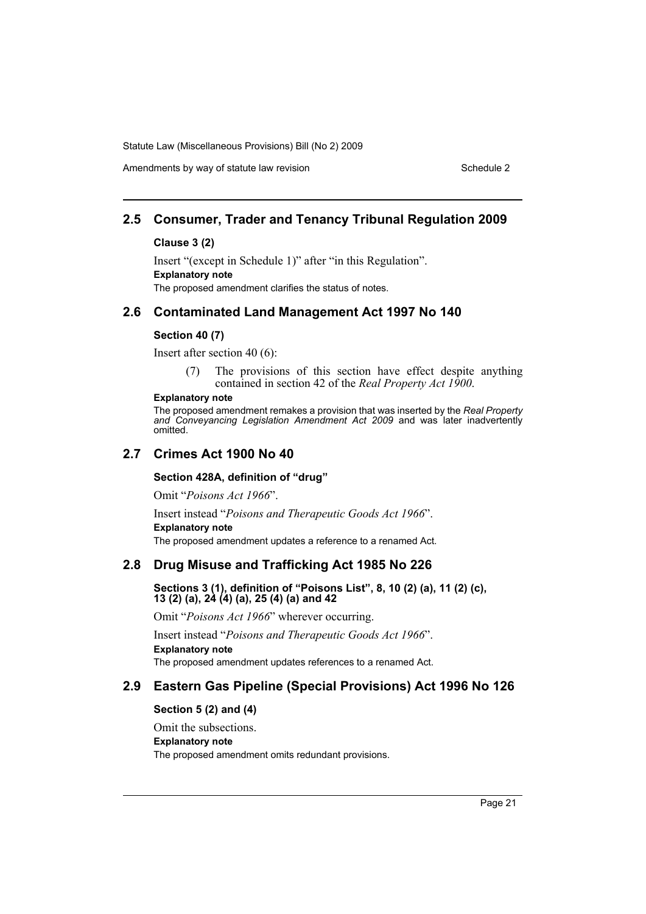## 2.5 Consumer, Trader and Tenancy Tribunal Regulation 2009

**Clause 3 (2)**

Insert "(except in Schedule 1)" after "in this Regulation".

**Explanatory note**

The proposed amendment clarifies the status of notes.

## 2.6 Contaminated Land Management Act 1997 No 140

**Section 40 (7)**

Insert after section 40 (6):

> (7) The provisions of this section have effect despite anything contained in section 42 of the *Real Property Act 1900*.

**Explanatory note**

The proposed amendment remakes a provision that was inserted by the *Real Property and Conveyancing Legislation Amendment Act 2009* and was later inadvertently omitted.

## 2.7 Crimes Act 1900 No 40

**Section 428A, definition of "drug"**

Omit "*Poisons Act 1966*".

Insert instead "*Poisons and Therapeutic Goods Act 1966*".

**Explanatory note**

The proposed amendment updates a reference to a renamed Act.

## 2.8 Drug Misuse and Trafficking Act 1985 No 226

**Sections 3 (1), definition of "Poisons List", 8, 10 (2) (a), 11 (2) (c), 13 (2) (a), 24 (4) (a), 25 (4) (a) and 42**

Omit "*Poisons Act 1966*" wherever occurring.

Insert instead "*Poisons and Therapeutic Goods Act 1966*".

**Explanatory note**

The proposed amendment updates references to a renamed Act.

## 2.9 Eastern Gas Pipeline (Special Provisions) Act 1996 No 126

**Section 5 (2) and (4)**

Omit the subsections.

**Explanatory note**

The proposed amendment omits redundant provisions.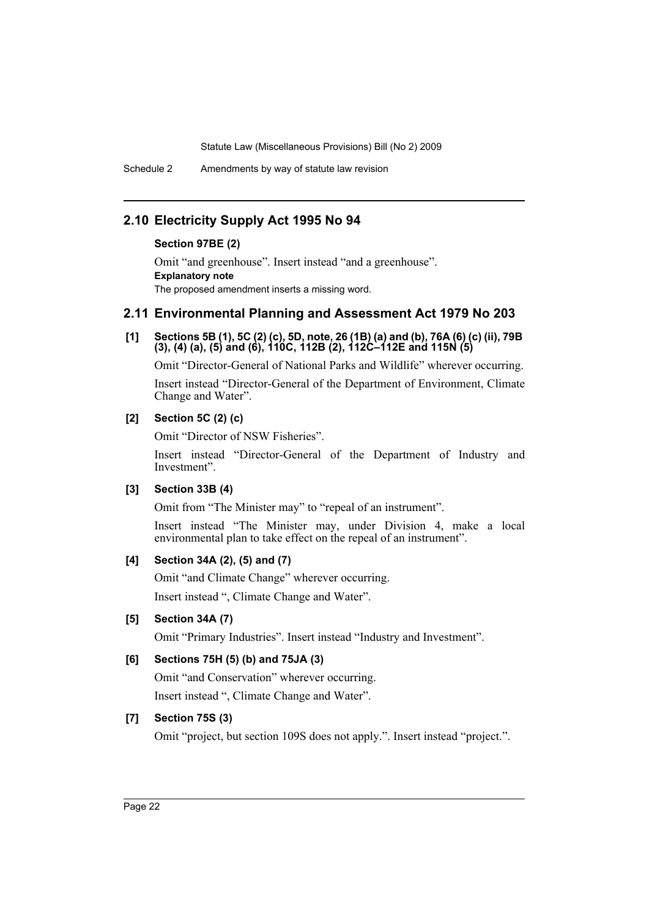## 2.10 Electricity Supply Act 1995 No 94

**Section 97BE (2)**

Omit "and greenhouse". Insert instead "and a greenhouse".

**Explanatory note**

The proposed amendment inserts a missing word.

## 2.11 Environmental Planning and Assessment Act 1979 No 203

**[1] Sections 5B (1), 5C (2) (c), 5D, note, 26 (1B) (a) and (b), 76A (6) (c) (ii), 79B (3), (4) (a), (5) and (6), 110C, 112B (2), 112C–112E and 115N (5)**

Omit "Director-General of National Parks and Wildlife" wherever occurring.

Insert instead "Director-General of the Department of Environment, Climate Change and Water".

**[2] Section 5C (2) (c)**

Omit "Director of NSW Fisheries".

Insert instead "Director-General of the Department of Industry and Investment".

**[3] Section 33B (4)**

Omit from "The Minister may" to "repeal of an instrument".

Insert instead "The Minister may, under Division 4, make a local environmental plan to take effect on the repeal of an instrument".

**[4] Section 34A (2), (5) and (7)**

Omit "and Climate Change" wherever occurring.

Insert instead ", Climate Change and Water".

**[5] Section 34A (7)**

Omit "Primary Industries". Insert instead "Industry and Investment".

**[6] Sections 75H (5) (b) and 75JA (3)**

Omit "and Conservation" wherever occurring.

Insert instead ", Climate Change and Water".

**[7] Section 75S (3)**

Omit "project, but section 109S does not apply.". Insert instead "project.".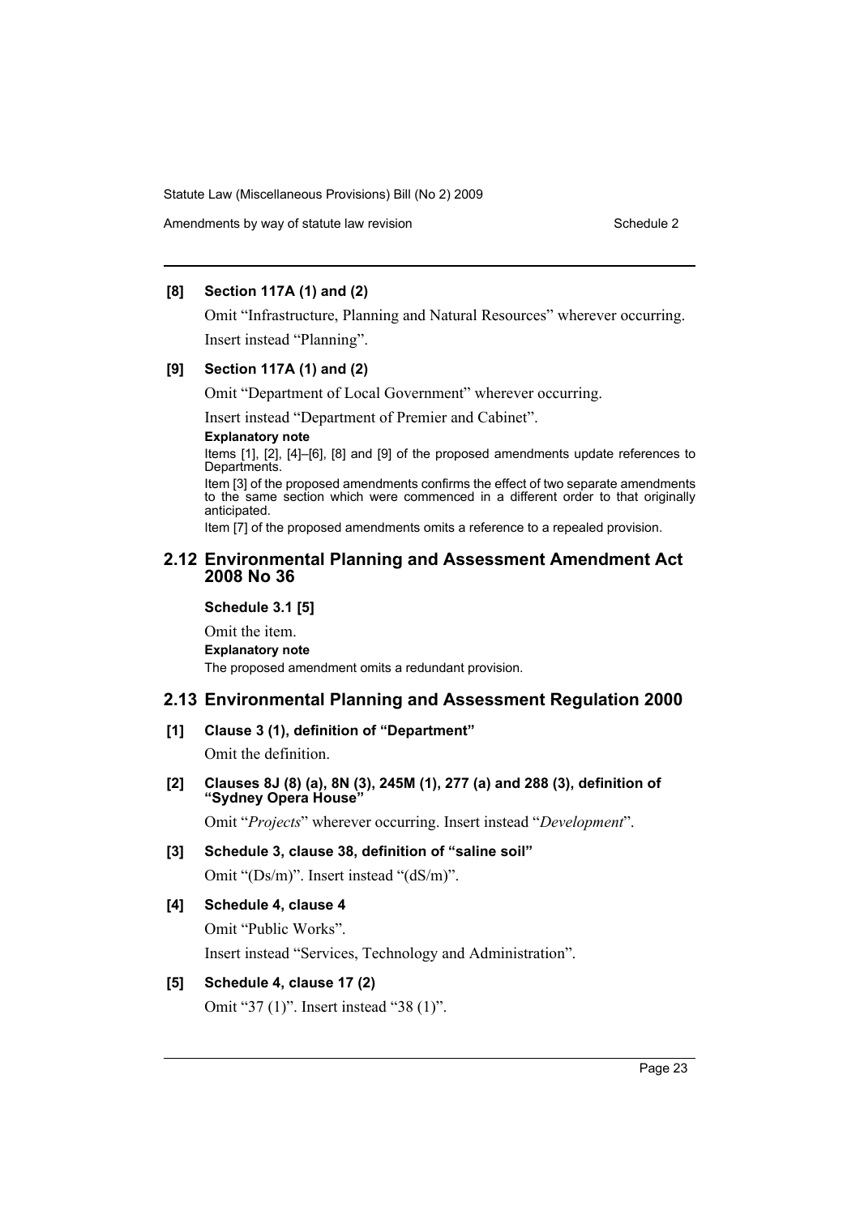#### [8] Section 117A (1) and (2)

Omit "Infrastructure, Planning and Natural Resources" wherever occurring. Insert instead "Planning".

#### [9] Section 117A (1) and (2)

Omit "Department of Local Government" wherever occurring.

Insert instead "Department of Premier and Cabinet".

**Explanatory note**

Items [1], [2], [4]–[6], [8] and [9] of the proposed amendments update references to Departments.

Item [3] of the proposed amendments confirms the effect of two separate amendments to the same section which were commenced in a different order to that originally anticipated.

Item [7] of the proposed amendments omits a reference to a repealed provision.

## 2.12 Environmental Planning and Assessment Amendment Act 2008 No 36

#### Schedule 3.1 [5]

Omit the item.

**Explanatory note**

The proposed amendment omits a redundant provision.

## 2.13 Environmental Planning and Assessment Regulation 2000

#### [1] Clause 3 (1), definition of "Department"

Omit the definition.

#### [2] Clauses 8J (8) (a), 8N (3), 245M (1), 277 (a) and 288 (3), definition of "Sydney Opera House"

Omit "*Projects*" wherever occurring. Insert instead "*Development*".

#### [3] Schedule 3, clause 38, definition of "saline soil"

Omit "(Ds/m)". Insert instead "(dS/m)".

#### [4] Schedule 4, clause 4

Omit "Public Works".

Insert instead "Services, Technology and Administration".

#### [5] Schedule 4, clause 17 (2)

Omit "37 (1)". Insert instead "38 (1)".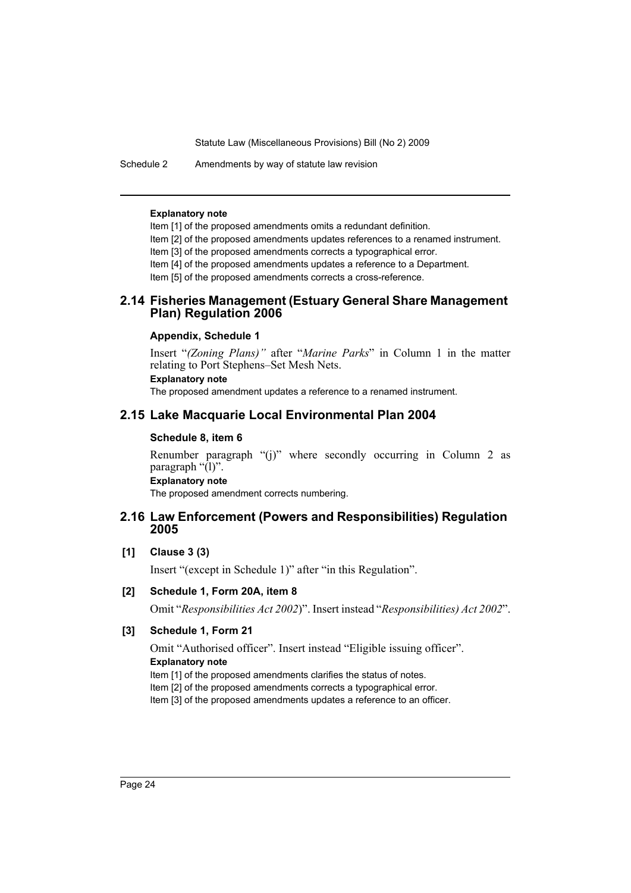**Explanatory note**

Item [1] of the proposed amendments omits a redundant definition.

Item [2] of the proposed amendments updates references to a renamed instrument.

Item [3] of the proposed amendments corrects a typographical error.

Item [4] of the proposed amendments updates a reference to a Department.

Item [5] of the proposed amendments corrects a cross-reference.

## 2.14 Fisheries Management (Estuary General Share Management Plan) Regulation 2006

**Appendix, Schedule 1**

Insert "*(Zoning Plans)"* after "*Marine Parks*" in Column 1 in the matter relating to Port Stephens–Set Mesh Nets.

**Explanatory note**

The proposed amendment updates a reference to a renamed instrument.

## 2.15 Lake Macquarie Local Environmental Plan 2004

**Schedule 8, item 6**

Renumber paragraph "(j)" where secondly occurring in Column 2 as paragraph "(l)".

**Explanatory note**

The proposed amendment corrects numbering.

## 2.16 Law Enforcement (Powers and Responsibilities) Regulation 2005

**[1] Clause 3 (3)**

Insert "(except in Schedule 1)" after "in this Regulation".

**[2] Schedule 1, Form 20A, item 8**

Omit "*Responsibilities Act 2002*)". Insert instead "*Responsibilities) Act 2002*".

**[3] Schedule 1, Form 21**

Omit "Authorised officer". Insert instead "Eligible issuing officer".

**Explanatory note**

Item [1] of the proposed amendments clarifies the status of notes.

Item [2] of the proposed amendments corrects a typographical error.

Item [3] of the proposed amendments updates a reference to an officer.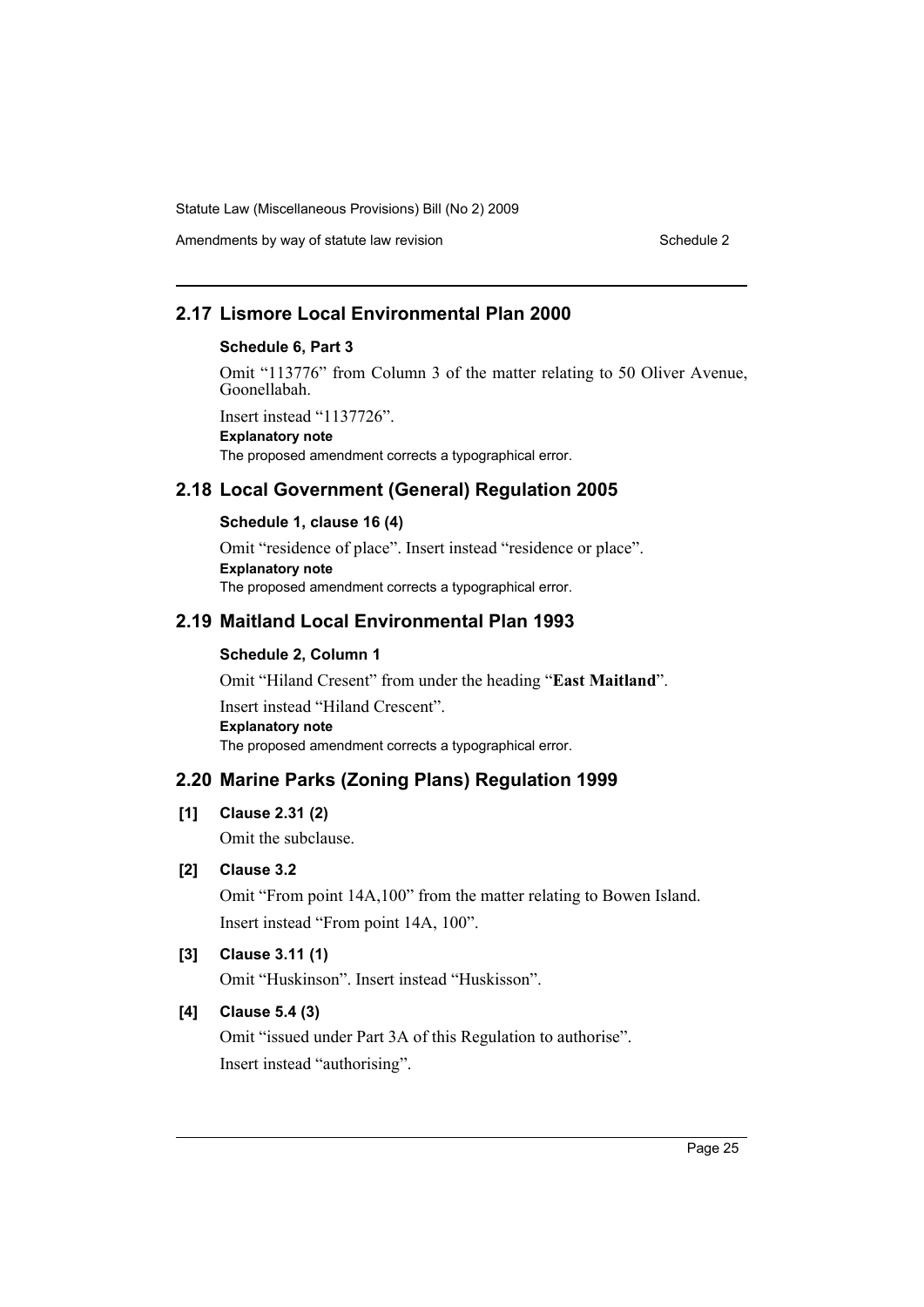## 2.17 Lismore Local Environmental Plan 2000

### Schedule 6, Part 3

Omit "113776" from Column 3 of the matter relating to 50 Oliver Avenue, Goonellabah.

Insert instead "1137726".

**Explanatory note**

The proposed amendment corrects a typographical error.

## 2.18 Local Government (General) Regulation 2005

### Schedule 1, clause 16 (4)

Omit "residence of place". Insert instead "residence or place".

**Explanatory note**

The proposed amendment corrects a typographical error.

## 2.19 Maitland Local Environmental Plan 1993

### Schedule 2, Column 1

Omit "Hiland Cresent" from under the heading "**East Maitland**".

Insert instead "Hiland Crescent".

**Explanatory note**

The proposed amendment corrects a typographical error.

## 2.20 Marine Parks (Zoning Plans) Regulation 1999

**[1] Clause 2.31 (2)**

Omit the subclause.

**[2] Clause 3.2**

Omit "From point 14A,100" from the matter relating to Bowen Island.

Insert instead "From point 14A, 100".

**[3] Clause 3.11 (1)**

Omit "Huskinson". Insert instead "Huskisson".

**[4] Clause 5.4 (3)**

Omit "issued under Part 3A of this Regulation to authorise".

Insert instead "authorising".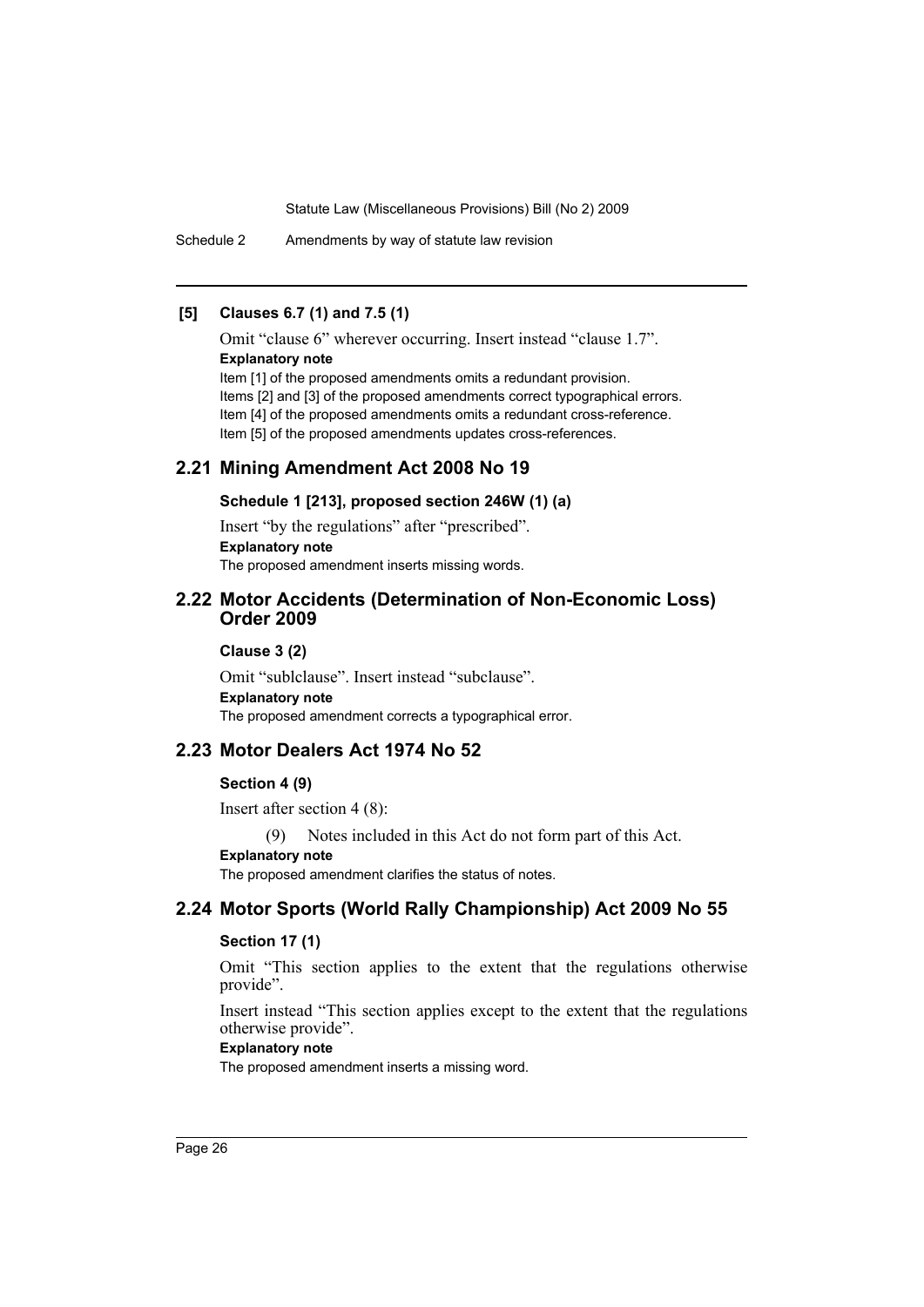**[5] Clauses 6.7 (1) and 7.5 (1)**

Omit "clause 6" wherever occurring. Insert instead "clause 1.7".

**Explanatory note**

Item [1] of the proposed amendments omits a redundant provision.
Items [2] and [3] of the proposed amendments correct typographical errors.
Item [4] of the proposed amendments omits a redundant cross-reference.
Item [5] of the proposed amendments updates cross-references.

## 2.21 Mining Amendment Act 2008 No 19

**Schedule 1 [213], proposed section 246W (1) (a)**

Insert "by the regulations" after "prescribed".

**Explanatory note**

The proposed amendment inserts missing words.

## 2.22 Motor Accidents (Determination of Non-Economic Loss) Order 2009

**Clause 3 (2)**

Omit "sublclause". Insert instead "subclause".

**Explanatory note**

The proposed amendment corrects a typographical error.

## 2.23 Motor Dealers Act 1974 No 52

**Section 4 (9)**

Insert after section 4 (8):

(9) Notes included in this Act do not form part of this Act.

**Explanatory note**

The proposed amendment clarifies the status of notes.

## 2.24 Motor Sports (World Rally Championship) Act 2009 No 55

**Section 17 (1)**

Omit "This section applies to the extent that the regulations otherwise provide".

Insert instead "This section applies except to the extent that the regulations otherwise provide".

**Explanatory note**

The proposed amendment inserts a missing word.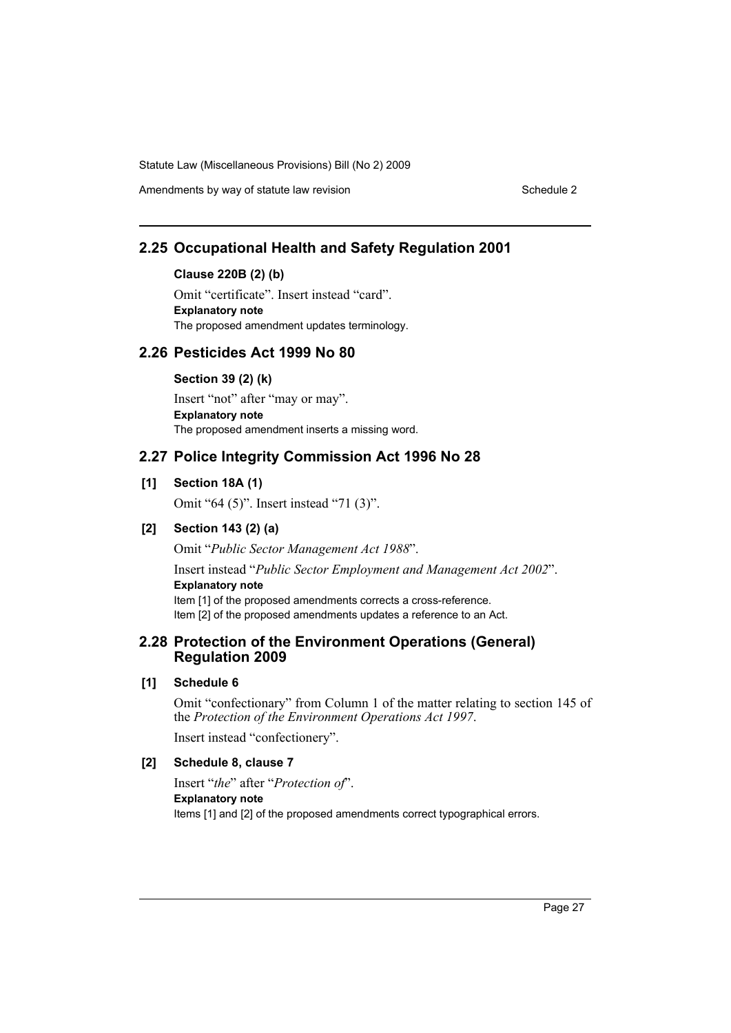## 2.25 Occupational Health and Safety Regulation 2001

### Clause 220B (2) (b)

Omit "certificate". Insert instead "card".

**Explanatory note**

The proposed amendment updates terminology.

## 2.26 Pesticides Act 1999 No 80

### Section 39 (2) (k)

Insert "not" after "may or may".

**Explanatory note**

The proposed amendment inserts a missing word.

## 2.27 Police Integrity Commission Act 1996 No 28

### [1] Section 18A (1)

Omit "64 (5)". Insert instead "71 (3)".

### [2] Section 143 (2) (a)

Omit "*Public Sector Management Act 1988*".

Insert instead "*Public Sector Employment and Management Act 2002*".

**Explanatory note**

Item [1] of the proposed amendments corrects a cross-reference.

Item [2] of the proposed amendments updates a reference to an Act.

## 2.28 Protection of the Environment Operations (General) Regulation 2009

### [1] Schedule 6

Omit "confectionary" from Column 1 of the matter relating to section 145 of the *Protection of the Environment Operations Act 1997*.

Insert instead "confectionery".

### [2] Schedule 8, clause 7

Insert "*the*" after "*Protection of*".

**Explanatory note**

Items [1] and [2] of the proposed amendments correct typographical errors.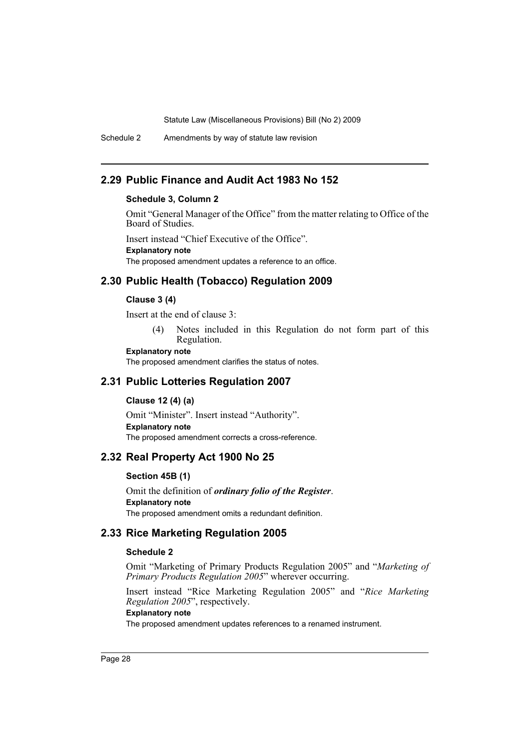## 2.29 Public Finance and Audit Act 1983 No 152

### Schedule 3, Column 2

Omit "General Manager of the Office" from the matter relating to Office of the Board of Studies.

Insert instead "Chief Executive of the Office".

**Explanatory note**

The proposed amendment updates a reference to an office.

## 2.30 Public Health (Tobacco) Regulation 2009

### Clause 3 (4)

Insert at the end of clause 3:

> (4) Notes included in this Regulation do not form part of this Regulation.

**Explanatory note**

The proposed amendment clarifies the status of notes.

## 2.31 Public Lotteries Regulation 2007

### Clause 12 (4) (a)

Omit "Minister". Insert instead "Authority".

**Explanatory note**

The proposed amendment corrects a cross-reference.

## 2.32 Real Property Act 1900 No 25

### Section 45B (1)

Omit the definition of ***ordinary folio of the Register***.

**Explanatory note**

The proposed amendment omits a redundant definition.

## 2.33 Rice Marketing Regulation 2005

### Schedule 2

Omit "Marketing of Primary Products Regulation 2005" and "*Marketing of Primary Products Regulation 2005*" wherever occurring.

Insert instead "Rice Marketing Regulation 2005" and "*Rice Marketing Regulation 2005*", respectively.

**Explanatory note**

The proposed amendment updates references to a renamed instrument.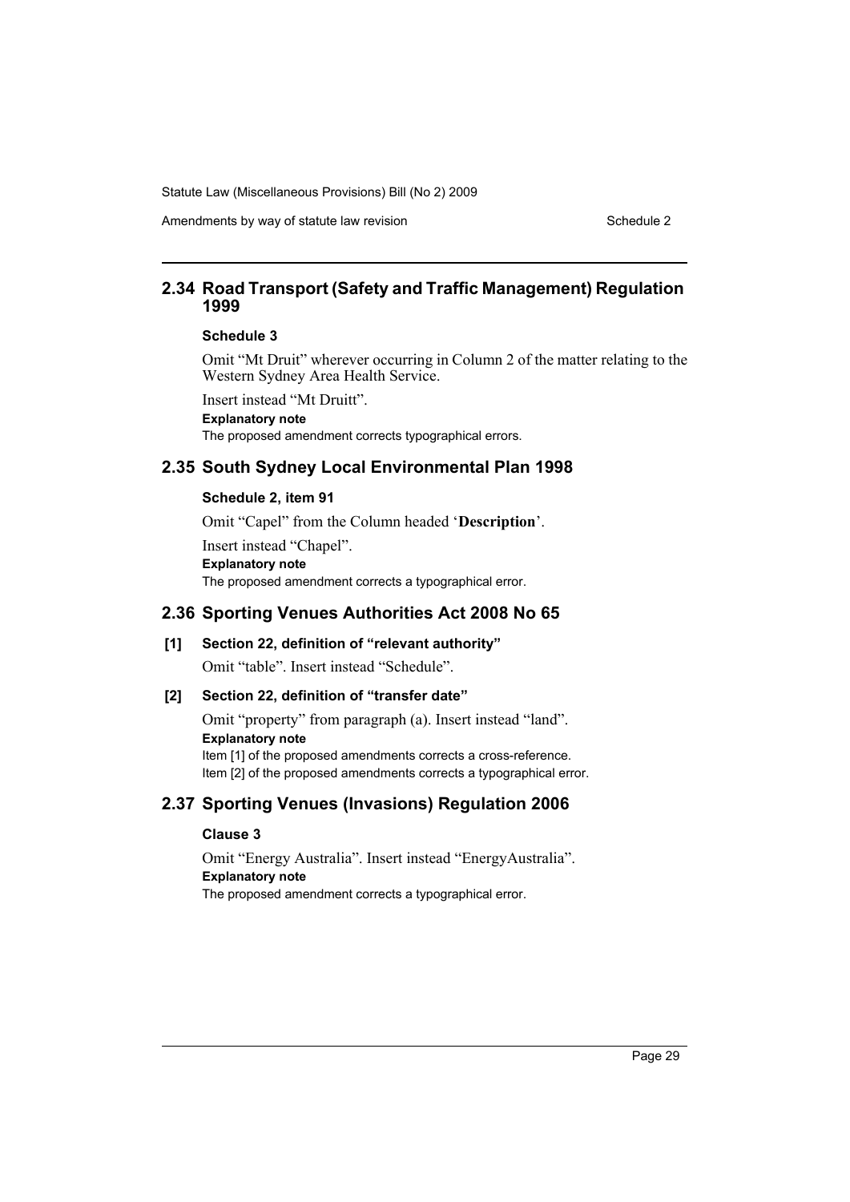## 2.34 Road Transport (Safety and Traffic Management) Regulation 1999

### Schedule 3

Omit "Mt Druit" wherever occurring in Column 2 of the matter relating to the Western Sydney Area Health Service.

Insert instead "Mt Druitt".

**Explanatory note**

The proposed amendment corrects typographical errors.

## 2.35 South Sydney Local Environmental Plan 1998

### Schedule 2, item 91

Omit "Capel" from the Column headed '**Description**'.

Insert instead "Chapel".

**Explanatory note**

The proposed amendment corrects a typographical error.

## 2.36 Sporting Venues Authorities Act 2008 No 65

### [1] Section 22, definition of "relevant authority"

Omit "table". Insert instead "Schedule".

### [2] Section 22, definition of "transfer date"

Omit "property" from paragraph (a). Insert instead "land".

**Explanatory note**

Item [1] of the proposed amendments corrects a cross-reference.

Item [2] of the proposed amendments corrects a typographical error.

## 2.37 Sporting Venues (Invasions) Regulation 2006

### Clause 3

Omit "Energy Australia". Insert instead "EnergyAustralia".

**Explanatory note**

The proposed amendment corrects a typographical error.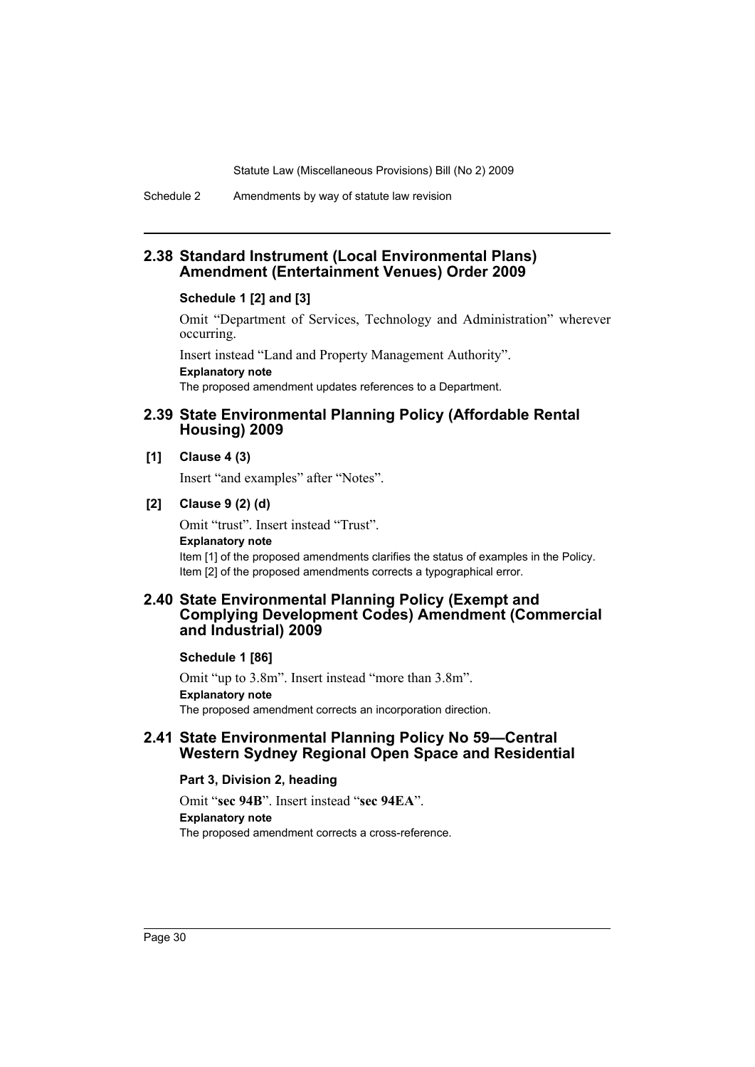## 2.38 Standard Instrument (Local Environmental Plans) Amendment (Entertainment Venues) Order 2009

### Schedule 1 [2] and [3]

Omit "Department of Services, Technology and Administration" wherever occurring.

Insert instead "Land and Property Management Authority".

**Explanatory note**

The proposed amendment updates references to a Department.

## 2.39 State Environmental Planning Policy (Affordable Rental Housing) 2009

### [1] Clause 4 (3)

Insert "and examples" after "Notes".

### [2] Clause 9 (2) (d)

Omit "trust". Insert instead "Trust".

**Explanatory note**

Item [1] of the proposed amendments clarifies the status of examples in the Policy.
Item [2] of the proposed amendments corrects a typographical error.

## 2.40 State Environmental Planning Policy (Exempt and Complying Development Codes) Amendment (Commercial and Industrial) 2009

### Schedule 1 [86]

Omit "up to 3.8m". Insert instead "more than 3.8m".

**Explanatory note**

The proposed amendment corrects an incorporation direction.

## 2.41 State Environmental Planning Policy No 59—Central Western Sydney Regional Open Space and Residential

### Part 3, Division 2, heading

Omit "**sec 94B**". Insert instead "**sec 94EA**".

**Explanatory note**

The proposed amendment corrects a cross-reference.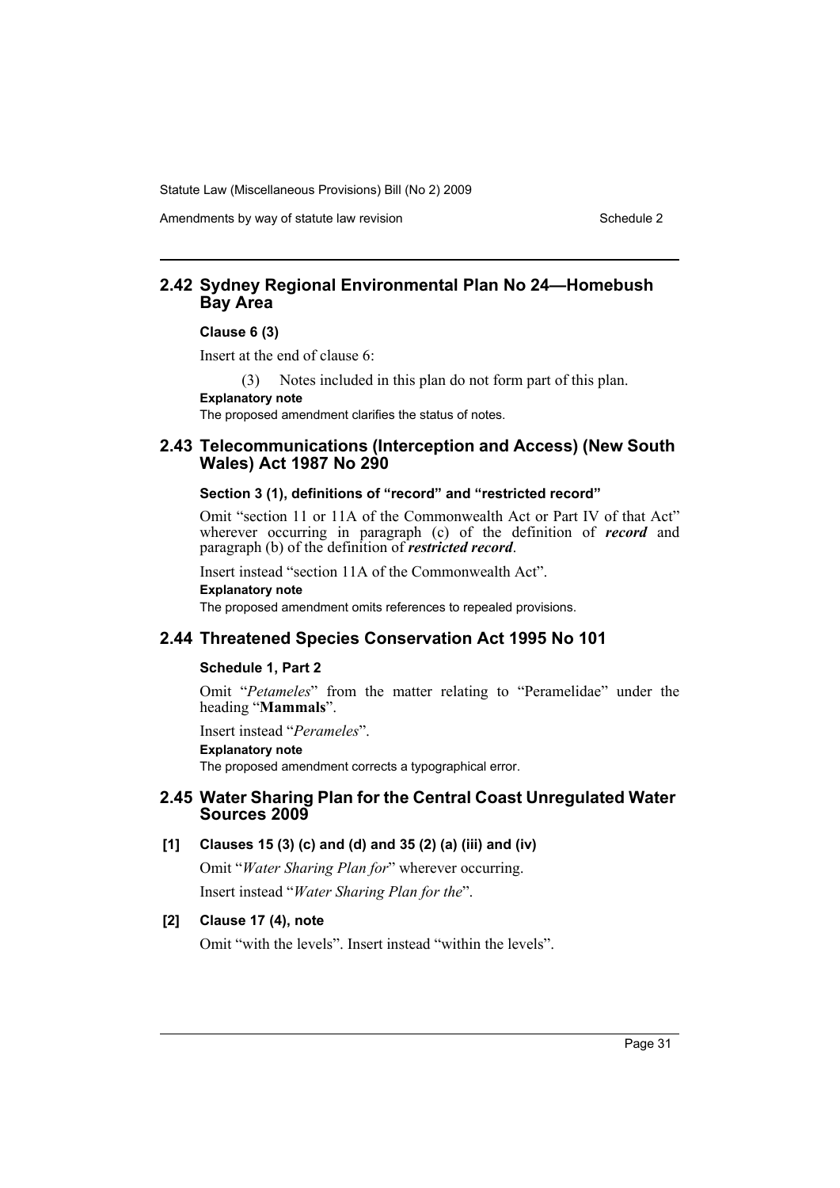## 2.42 Sydney Regional Environmental Plan No 24—Homebush Bay Area

**Clause 6 (3)**

Insert at the end of clause 6:

(3) Notes included in this plan do not form part of this plan.

**Explanatory note**

The proposed amendment clarifies the status of notes.

## 2.43 Telecommunications (Interception and Access) (New South Wales) Act 1987 No 290

**Section 3 (1), definitions of "record" and "restricted record"**

Omit "section 11 or 11A of the Commonwealth Act or Part IV of that Act" wherever occurring in paragraph (c) of the definition of ***record*** and paragraph (b) of the definition of ***restricted record***.

Insert instead "section 11A of the Commonwealth Act".

**Explanatory note**

The proposed amendment omits references to repealed provisions.

## 2.44 Threatened Species Conservation Act 1995 No 101

**Schedule 1, Part 2**

Omit "*Petameles*" from the matter relating to "Peramelidae" under the heading "**Mammals**".

Insert instead "*Perameles*".

**Explanatory note**

The proposed amendment corrects a typographical error.

## 2.45 Water Sharing Plan for the Central Coast Unregulated Water Sources 2009

**[1] Clauses 15 (3) (c) and (d) and 35 (2) (a) (iii) and (iv)**

Omit "*Water Sharing Plan for*" wherever occurring.

Insert instead "*Water Sharing Plan for the*".

**[2] Clause 17 (4), note**

Omit "with the levels". Insert instead "within the levels".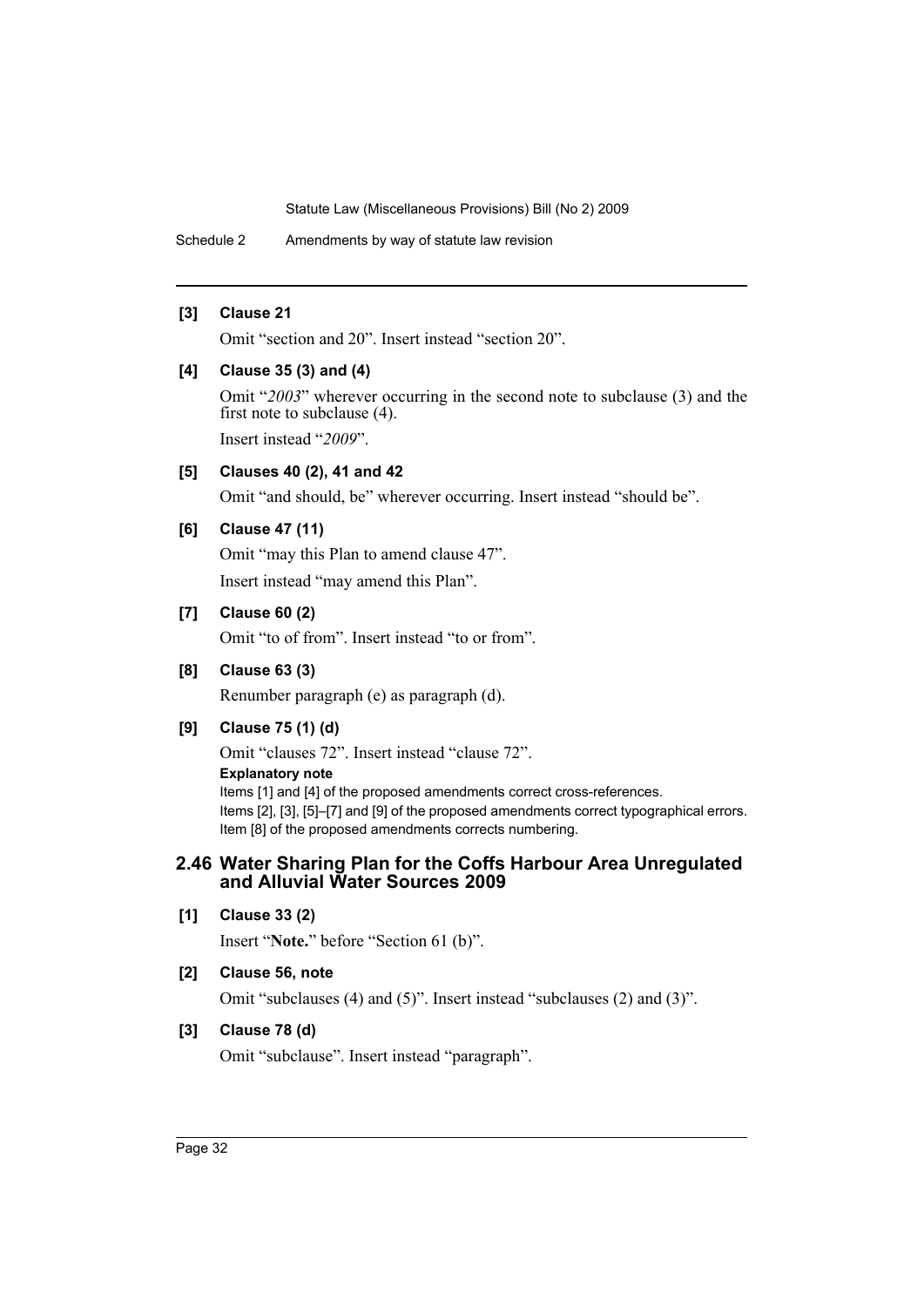**[3] Clause 21**

Omit "section and 20". Insert instead "section 20".

**[4] Clause 35 (3) and (4)**

Omit "*2003*" wherever occurring in the second note to subclause (3) and the first note to subclause (4).

Insert instead "*2009*".

**[5] Clauses 40 (2), 41 and 42**

Omit "and should, be" wherever occurring. Insert instead "should be".

**[6] Clause 47 (11)**

Omit "may this Plan to amend clause 47".

Insert instead "may amend this Plan".

**[7] Clause 60 (2)**

Omit "to of from". Insert instead "to or from".

**[8] Clause 63 (3)**

Renumber paragraph (e) as paragraph (d).

**[9] Clause 75 (1) (d)**

Omit "clauses 72". Insert instead "clause 72".

**Explanatory note**

Items [1] and [4] of the proposed amendments correct cross-references.

Items [2], [3], [5]–[7] and [9] of the proposed amendments correct typographical errors.

Item [8] of the proposed amendments corrects numbering.

## 2.46 Water Sharing Plan for the Coffs Harbour Area Unregulated and Alluvial Water Sources 2009

**[1] Clause 33 (2)**

Insert "**Note.**" before "Section 61 (b)".

**[2] Clause 56, note**

Omit "subclauses (4) and (5)". Insert instead "subclauses (2) and (3)".

**[3] Clause 78 (d)**

Omit "subclause". Insert instead "paragraph".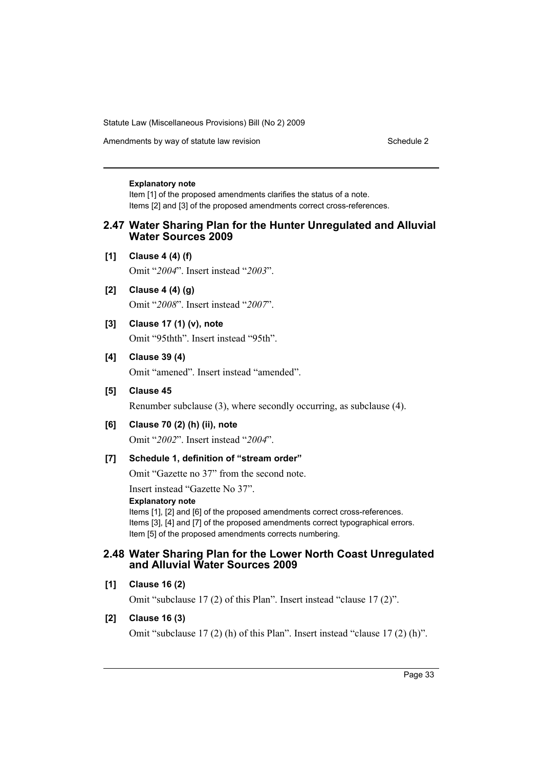**Explanatory note**

Item [1] of the proposed amendments clarifies the status of a note.

Items [2] and [3] of the proposed amendments correct cross-references.

## 2.47 Water Sharing Plan for the Hunter Unregulated and Alluvial Water Sources 2009

**[1] Clause 4 (4) (f)**

Omit "*2004*". Insert instead "*2003*".

**[2] Clause 4 (4) (g)**

Omit "*2008*". Insert instead "*2007*".

**[3] Clause 17 (1) (v), note**

Omit "95thth". Insert instead "95th".

**[4] Clause 39 (4)**

Omit "amened". Insert instead "amended".

**[5] Clause 45**

Renumber subclause (3), where secondly occurring, as subclause (4).

**[6] Clause 70 (2) (h) (ii), note**

Omit "*2002*". Insert instead "*2004*".

**[7] Schedule 1, definition of "stream order"**

Omit "Gazette no 37" from the second note.

Insert instead "Gazette No 37".

**Explanatory note**

Items [1], [2] and [6] of the proposed amendments correct cross-references.

Items [3], [4] and [7] of the proposed amendments correct typographical errors.

Item [5] of the proposed amendments corrects numbering.

## 2.48 Water Sharing Plan for the Lower North Coast Unregulated and Alluvial Water Sources 2009

**[1] Clause 16 (2)**

Omit "subclause 17 (2) of this Plan". Insert instead "clause 17 (2)".

**[2] Clause 16 (3)**

Omit "subclause 17 (2) (h) of this Plan". Insert instead "clause 17 (2) (h)".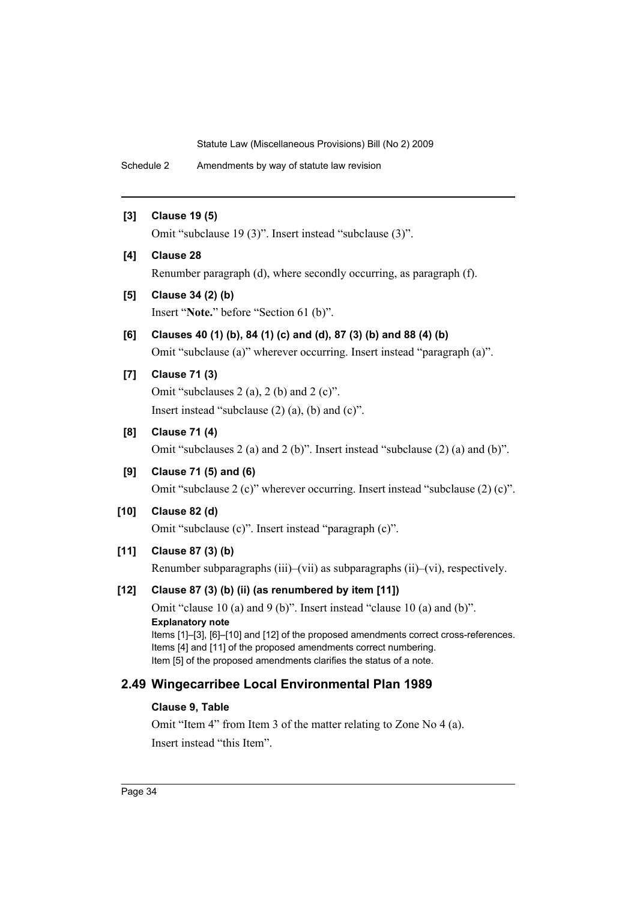**[3] Clause 19 (5)**

Omit "subclause 19 (3)". Insert instead "subclause (3)".

**[4] Clause 28**

Renumber paragraph (d), where secondly occurring, as paragraph (f).

**[5] Clause 34 (2) (b)**

Insert "**Note.**" before "Section 61 (b)".

**[6] Clauses 40 (1) (b), 84 (1) (c) and (d), 87 (3) (b) and 88 (4) (b)**

Omit "subclause (a)" wherever occurring. Insert instead "paragraph (a)".

**[7] Clause 71 (3)**

Omit "subclauses 2 (a), 2 (b) and 2 (c)".

Insert instead "subclause (2) (a), (b) and (c)".

**[8] Clause 71 (4)**

Omit "subclauses 2 (a) and 2 (b)". Insert instead "subclause (2) (a) and (b)".

**[9] Clause 71 (5) and (6)**

Omit "subclause 2 (c)" wherever occurring. Insert instead "subclause (2) (c)".

**[10] Clause 82 (d)**

Omit "subclause (c)". Insert instead "paragraph (c)".

**[11] Clause 87 (3) (b)**

Renumber subparagraphs (iii)–(vii) as subparagraphs (ii)–(vi), respectively.

**[12] Clause 87 (3) (b) (ii) (as renumbered by item [11])**

Omit "clause 10 (a) and 9 (b)". Insert instead "clause 10 (a) and (b)".

**Explanatory note**

Items [1]–[3], [6]–[10] and [12] of the proposed amendments correct cross-references.
Items [4] and [11] of the proposed amendments correct numbering.
Item [5] of the proposed amendments clarifies the status of a note.

## 2.49 Wingecarribee Local Environmental Plan 1989

**Clause 9, Table**

Omit "Item 4" from Item 3 of the matter relating to Zone No 4 (a).
Insert instead "this Item".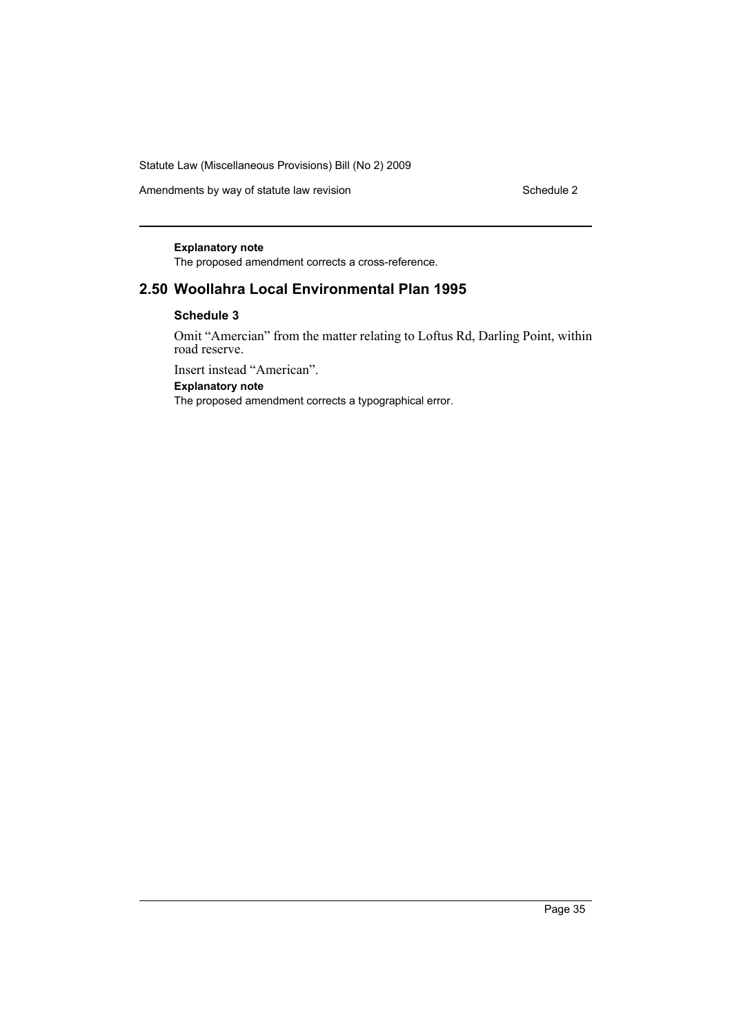**Explanatory note**

The proposed amendment corrects a cross-reference.

## 2.50 Woollahra Local Environmental Plan 1995

### Schedule 3

Omit "Amercian" from the matter relating to Loftus Rd, Darling Point, within road reserve.

Insert instead "American".

**Explanatory note**

The proposed amendment corrects a typographical error.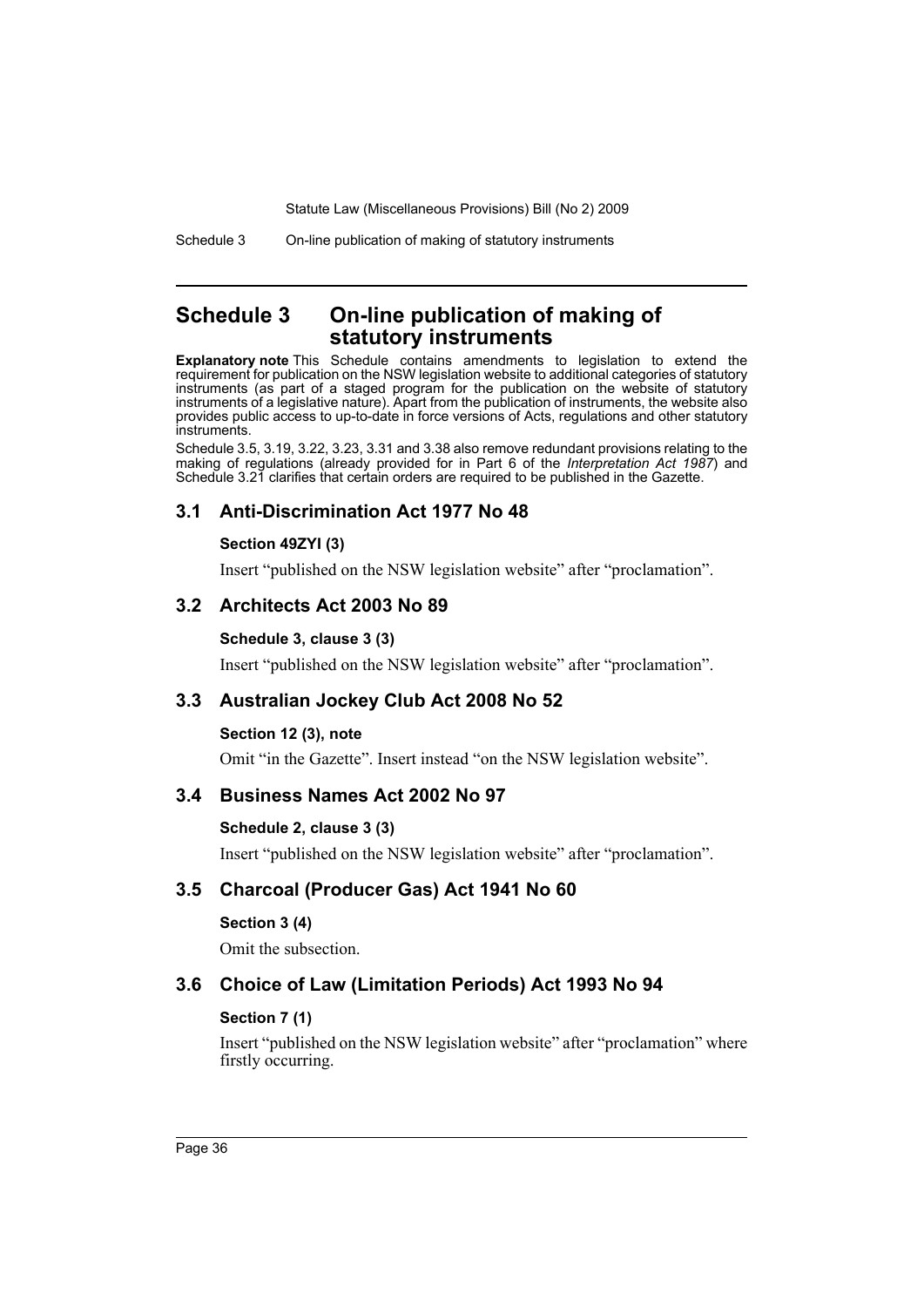# Schedule 3 On-line publication of making of statutory instruments

**Explanatory note** This Schedule contains amendments to legislation to extend the requirement for publication on the NSW legislation website to additional categories of statutory instruments (as part of a staged program for the publication on the website of statutory instruments of a legislative nature). Apart from the publication of instruments, the website also provides public access to up-to-date in force versions of Acts, regulations and other statutory instruments.

Schedule 3.5, 3.19, 3.22, 3.23, 3.31 and 3.38 also remove redundant provisions relating to the making of regulations (already provided for in Part 6 of the *Interpretation Act 1987*) and Schedule 3.21 clarifies that certain orders are required to be published in the Gazette.

## 3.1 Anti-Discrimination Act 1977 No 48

**Section 49ZYI (3)**

Insert "published on the NSW legislation website" after "proclamation".

## 3.2 Architects Act 2003 No 89

**Schedule 3, clause 3 (3)**

Insert "published on the NSW legislation website" after "proclamation".

## 3.3 Australian Jockey Club Act 2008 No 52

**Section 12 (3), note**

Omit "in the Gazette". Insert instead "on the NSW legislation website".

## 3.4 Business Names Act 2002 No 97

**Schedule 2, clause 3 (3)**

Insert "published on the NSW legislation website" after "proclamation".

## 3.5 Charcoal (Producer Gas) Act 1941 No 60

**Section 3 (4)**

Omit the subsection.

## 3.6 Choice of Law (Limitation Periods) Act 1993 No 94

**Section 7 (1)**

Insert "published on the NSW legislation website" after "proclamation" where firstly occurring.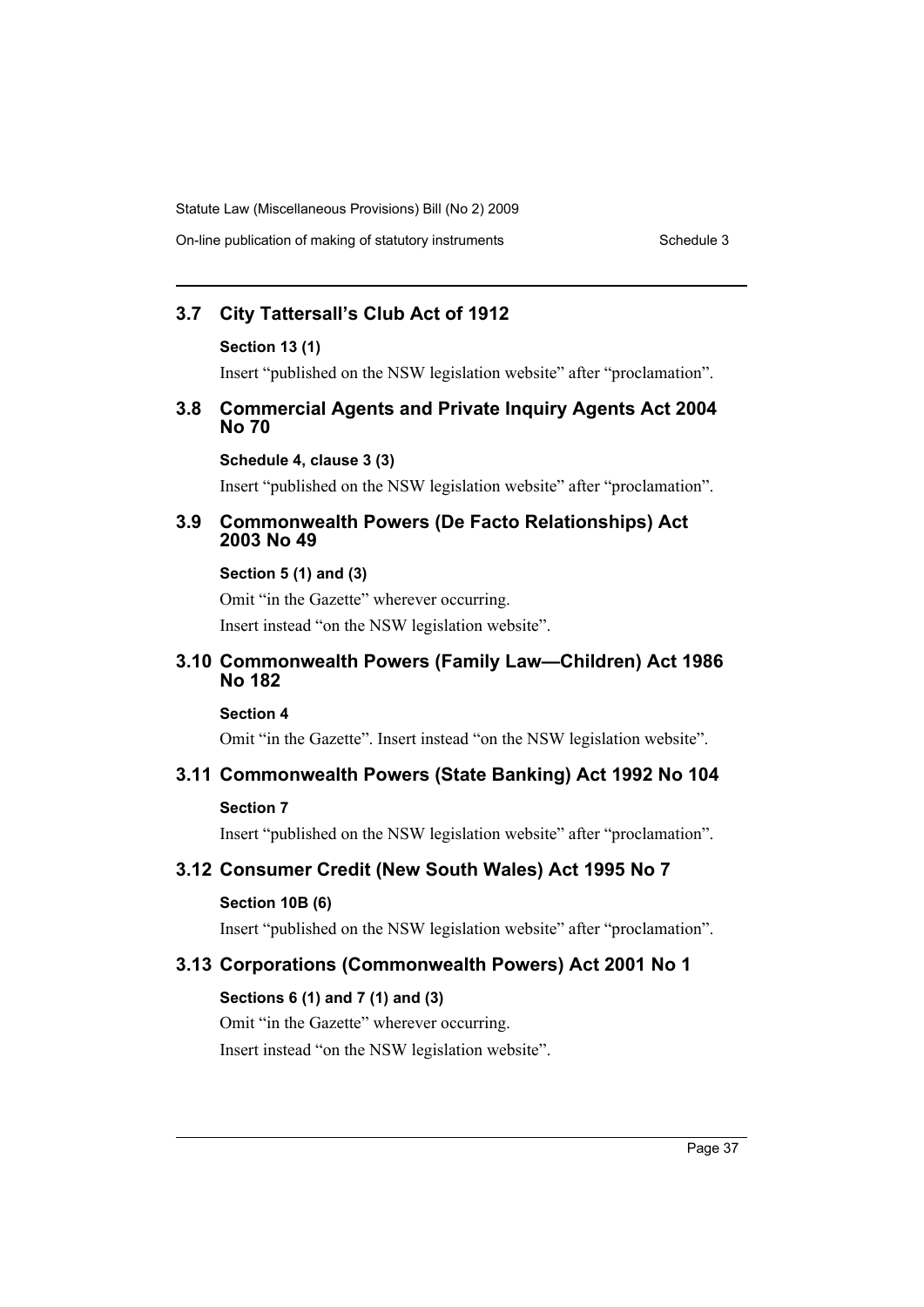## 3.7 City Tattersall's Club Act of 1912

**Section 13 (1)**

Insert "published on the NSW legislation website" after "proclamation".

## 3.8 Commercial Agents and Private Inquiry Agents Act 2004 No 70

**Schedule 4, clause 3 (3)**

Insert "published on the NSW legislation website" after "proclamation".

## 3.9 Commonwealth Powers (De Facto Relationships) Act 2003 No 49

**Section 5 (1) and (3)**

Omit "in the Gazette" wherever occurring.

Insert instead "on the NSW legislation website".

## 3.10 Commonwealth Powers (Family Law—Children) Act 1986 No 182

**Section 4**

Omit "in the Gazette". Insert instead "on the NSW legislation website".

## 3.11 Commonwealth Powers (State Banking) Act 1992 No 104

**Section 7**

Insert "published on the NSW legislation website" after "proclamation".

## 3.12 Consumer Credit (New South Wales) Act 1995 No 7

**Section 10B (6)**

Insert "published on the NSW legislation website" after "proclamation".

## 3.13 Corporations (Commonwealth Powers) Act 2001 No 1

**Sections 6 (1) and 7 (1) and (3)**

Omit "in the Gazette" wherever occurring.

Insert instead "on the NSW legislation website".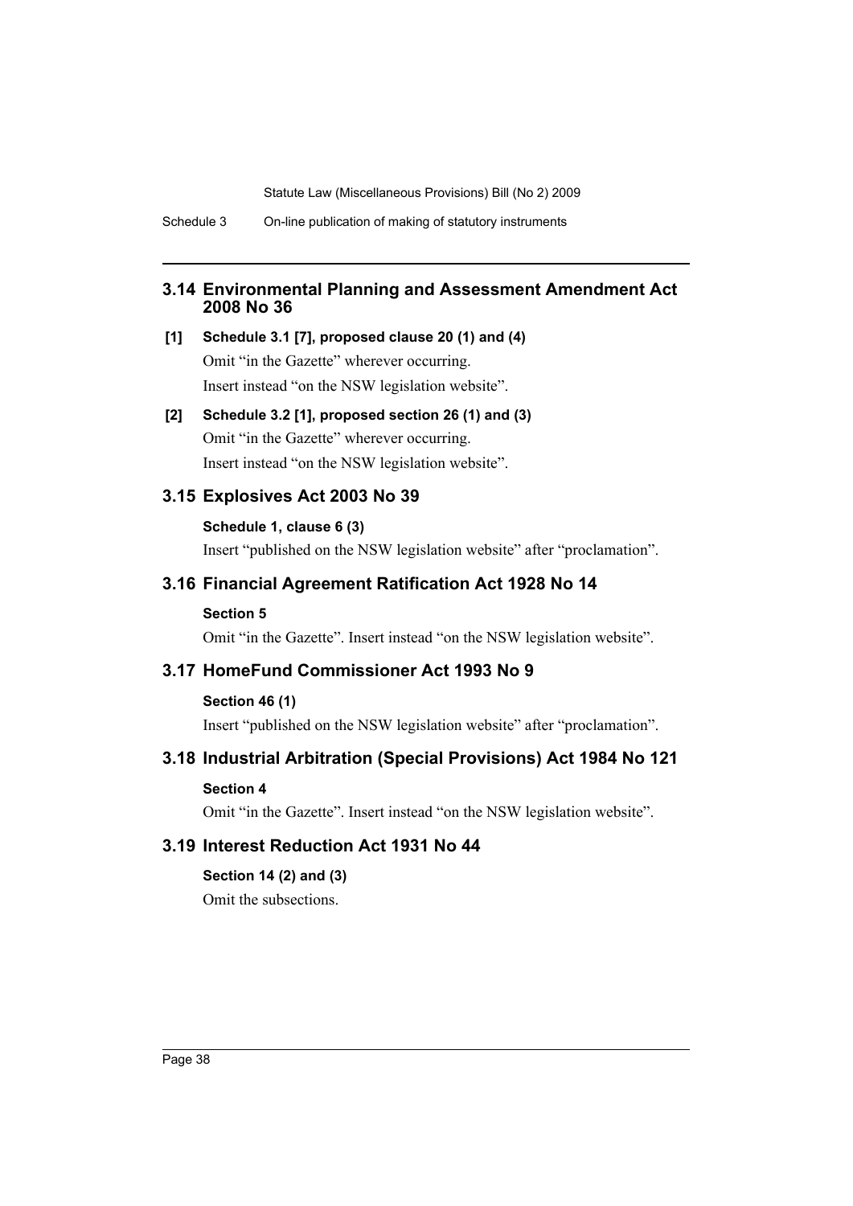## 3.14 Environmental Planning and Assessment Amendment Act 2008 No 36

**[1] Schedule 3.1 [7], proposed clause 20 (1) and (4)**

Omit "in the Gazette" wherever occurring.

Insert instead "on the NSW legislation website".

**[2] Schedule 3.2 [1], proposed section 26 (1) and (3)**

Omit "in the Gazette" wherever occurring.

Insert instead "on the NSW legislation website".

## 3.15 Explosives Act 2003 No 39

**Schedule 1, clause 6 (3)**

Insert "published on the NSW legislation website" after "proclamation".

## 3.16 Financial Agreement Ratification Act 1928 No 14

**Section 5**

Omit "in the Gazette". Insert instead "on the NSW legislation website".

## 3.17 HomeFund Commissioner Act 1993 No 9

**Section 46 (1)**

Insert "published on the NSW legislation website" after "proclamation".

## 3.18 Industrial Arbitration (Special Provisions) Act 1984 No 121

**Section 4**

Omit "in the Gazette". Insert instead "on the NSW legislation website".

## 3.19 Interest Reduction Act 1931 No 44

**Section 14 (2) and (3)**

Omit the subsections.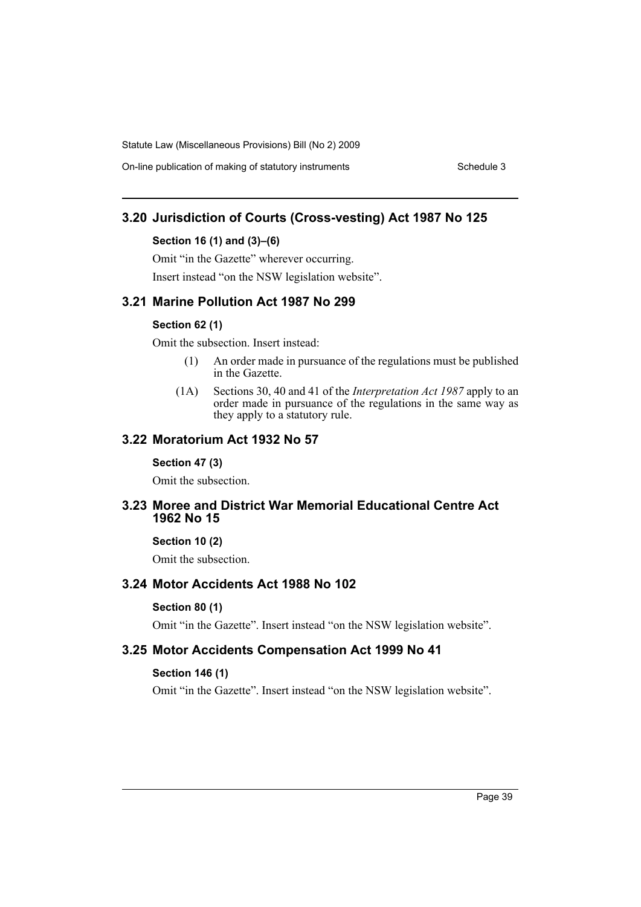## 3.20 Jurisdiction of Courts (Cross-vesting) Act 1987 No 125

**Section 16 (1) and (3)–(6)**

Omit "in the Gazette" wherever occurring.

Insert instead "on the NSW legislation website".

## 3.21 Marine Pollution Act 1987 No 299

**Section 62 (1)**

Omit the subsection. Insert instead:

(1) An order made in pursuance of the regulations must be published in the Gazette.

(1A) Sections 30, 40 and 41 of the *Interpretation Act 1987* apply to an order made in pursuance of the regulations in the same way as they apply to a statutory rule.

## 3.22 Moratorium Act 1932 No 57

**Section 47 (3)**

Omit the subsection.

## 3.23 Moree and District War Memorial Educational Centre Act 1962 No 15

**Section 10 (2)**

Omit the subsection.

## 3.24 Motor Accidents Act 1988 No 102

**Section 80 (1)**

Omit "in the Gazette". Insert instead "on the NSW legislation website".

## 3.25 Motor Accidents Compensation Act 1999 No 41

**Section 146 (1)**

Omit "in the Gazette". Insert instead "on the NSW legislation website".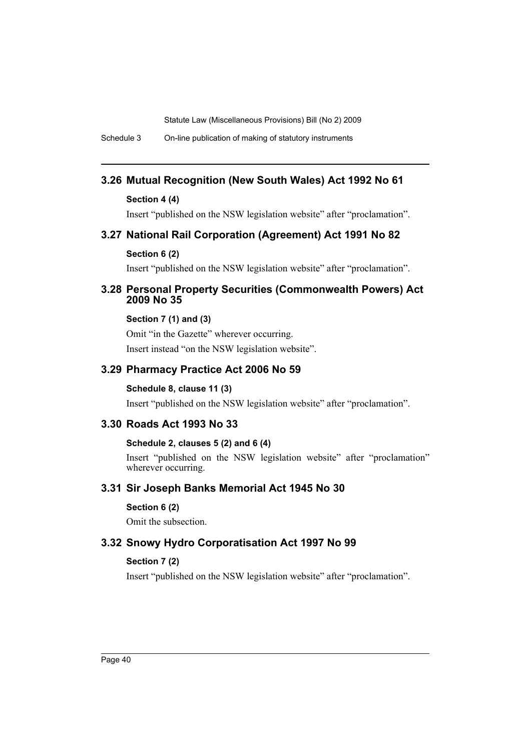## 3.26 Mutual Recognition (New South Wales) Act 1992 No 61

**Section 4 (4)**

Insert "published on the NSW legislation website" after "proclamation".

## 3.27 National Rail Corporation (Agreement) Act 1991 No 82

**Section 6 (2)**

Insert "published on the NSW legislation website" after "proclamation".

## 3.28 Personal Property Securities (Commonwealth Powers) Act 2009 No 35

**Section 7 (1) and (3)**

Omit "in the Gazette" wherever occurring.

Insert instead "on the NSW legislation website".

## 3.29 Pharmacy Practice Act 2006 No 59

**Schedule 8, clause 11 (3)**

Insert "published on the NSW legislation website" after "proclamation".

## 3.30 Roads Act 1993 No 33

**Schedule 2, clauses 5 (2) and 6 (4)**

Insert "published on the NSW legislation website" after "proclamation" wherever occurring.

## 3.31 Sir Joseph Banks Memorial Act 1945 No 30

**Section 6 (2)**

Omit the subsection.

## 3.32 Snowy Hydro Corporatisation Act 1997 No 99

**Section 7 (2)**

Insert "published on the NSW legislation website" after "proclamation".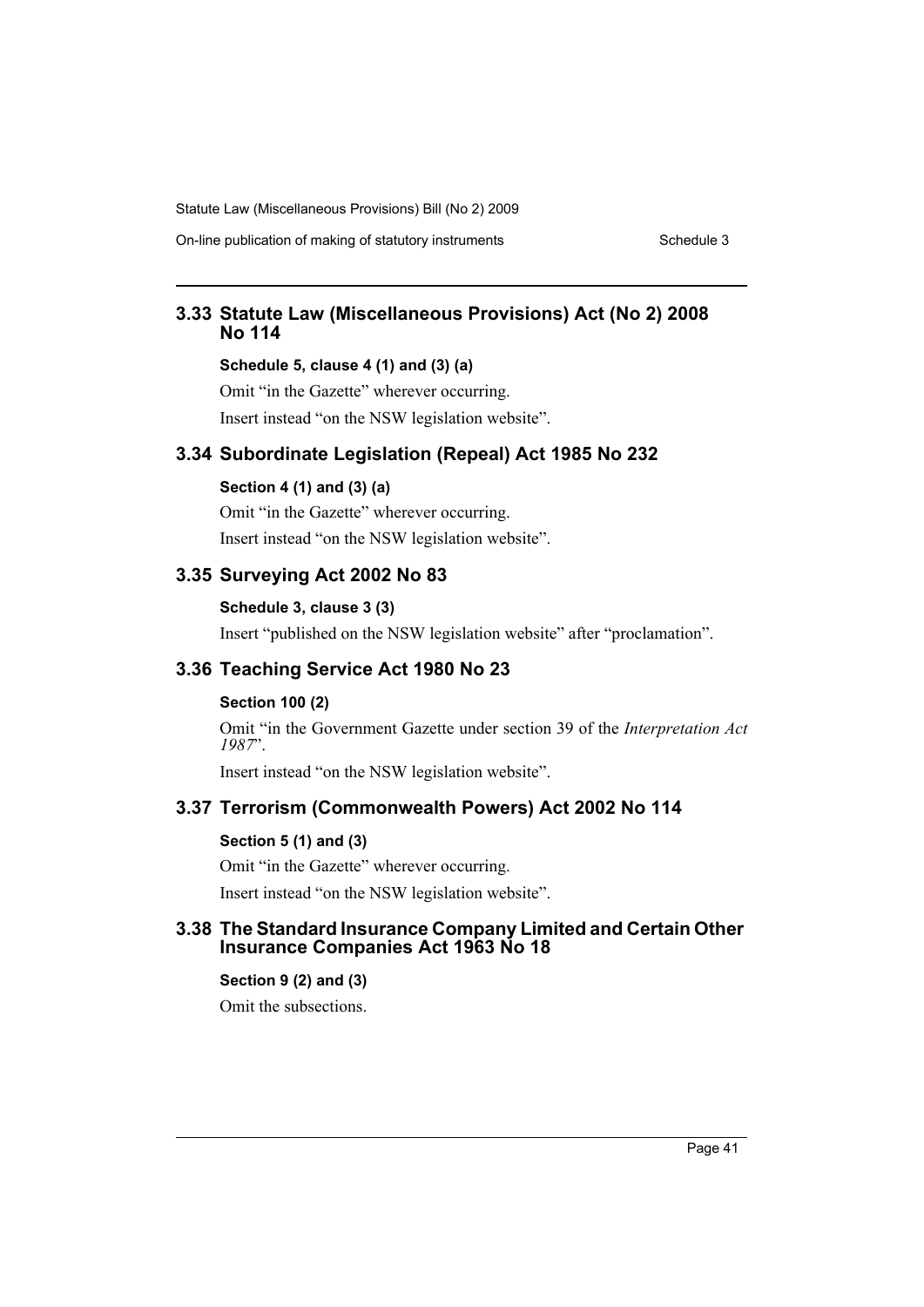## 3.33 Statute Law (Miscellaneous Provisions) Act (No 2) 2008 No 114

### Schedule 5, clause 4 (1) and (3) (a)

Omit "in the Gazette" wherever occurring.

Insert instead "on the NSW legislation website".

## 3.34 Subordinate Legislation (Repeal) Act 1985 No 232

### Section 4 (1) and (3) (a)

Omit "in the Gazette" wherever occurring.

Insert instead "on the NSW legislation website".

## 3.35 Surveying Act 2002 No 83

### Schedule 3, clause 3 (3)

Insert "published on the NSW legislation website" after "proclamation".

## 3.36 Teaching Service Act 1980 No 23

### Section 100 (2)

Omit "in the Government Gazette under section 39 of the *Interpretation Act 1987*".

Insert instead "on the NSW legislation website".

## 3.37 Terrorism (Commonwealth Powers) Act 2002 No 114

### Section 5 (1) and (3)

Omit "in the Gazette" wherever occurring.

Insert instead "on the NSW legislation website".

## 3.38 The Standard Insurance Company Limited and Certain Other Insurance Companies Act 1963 No 18

### Section 9 (2) and (3)

Omit the subsections.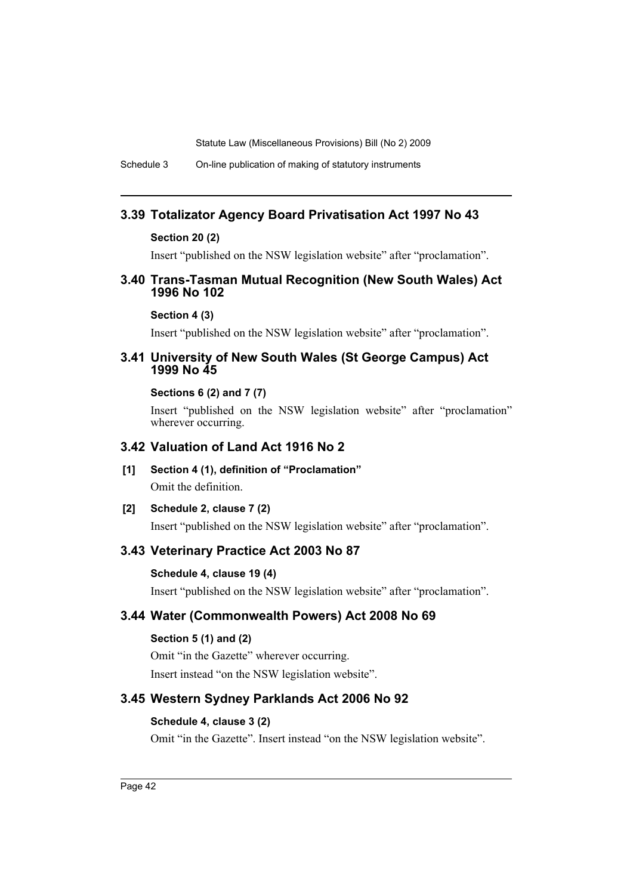## 3.39 Totalizator Agency Board Privatisation Act 1997 No 43

**Section 20 (2)**

Insert "published on the NSW legislation website" after "proclamation".

## 3.40 Trans-Tasman Mutual Recognition (New South Wales) Act 1996 No 102

**Section 4 (3)**

Insert "published on the NSW legislation website" after "proclamation".

## 3.41 University of New South Wales (St George Campus) Act 1999 No 45

**Sections 6 (2) and 7 (7)**

Insert "published on the NSW legislation website" after "proclamation" wherever occurring.

## 3.42 Valuation of Land Act 1916 No 2

**[1] Section 4 (1), definition of "Proclamation"**

Omit the definition.

**[2] Schedule 2, clause 7 (2)**

Insert "published on the NSW legislation website" after "proclamation".

## 3.43 Veterinary Practice Act 2003 No 87

**Schedule 4, clause 19 (4)**

Insert "published on the NSW legislation website" after "proclamation".

## 3.44 Water (Commonwealth Powers) Act 2008 No 69

**Section 5 (1) and (2)**

Omit "in the Gazette" wherever occurring.

Insert instead "on the NSW legislation website".

## 3.45 Western Sydney Parklands Act 2006 No 92

**Schedule 4, clause 3 (2)**

Omit "in the Gazette". Insert instead "on the NSW legislation website".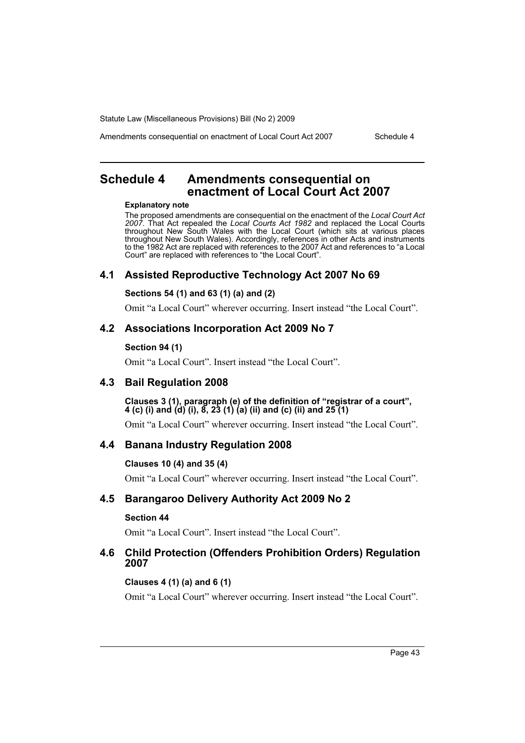# Schedule 4 Amendments consequential on enactment of Local Court Act 2007

**Explanatory note**

The proposed amendments are consequential on the enactment of the *Local Court Act 2007*. That Act repealed the *Local Courts Act 1982* and replaced the Local Courts throughout New South Wales with the Local Court (which sits at various places throughout New South Wales). Accordingly, references in other Acts and instruments to the 1982 Act are replaced with references to the 2007 Act and references to "a Local Court" are replaced with references to "the Local Court".

## 4.1 Assisted Reproductive Technology Act 2007 No 69

**Sections 54 (1) and 63 (1) (a) and (2)**

Omit "a Local Court" wherever occurring. Insert instead "the Local Court".

## 4.2 Associations Incorporation Act 2009 No 7

**Section 94 (1)**

Omit "a Local Court". Insert instead "the Local Court".

## 4.3 Bail Regulation 2008

**Clauses 3 (1), paragraph (e) of the definition of "registrar of a court", 4 (c) (i) and (d) (i), 8, 23 (1) (a) (ii) and (c) (ii) and 25 (1)**

Omit "a Local Court" wherever occurring. Insert instead "the Local Court".

## 4.4 Banana Industry Regulation 2008

**Clauses 10 (4) and 35 (4)**

Omit "a Local Court" wherever occurring. Insert instead "the Local Court".

## 4.5 Barangaroo Delivery Authority Act 2009 No 2

**Section 44**

Omit "a Local Court". Insert instead "the Local Court".

## 4.6 Child Protection (Offenders Prohibition Orders) Regulation 2007

**Clauses 4 (1) (a) and 6 (1)**

Omit "a Local Court" wherever occurring. Insert instead "the Local Court".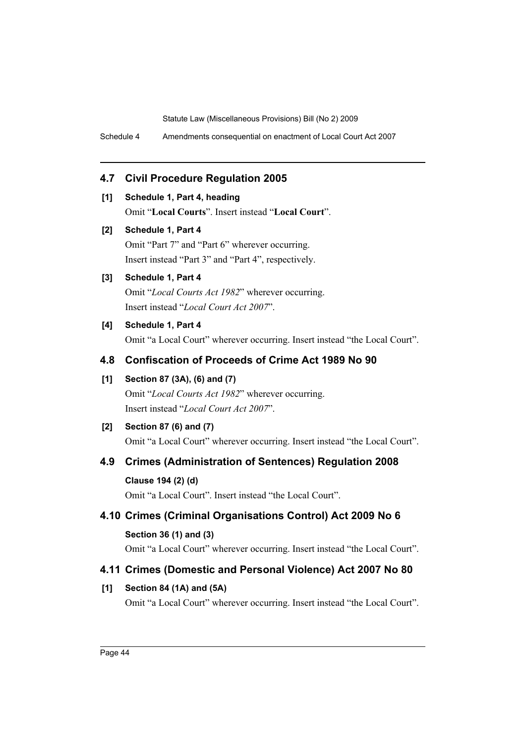## 4.7 Civil Procedure Regulation 2005

**[1] Schedule 1, Part 4, heading**

Omit "**Local Courts**". Insert instead "**Local Court**".

**[2] Schedule 1, Part 4**

Omit "Part 7" and "Part 6" wherever occurring.

Insert instead "Part 3" and "Part 4", respectively.

**[3] Schedule 1, Part 4**

Omit "*Local Courts Act 1982*" wherever occurring.

Insert instead "*Local Court Act 2007*".

**[4] Schedule 1, Part 4**

Omit "a Local Court" wherever occurring. Insert instead "the Local Court".

## 4.8 Confiscation of Proceeds of Crime Act 1989 No 90

**[1] Section 87 (3A), (6) and (7)**

Omit "*Local Courts Act 1982*" wherever occurring.

Insert instead "*Local Court Act 2007*".

**[2] Section 87 (6) and (7)**

Omit "a Local Court" wherever occurring. Insert instead "the Local Court".

## 4.9 Crimes (Administration of Sentences) Regulation 2008

**Clause 194 (2) (d)**

Omit "a Local Court". Insert instead "the Local Court".

## 4.10 Crimes (Criminal Organisations Control) Act 2009 No 6

**Section 36 (1) and (3)**

Omit "a Local Court" wherever occurring. Insert instead "the Local Court".

## 4.11 Crimes (Domestic and Personal Violence) Act 2007 No 80

**[1] Section 84 (1A) and (5A)**

Omit "a Local Court" wherever occurring. Insert instead "the Local Court".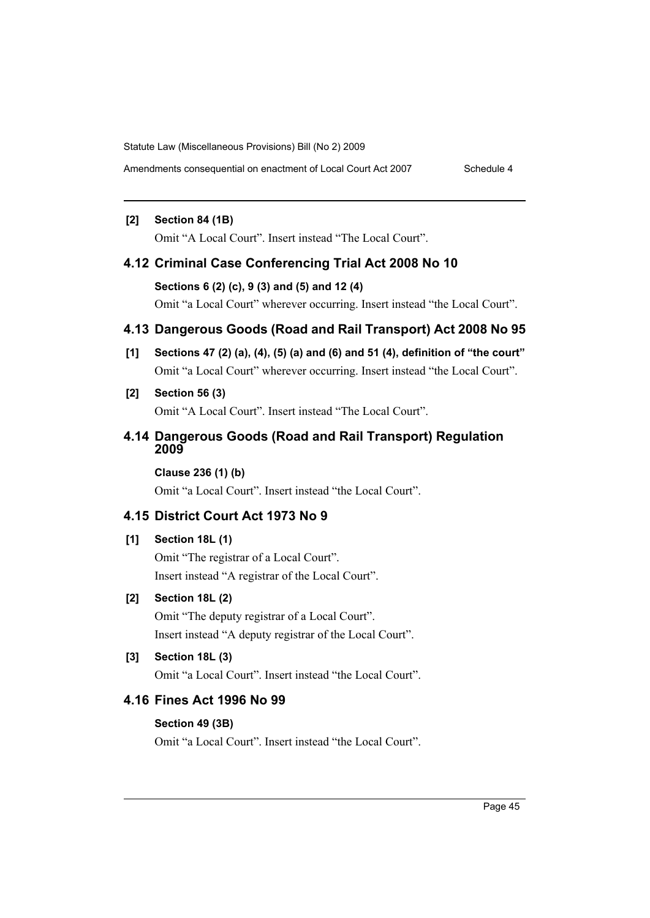**[2] Section 84 (1B)**

Omit "A Local Court". Insert instead "The Local Court".

## 4.12 Criminal Case Conferencing Trial Act 2008 No 10

**Sections 6 (2) (c), 9 (3) and (5) and 12 (4)**

Omit "a Local Court" wherever occurring. Insert instead "the Local Court".

## 4.13 Dangerous Goods (Road and Rail Transport) Act 2008 No 95

**[1] Sections 47 (2) (a), (4), (5) (a) and (6) and 51 (4), definition of "the court"**

Omit "a Local Court" wherever occurring. Insert instead "the Local Court".

**[2] Section 56 (3)**

Omit "A Local Court". Insert instead "The Local Court".

## 4.14 Dangerous Goods (Road and Rail Transport) Regulation 2009

**Clause 236 (1) (b)**

Omit "a Local Court". Insert instead "the Local Court".

## 4.15 District Court Act 1973 No 9

**[1] Section 18L (1)**

Omit "The registrar of a Local Court".

Insert instead "A registrar of the Local Court".

**[2] Section 18L (2)**

Omit "The deputy registrar of a Local Court".

Insert instead "A deputy registrar of the Local Court".

**[3] Section 18L (3)**

Omit "a Local Court". Insert instead "the Local Court".

## 4.16 Fines Act 1996 No 99

**Section 49 (3B)**

Omit "a Local Court". Insert instead "the Local Court".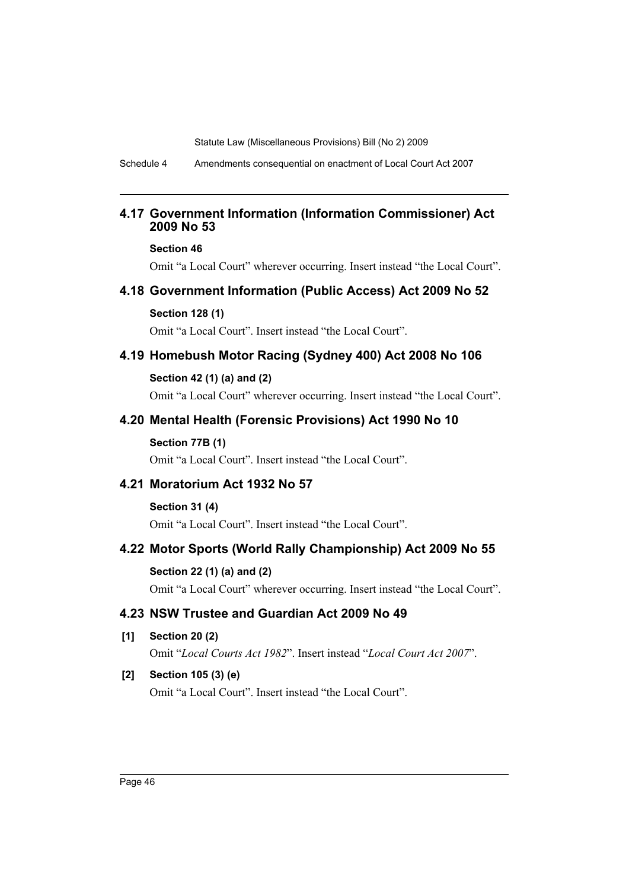## 4.17 Government Information (Information Commissioner) Act 2009 No 53

**Section 46**

Omit "a Local Court" wherever occurring. Insert instead "the Local Court".

## 4.18 Government Information (Public Access) Act 2009 No 52

**Section 128 (1)**

Omit "a Local Court". Insert instead "the Local Court".

## 4.19 Homebush Motor Racing (Sydney 400) Act 2008 No 106

**Section 42 (1) (a) and (2)**

Omit "a Local Court" wherever occurring. Insert instead "the Local Court".

## 4.20 Mental Health (Forensic Provisions) Act 1990 No 10

**Section 77B (1)**

Omit "a Local Court". Insert instead "the Local Court".

## 4.21 Moratorium Act 1932 No 57

**Section 31 (4)**

Omit "a Local Court". Insert instead "the Local Court".

## 4.22 Motor Sports (World Rally Championship) Act 2009 No 55

**Section 22 (1) (a) and (2)**

Omit "a Local Court" wherever occurring. Insert instead "the Local Court".

## 4.23 NSW Trustee and Guardian Act 2009 No 49

**[1] Section 20 (2)**

Omit "*Local Courts Act 1982*". Insert instead "*Local Court Act 2007*".

**[2] Section 105 (3) (e)**

Omit "a Local Court". Insert instead "the Local Court".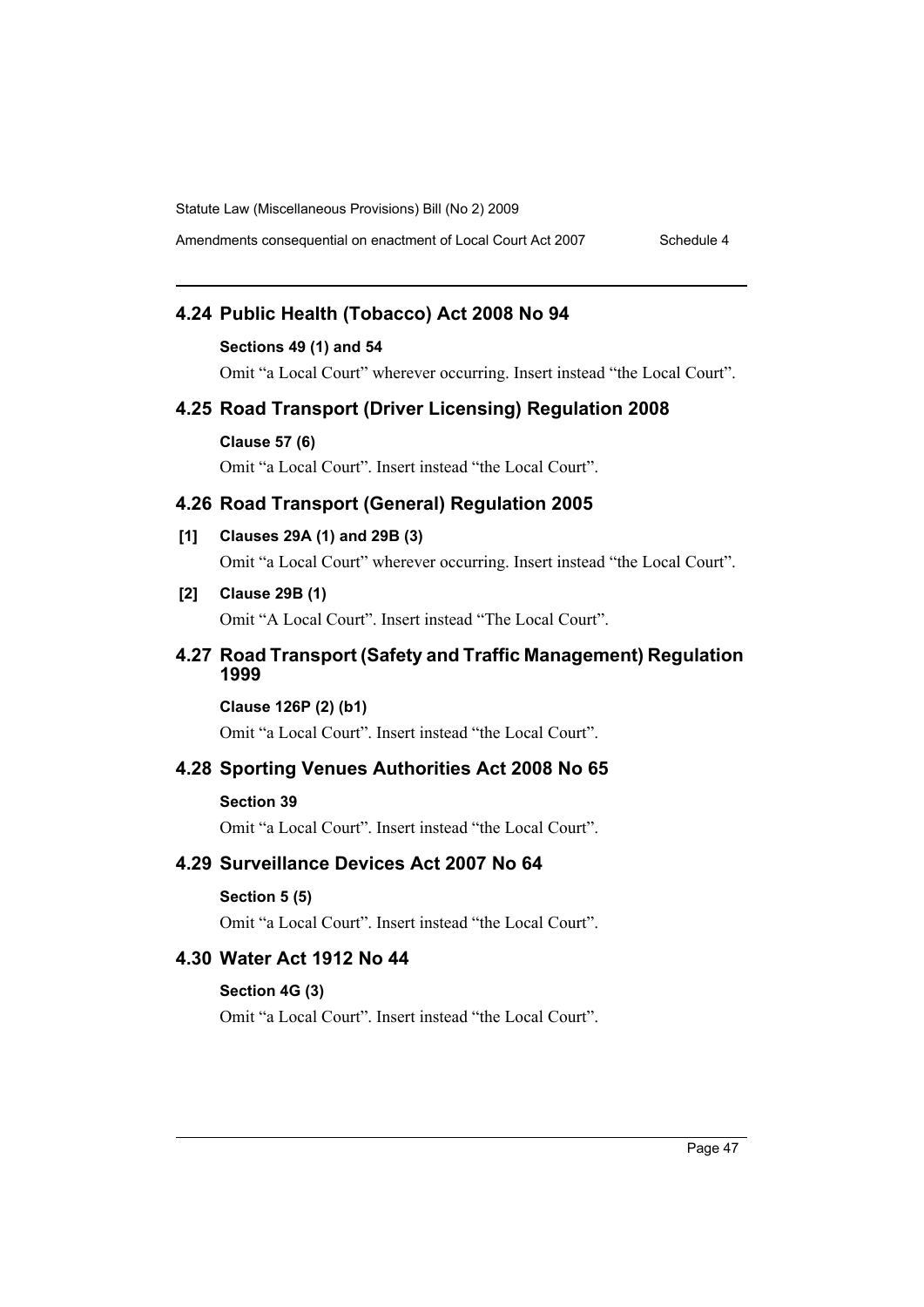## 4.24 Public Health (Tobacco) Act 2008 No 94

**Sections 49 (1) and 54**

Omit "a Local Court" wherever occurring. Insert instead "the Local Court".

## 4.25 Road Transport (Driver Licensing) Regulation 2008

**Clause 57 (6)**

Omit "a Local Court". Insert instead "the Local Court".

## 4.26 Road Transport (General) Regulation 2005

**[1] Clauses 29A (1) and 29B (3)**

Omit "a Local Court" wherever occurring. Insert instead "the Local Court".

**[2] Clause 29B (1)**

Omit "A Local Court". Insert instead "The Local Court".

## 4.27 Road Transport (Safety and Traffic Management) Regulation 1999

**Clause 126P (2) (b1)**

Omit "a Local Court". Insert instead "the Local Court".

## 4.28 Sporting Venues Authorities Act 2008 No 65

**Section 39**

Omit "a Local Court". Insert instead "the Local Court".

## 4.29 Surveillance Devices Act 2007 No 64

**Section 5 (5)**

Omit "a Local Court". Insert instead "the Local Court".

## 4.30 Water Act 1912 No 44

**Section 4G (3)**

Omit "a Local Court". Insert instead "the Local Court".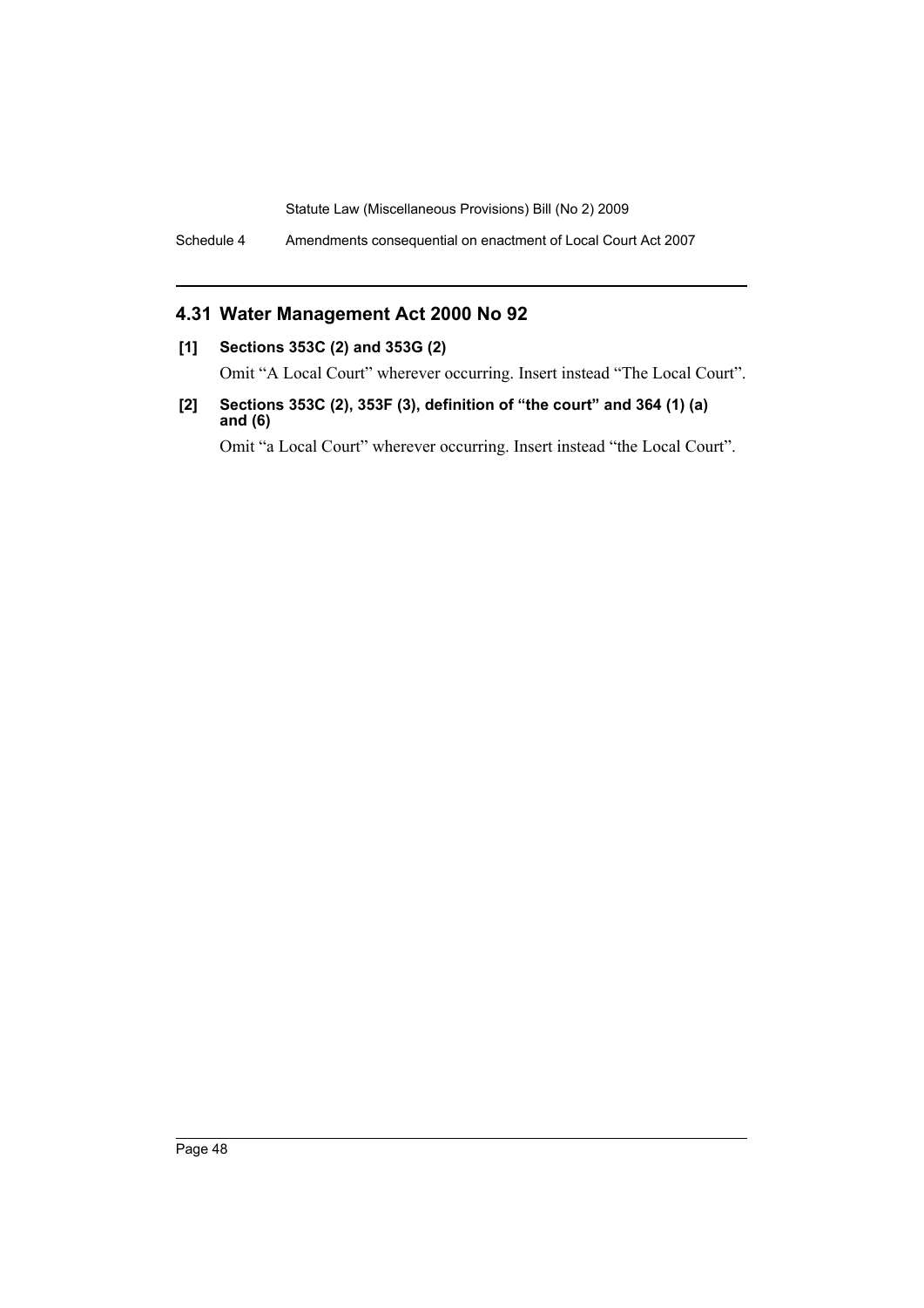## 4.31 Water Management Act 2000 No 92

**[1] Sections 353C (2) and 353G (2)**

Omit "A Local Court" wherever occurring. Insert instead "The Local Court".

**[2] Sections 353C (2), 353F (3), definition of "the court" and 364 (1) (a) and (6)**

Omit "a Local Court" wherever occurring. Insert instead "the Local Court".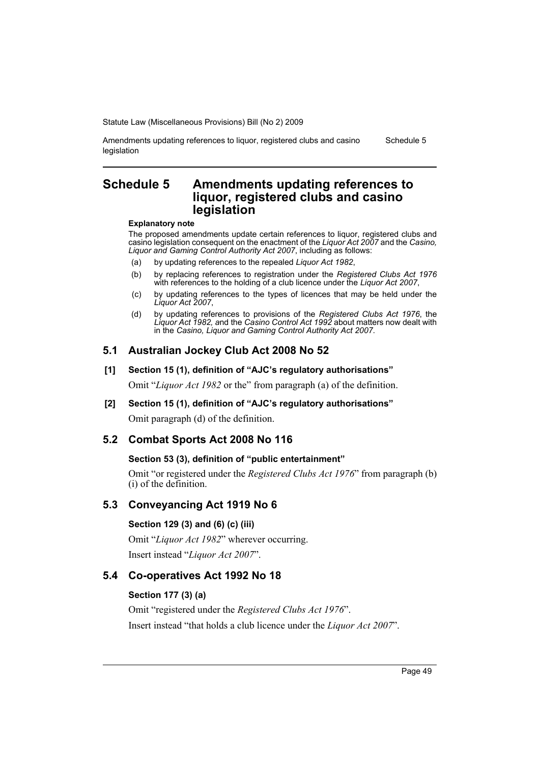# Schedule 5 Amendments updating references to liquor, registered clubs and casino legislation

**Explanatory note**

The proposed amendments update certain references to liquor, registered clubs and casino legislation consequent on the enactment of the *Liquor Act 2007* and the *Casino, Liquor and Gaming Control Authority Act 2007*, including as follows:

- (a) by updating references to the repealed *Liquor Act 1982*,
- (b) by replacing references to registration under the *Registered Clubs Act 1976* with references to the holding of a club licence under the *Liquor Act 2007*,
- (c) by updating references to the types of licences that may be held under the *Liquor Act 2007*,
- (d) by updating references to provisions of the *Registered Clubs Act 1976*, the *Liquor Act 1982*, and the *Casino Control Act 1992* about matters now dealt with in the *Casino, Liquor and Gaming Control Authority Act 2007*.

## 5.1 Australian Jockey Club Act 2008 No 52

### [1] Section 15 (1), definition of "AJC's regulatory authorisations"

Omit "*Liquor Act 1982* or the" from paragraph (a) of the definition.

### [2] Section 15 (1), definition of "AJC's regulatory authorisations"

Omit paragraph (d) of the definition.

## 5.2 Combat Sports Act 2008 No 116

### Section 53 (3), definition of "public entertainment"

Omit "or registered under the *Registered Clubs Act 1976*" from paragraph (b) (i) of the definition.

## 5.3 Conveyancing Act 1919 No 6

### Section 129 (3) and (6) (c) (iii)

Omit "*Liquor Act 1982*" wherever occurring.

Insert instead "*Liquor Act 2007*".

## 5.4 Co-operatives Act 1992 No 18

### Section 177 (3) (a)

Omit "registered under the *Registered Clubs Act 1976*".

Insert instead "that holds a club licence under the *Liquor Act 2007*".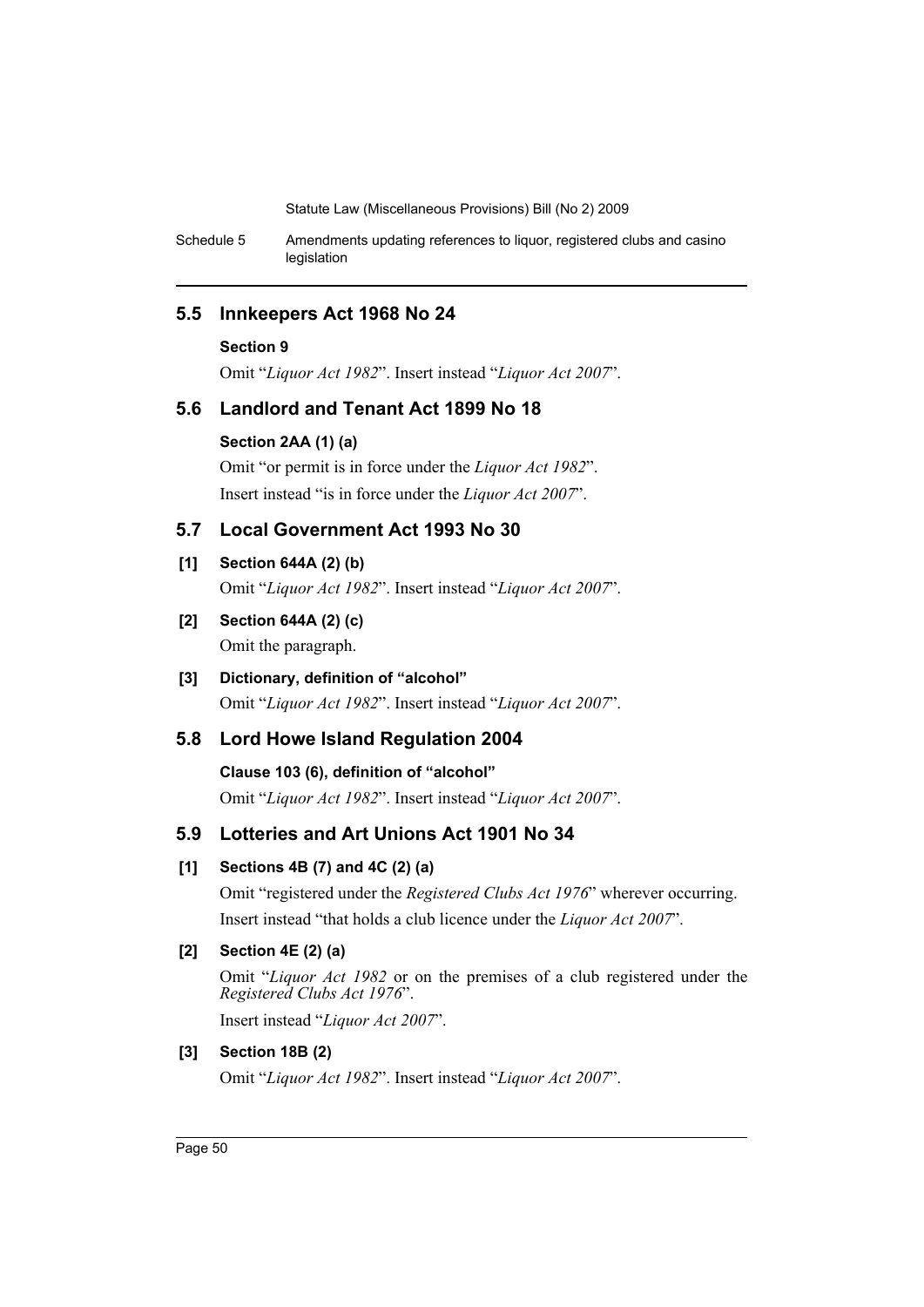## 5.5 Innkeepers Act 1968 No 24

**Section 9**

Omit "*Liquor Act 1982*". Insert instead "*Liquor Act 2007*".

## 5.6 Landlord and Tenant Act 1899 No 18

**Section 2AA (1) (a)**

Omit "or permit is in force under the *Liquor Act 1982*".

Insert instead "is in force under the *Liquor Act 2007*".

## 5.7 Local Government Act 1993 No 30

**[1] Section 644A (2) (b)**

Omit "*Liquor Act 1982*". Insert instead "*Liquor Act 2007*".

**[2] Section 644A (2) (c)**

Omit the paragraph.

**[3] Dictionary, definition of "alcohol"**

Omit "*Liquor Act 1982*". Insert instead "*Liquor Act 2007*".

## 5.8 Lord Howe Island Regulation 2004

**Clause 103 (6), definition of "alcohol"**

Omit "*Liquor Act 1982*". Insert instead "*Liquor Act 2007*".

## 5.9 Lotteries and Art Unions Act 1901 No 34

**[1] Sections 4B (7) and 4C (2) (a)**

Omit "registered under the *Registered Clubs Act 1976*" wherever occurring.

Insert instead "that holds a club licence under the *Liquor Act 2007*".

**[2] Section 4E (2) (a)**

Omit "*Liquor Act 1982* or on the premises of a club registered under the *Registered Clubs Act 1976*".

Insert instead "*Liquor Act 2007*".

**[3] Section 18B (2)**

Omit "*Liquor Act 1982*". Insert instead "*Liquor Act 2007*".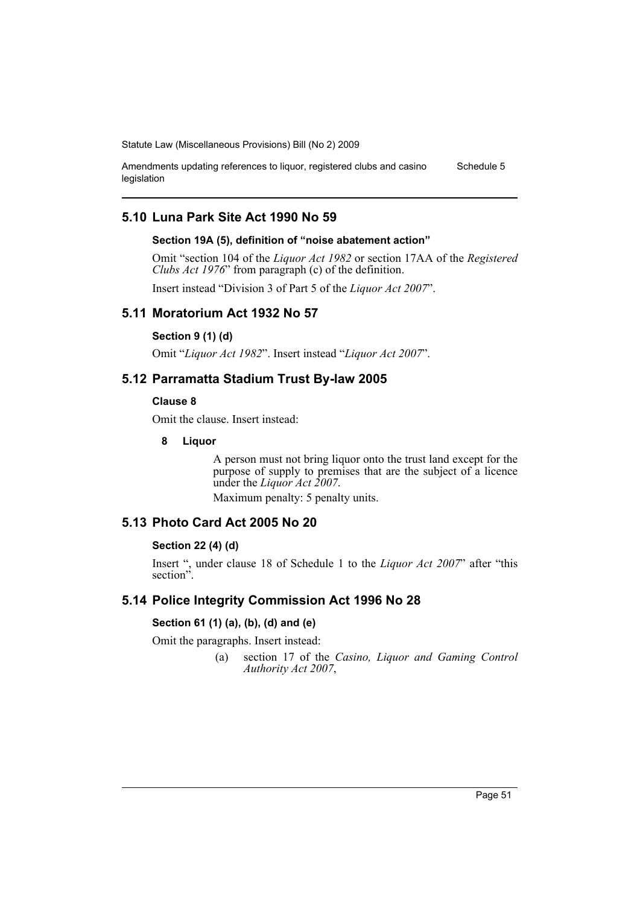## 5.10 Luna Park Site Act 1990 No 59

### Section 19A (5), definition of "noise abatement action"

Omit "section 104 of the *Liquor Act 1982* or section 17AA of the *Registered Clubs Act 1976*" from paragraph (c) of the definition.

Insert instead "Division 3 of Part 5 of the *Liquor Act 2007*".

## 5.11 Moratorium Act 1932 No 57

### Section 9 (1) (d)

Omit "*Liquor Act 1982*". Insert instead "*Liquor Act 2007*".

## 5.12 Parramatta Stadium Trust By-law 2005

### Clause 8

Omit the clause. Insert instead:

**8 Liquor**

A person must not bring liquor onto the trust land except for the purpose of supply to premises that are the subject of a licence under the *Liquor Act 2007*.

Maximum penalty: 5 penalty units.

## 5.13 Photo Card Act 2005 No 20

### Section 22 (4) (d)

Insert ", under clause 18 of Schedule 1 to the *Liquor Act 2007*" after "this section".

## 5.14 Police Integrity Commission Act 1996 No 28

### Section 61 (1) (a), (b), (d) and (e)

Omit the paragraphs. Insert instead:

(a) section 17 of the *Casino, Liquor and Gaming Control Authority Act 2007*,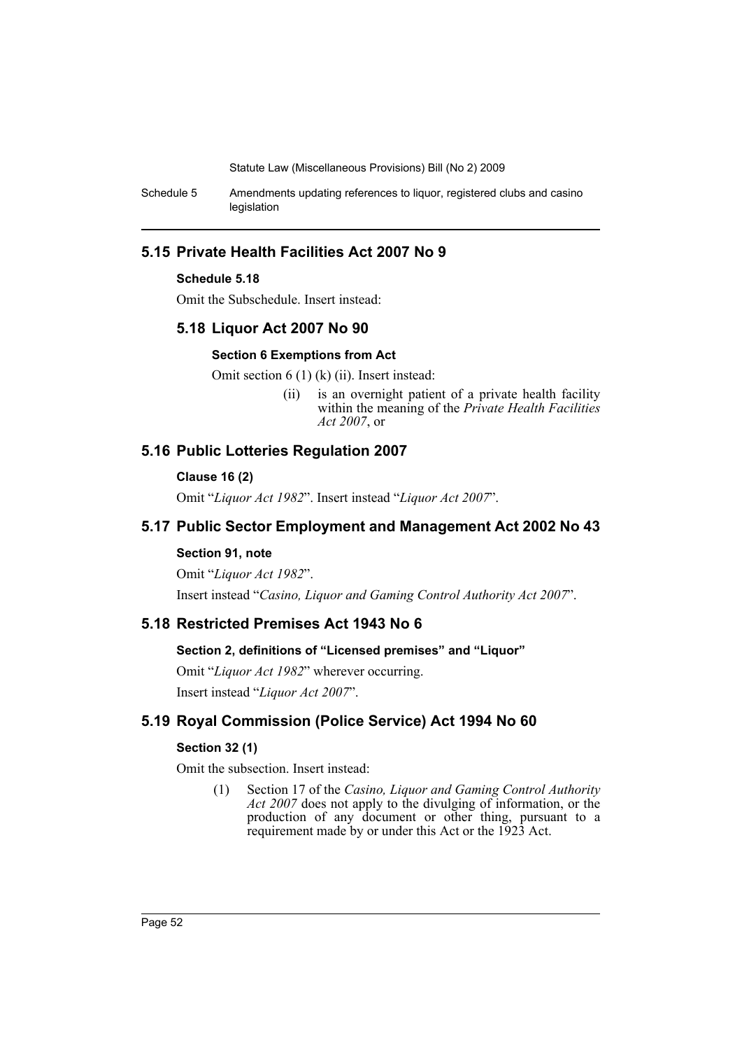## 5.15 Private Health Facilities Act 2007 No 9

### Schedule 5.18

Omit the Subschedule. Insert instead:

## 5.18 Liquor Act 2007 No 90

### Section 6 Exemptions from Act

Omit section 6 (1) (k) (ii). Insert instead:

> (ii) is an overnight patient of a private health facility within the meaning of the *Private Health Facilities Act 2007*, or

## 5.16 Public Lotteries Regulation 2007

### Clause 16 (2)

Omit "*Liquor Act 1982*". Insert instead "*Liquor Act 2007*".

## 5.17 Public Sector Employment and Management Act 2002 No 43

### Section 91, note

Omit "*Liquor Act 1982*".

Insert instead "*Casino, Liquor and Gaming Control Authority Act 2007*".

## 5.18 Restricted Premises Act 1943 No 6

### Section 2, definitions of "Licensed premises" and "Liquor"

Omit "*Liquor Act 1982*" wherever occurring.

Insert instead "*Liquor Act 2007*".

## 5.19 Royal Commission (Police Service) Act 1994 No 60

### Section 32 (1)

Omit the subsection. Insert instead:

> (1) Section 17 of the *Casino, Liquor and Gaming Control Authority Act 2007* does not apply to the divulging of information, or the production of any document or other thing, pursuant to a requirement made by or under this Act or the 1923 Act.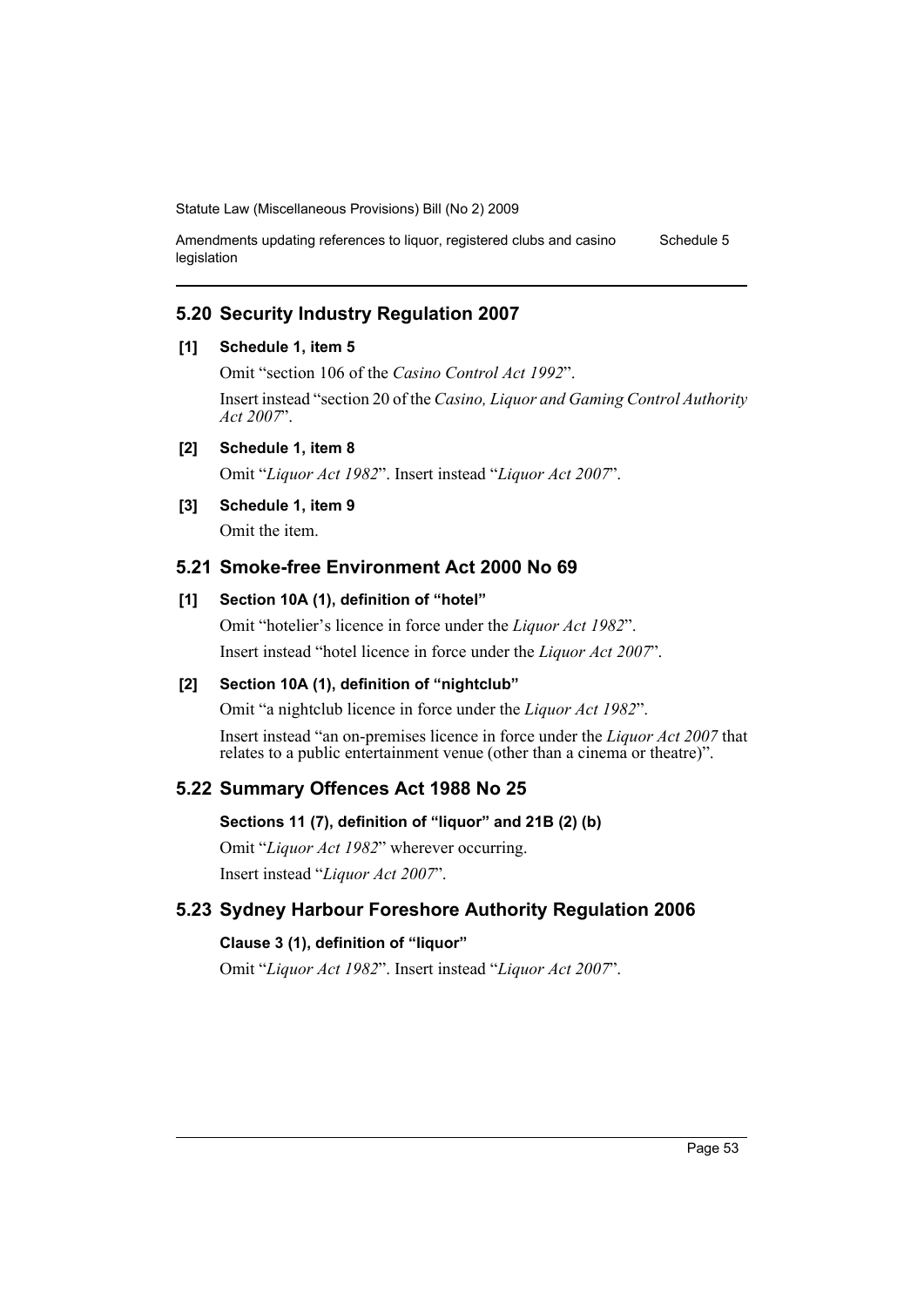## 5.20 Security Industry Regulation 2007

**[1] Schedule 1, item 5**

Omit "section 106 of the *Casino Control Act 1992*".

Insert instead "section 20 of the *Casino, Liquor and Gaming Control Authority Act 2007*".

**[2] Schedule 1, item 8**

Omit "*Liquor Act 1982*". Insert instead "*Liquor Act 2007*".

**[3] Schedule 1, item 9**

Omit the item.

## 5.21 Smoke-free Environment Act 2000 No 69

**[1] Section 10A (1), definition of "hotel"**

Omit "hotelier's licence in force under the *Liquor Act 1982*".

Insert instead "hotel licence in force under the *Liquor Act 2007*".

**[2] Section 10A (1), definition of "nightclub"**

Omit "a nightclub licence in force under the *Liquor Act 1982*".

Insert instead "an on-premises licence in force under the *Liquor Act 2007* that relates to a public entertainment venue (other than a cinema or theatre)".

## 5.22 Summary Offences Act 1988 No 25

**Sections 11 (7), definition of "liquor" and 21B (2) (b)**

Omit "*Liquor Act 1982*" wherever occurring.

Insert instead "*Liquor Act 2007*".

## 5.23 Sydney Harbour Foreshore Authority Regulation 2006

**Clause 3 (1), definition of "liquor"**

Omit "*Liquor Act 1982*". Insert instead "*Liquor Act 2007*".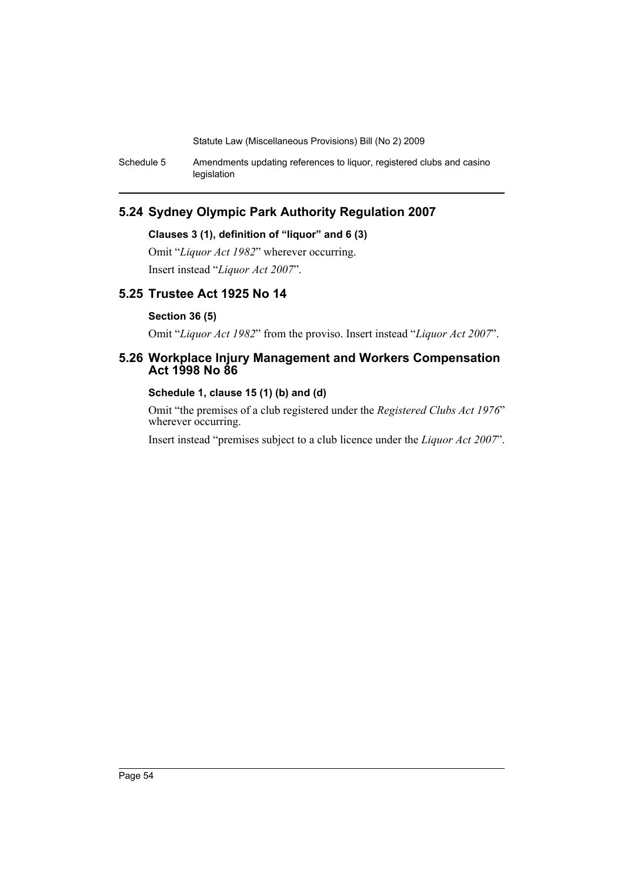## 5.24 Sydney Olympic Park Authority Regulation 2007

**Clauses 3 (1), definition of "liquor" and 6 (3)**

Omit "*Liquor Act 1982*" wherever occurring.

Insert instead "*Liquor Act 2007*".

## 5.25 Trustee Act 1925 No 14

**Section 36 (5)**

Omit "*Liquor Act 1982*" from the proviso. Insert instead "*Liquor Act 2007*".

## 5.26 Workplace Injury Management and Workers Compensation Act 1998 No 86

**Schedule 1, clause 15 (1) (b) and (d)**

Omit "the premises of a club registered under the *Registered Clubs Act 1976*" wherever occurring.

Insert instead "premises subject to a club licence under the *Liquor Act 2007*".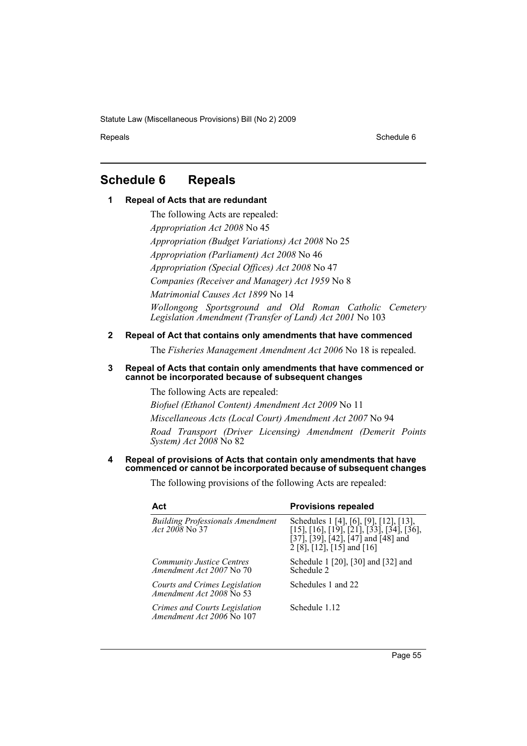# Schedule 6 Repeals

## 1 Repeal of Acts that are redundant

The following Acts are repealed:

*Appropriation Act 2008* No 45

*Appropriation (Budget Variations) Act 2008* No 25

*Appropriation (Parliament) Act 2008* No 46

*Appropriation (Special Offices) Act 2008* No 47

*Companies (Receiver and Manager) Act 1959* No 8

*Matrimonial Causes Act 1899* No 14

*Wollongong Sportsground and Old Roman Catholic Cemetery Legislation Amendment (Transfer of Land) Act 2001* No 103

## 2 Repeal of Act that contains only amendments that have commenced

The *Fisheries Management Amendment Act 2006* No 18 is repealed.

## 3 Repeal of Acts that contain only amendments that have commenced or cannot be incorporated because of subsequent changes

The following Acts are repealed:

*Biofuel (Ethanol Content) Amendment Act 2009* No 11

*Miscellaneous Acts (Local Court) Amendment Act 2007* No 94

*Road Transport (Driver Licensing) Amendment (Demerit Points System) Act 2008* No 82

## 4 Repeal of provisions of Acts that contain only amendments that have commenced or cannot be incorporated because of subsequent changes

The following provisions of the following Acts are repealed:

| Act | Provisions repealed |
|---|---|
| *Building Professionals Amendment Act 2008* No 37 | Schedules 1 [4], [6], [9], [12], [13], [15], [16], [19], [21], [33], [34], [36], [37], [39], [42], [47] and [48] and 2 [8], [12], [15] and [16] |
| *Community Justice Centres Amendment Act 2007* No 70 | Schedule 1 [20], [30] and [32] and Schedule 2 |
| *Courts and Crimes Legislation Amendment Act 2008* No 53 | Schedules 1 and 22 |
| *Crimes and Courts Legislation Amendment Act 2006* No 107 | Schedule 1.12 |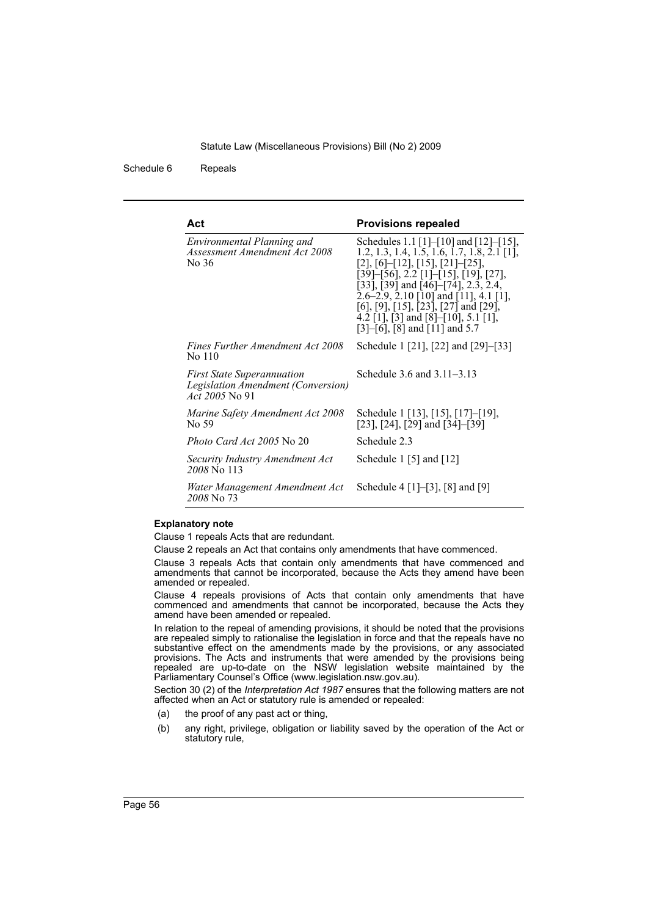| Act | Provisions repealed |
| --- | --- |
| *Environmental Planning and Assessment Amendment Act 2008* No 36 | Schedules 1.1 [1]–[10] and [12]–[15], 1.2, 1.3, 1.4, 1.5, 1.6, 1.7, 1.8, 2.1 [1], [2], [6]–[12], [15], [21]–[25], [39]–[56], 2.2 [1]–[15], [19], [27], [33], [39] and [46]–[74], 2.3, 2.4, 2.6–2.9, 2.10 [10] and [11], 4.1 [1], [6], [9], [15], [23], [27] and [29], 4.2 [1], [3] and [8]–[10], 5.1 [1], [3]–[6], [8] and [11] and 5.7 |
| *Fines Further Amendment Act 2008* No 110 | Schedule 1 [21], [22] and [29]–[33] |
| *First State Superannuation Legislation Amendment (Conversion) Act 2005* No 91 | Schedule 3.6 and 3.11–3.13 |
| *Marine Safety Amendment Act 2008* No 59 | Schedule 1 [13], [15], [17]–[19], [23], [24], [29] and [34]–[39] |
| *Photo Card Act 2005* No 20 | Schedule 2.3 |
| *Security Industry Amendment Act 2008* No 113 | Schedule 1 [5] and [12] |
| *Water Management Amendment Act 2008* No 73 | Schedule 4 [1]–[3], [8] and [9] |

**Explanatory note**

Clause 1 repeals Acts that are redundant.

Clause 2 repeals an Act that contains only amendments that have commenced.

Clause 3 repeals Acts that contain only amendments that have commenced and amendments that cannot be incorporated, because the Acts they amend have been amended or repealed.

Clause 4 repeals provisions of Acts that contain only amendments that have commenced and amendments that cannot be incorporated, because the Acts they amend have been amended or repealed.

In relation to the repeal of amending provisions, it should be noted that the provisions are repealed simply to rationalise the legislation in force and that the repeals have no substantive effect on the amendments made by the provisions, or any associated provisions. The Acts and instruments that were amended by the provisions being repealed are up-to-date on the NSW legislation website maintained by the Parliamentary Counsel's Office (www.legislation.nsw.gov.au).

Section 30 (2) of the *Interpretation Act 1987* ensures that the following matters are not affected when an Act or statutory rule is amended or repealed:

(a) the proof of any past act or thing,

(b) any right, privilege, obligation or liability saved by the operation of the Act or statutory rule,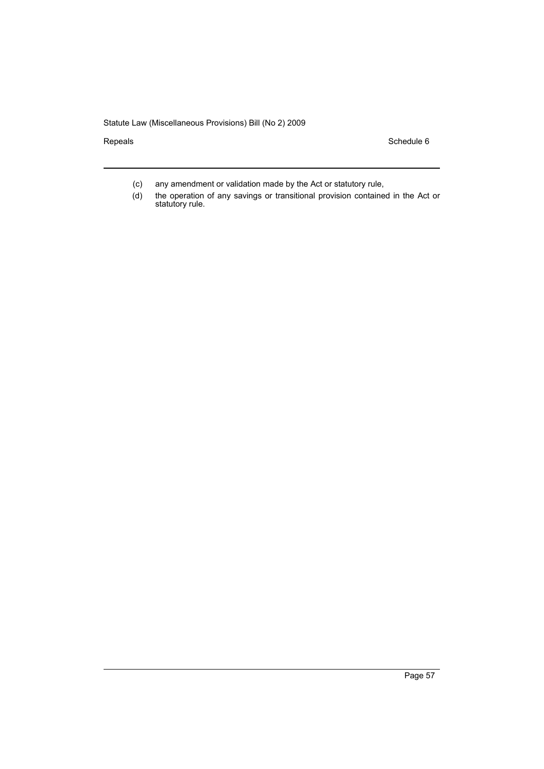(c) any amendment or validation made by the Act or statutory rule,

(d) the operation of any savings or transitional provision contained in the Act or statutory rule.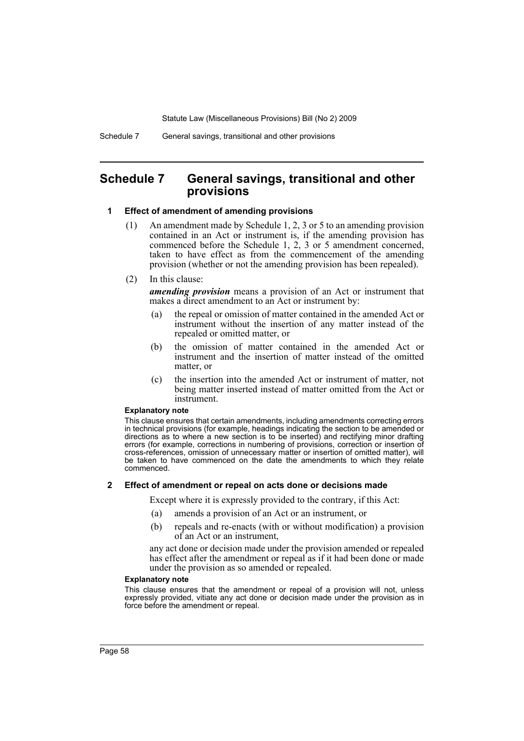# Schedule 7 General savings, transitional and other provisions

### 1 Effect of amendment of amending provisions

(1) An amendment made by Schedule 1, 2, 3 or 5 to an amending provision contained in an Act or instrument is, if the amending provision has commenced before the Schedule 1, 2, 3 or 5 amendment concerned, taken to have effect as from the commencement of the amending provision (whether or not the amending provision has been repealed).

(2) In this clause:

***amending provision*** means a provision of an Act or instrument that makes a direct amendment to an Act or instrument by:

- (a) the repeal or omission of matter contained in the amended Act or instrument without the insertion of any matter instead of the repealed or omitted matter, or
- (b) the omission of matter contained in the amended Act or instrument and the insertion of matter instead of the omitted matter, or
- (c) the insertion into the amended Act or instrument of matter, not being matter inserted instead of matter omitted from the Act or instrument.

**Explanatory note**

This clause ensures that certain amendments, including amendments correcting errors in technical provisions (for example, headings indicating the section to be amended or directions as to where a new section is to be inserted) and rectifying minor drafting errors (for example, corrections in numbering of provisions, correction or insertion of cross-references, omission of unnecessary matter or insertion of omitted matter), will be taken to have commenced on the date the amendments to which they relate commenced.

### 2 Effect of amendment or repeal on acts done or decisions made

Except where it is expressly provided to the contrary, if this Act:

- (a) amends a provision of an Act or an instrument, or
- (b) repeals and re-enacts (with or without modification) a provision of an Act or an instrument,

any act done or decision made under the provision amended or repealed has effect after the amendment or repeal as if it had been done or made under the provision as so amended or repealed.

**Explanatory note**

This clause ensures that the amendment or repeal of a provision will not, unless expressly provided, vitiate any act done or decision made under the provision as in force before the amendment or repeal.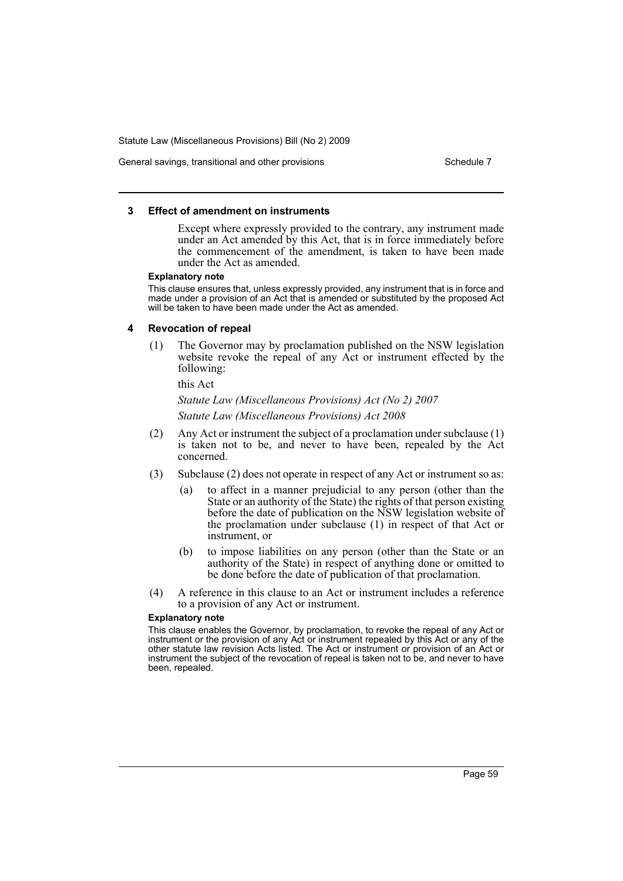### 3 Effect of amendment on instruments

Except where expressly provided to the contrary, any instrument made under an Act amended by this Act, that is in force immediately before the commencement of the amendment, is taken to have been made under the Act as amended.

**Explanatory note**

This clause ensures that, unless expressly provided, any instrument that is in force and made under a provision of an Act that is amended or substituted by the proposed Act will be taken to have been made under the Act as amended.

### 4 Revocation of repeal

(1) The Governor may by proclamation published on the NSW legislation website revoke the repeal of any Act or instrument effected by the following:

this Act

*Statute Law (Miscellaneous Provisions) Act (No 2) 2007*

*Statute Law (Miscellaneous Provisions) Act 2008*

(2) Any Act or instrument the subject of a proclamation under subclause (1) is taken not to be, and never to have been, repealed by the Act concerned.

(3) Subclause (2) does not operate in respect of any Act or instrument so as:

(a) to affect in a manner prejudicial to any person (other than the State or an authority of the State) the rights of that person existing before the date of publication on the NSW legislation website of the proclamation under subclause (1) in respect of that Act or instrument, or

(b) to impose liabilities on any person (other than the State or an authority of the State) in respect of anything done or omitted to be done before the date of publication of that proclamation.

(4) A reference in this clause to an Act or instrument includes a reference to a provision of any Act or instrument.

**Explanatory note**

This clause enables the Governor, by proclamation, to revoke the repeal of any Act or instrument or the provision of any Act or instrument repealed by this Act or any of the other statute law revision Acts listed. The Act or instrument or provision of an Act or instrument the subject of the revocation of repeal is taken not to be, and never to have been, repealed.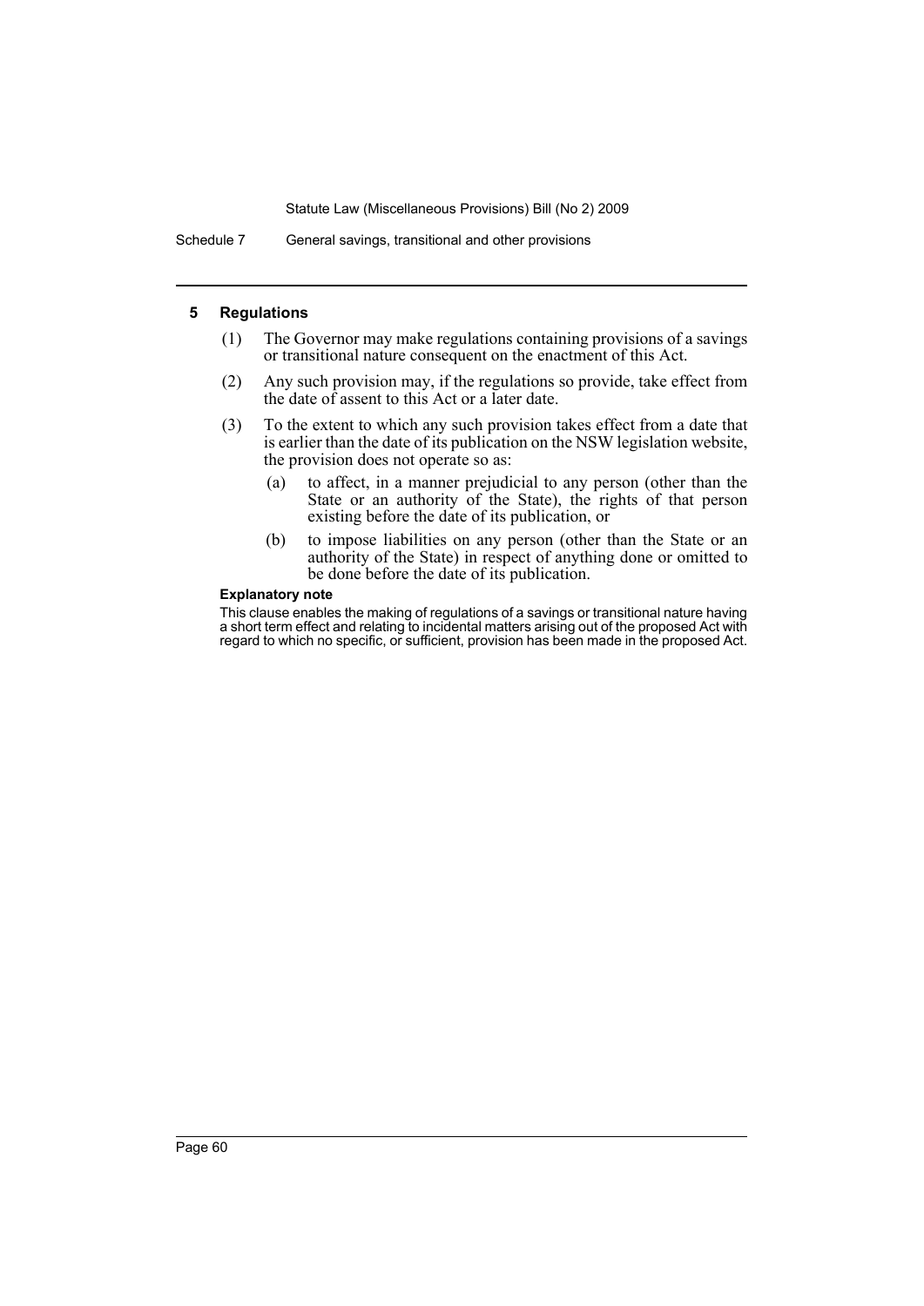## 5 Regulations

(1) The Governor may make regulations containing provisions of a savings or transitional nature consequent on the enactment of this Act.

(2) Any such provision may, if the regulations so provide, take effect from the date of assent to this Act or a later date.

(3) To the extent to which any such provision takes effect from a date that is earlier than the date of its publication on the NSW legislation website, the provision does not operate so as:

- (a) to affect, in a manner prejudicial to any person (other than the State or an authority of the State), the rights of that person existing before the date of its publication, or
- (b) to impose liabilities on any person (other than the State or an authority of the State) in respect of anything done or omitted to be done before the date of its publication.

**Explanatory note**

This clause enables the making of regulations of a savings or transitional nature having a short term effect and relating to incidental matters arising out of the proposed Act with regard to which no specific, or sufficient, provision has been made in the proposed Act.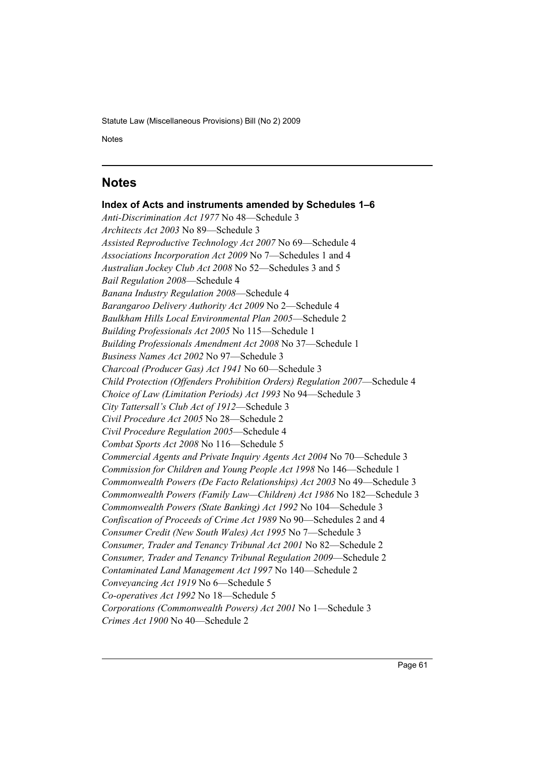## Notes

### Index of Acts and instruments amended by Schedules 1–6

*Anti-Discrimination Act 1977* No 48—Schedule 3
*Architects Act 2003* No 89—Schedule 3
*Assisted Reproductive Technology Act 2007* No 69—Schedule 4
*Associations Incorporation Act 2009* No 7—Schedules 1 and 4
*Australian Jockey Club Act 2008* No 52—Schedules 3 and 5
*Bail Regulation 2008*—Schedule 4
*Banana Industry Regulation 2008*—Schedule 4
*Barangaroo Delivery Authority Act 2009* No 2—Schedule 4
*Baulkham Hills Local Environmental Plan 2005*—Schedule 2
*Building Professionals Act 2005* No 115—Schedule 1
*Building Professionals Amendment Act 2008* No 37—Schedule 1
*Business Names Act 2002* No 97—Schedule 3
*Charcoal (Producer Gas) Act 1941* No 60—Schedule 3
*Child Protection (Offenders Prohibition Orders) Regulation 2007*—Schedule 4
*Choice of Law (Limitation Periods) Act 1993* No 94—Schedule 3
*City Tattersall's Club Act of 1912*—Schedule 3
*Civil Procedure Act 2005* No 28—Schedule 2
*Civil Procedure Regulation 2005*—Schedule 4
*Combat Sports Act 2008* No 116—Schedule 5
*Commercial Agents and Private Inquiry Agents Act 2004* No 70—Schedule 3
*Commission for Children and Young People Act 1998* No 146—Schedule 1
*Commonwealth Powers (De Facto Relationships) Act 2003* No 49—Schedule 3
*Commonwealth Powers (Family Law—Children) Act 1986* No 182—Schedule 3
*Commonwealth Powers (State Banking) Act 1992* No 104—Schedule 3
*Confiscation of Proceeds of Crime Act 1989* No 90—Schedules 2 and 4
*Consumer Credit (New South Wales) Act 1995* No 7—Schedule 3
*Consumer, Trader and Tenancy Tribunal Act 2001* No 82—Schedule 2
*Consumer, Trader and Tenancy Tribunal Regulation 2009*—Schedule 2
*Contaminated Land Management Act 1997* No 140—Schedule 2
*Conveyancing Act 1919* No 6—Schedule 5
*Co-operatives Act 1992* No 18—Schedule 5
*Corporations (Commonwealth Powers) Act 2001* No 1—Schedule 3
*Crimes Act 1900* No 40—Schedule 2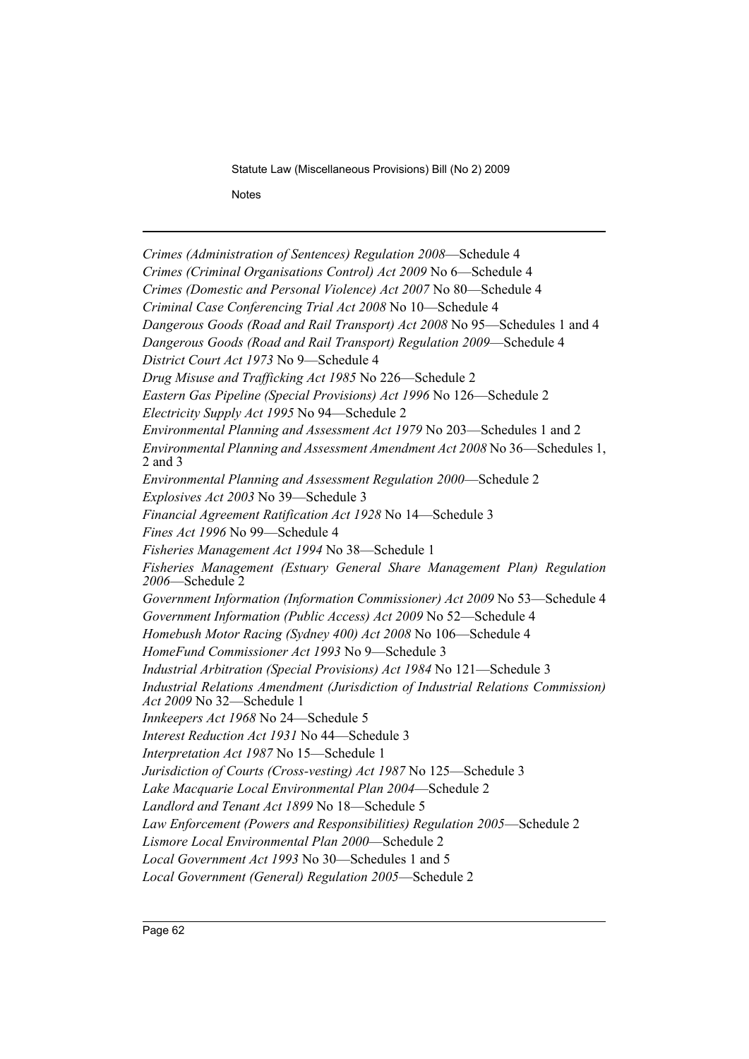*Crimes (Administration of Sentences) Regulation 2008*—Schedule 4

*Crimes (Criminal Organisations Control) Act 2009* No 6—Schedule 4

*Crimes (Domestic and Personal Violence) Act 2007* No 80—Schedule 4

*Criminal Case Conferencing Trial Act 2008* No 10—Schedule 4

*Dangerous Goods (Road and Rail Transport) Act 2008* No 95—Schedules 1 and 4

*Dangerous Goods (Road and Rail Transport) Regulation 2009*—Schedule 4

*District Court Act 1973* No 9—Schedule 4

*Drug Misuse and Trafficking Act 1985* No 226—Schedule 2

*Eastern Gas Pipeline (Special Provisions) Act 1996* No 126—Schedule 2

*Electricity Supply Act 1995* No 94—Schedule 2

*Environmental Planning and Assessment Act 1979* No 203—Schedules 1 and 2

*Environmental Planning and Assessment Amendment Act 2008* No 36—Schedules 1, 2 and 3

*Environmental Planning and Assessment Regulation 2000*—Schedule 2

*Explosives Act 2003* No 39—Schedule 3

*Financial Agreement Ratification Act 1928* No 14—Schedule 3

*Fines Act 1996* No 99—Schedule 4

*Fisheries Management Act 1994* No 38—Schedule 1

*Fisheries Management (Estuary General Share Management Plan) Regulation 2006*—Schedule 2

*Government Information (Information Commissioner) Act 2009* No 53—Schedule 4

*Government Information (Public Access) Act 2009* No 52—Schedule 4

*Homebush Motor Racing (Sydney 400) Act 2008* No 106—Schedule 4

*HomeFund Commissioner Act 1993* No 9—Schedule 3

*Industrial Arbitration (Special Provisions) Act 1984* No 121—Schedule 3

*Industrial Relations Amendment (Jurisdiction of Industrial Relations Commission) Act 2009* No 32—Schedule 1

*Innkeepers Act 1968* No 24—Schedule 5

*Interest Reduction Act 1931* No 44—Schedule 3

*Interpretation Act 1987* No 15—Schedule 1

*Jurisdiction of Courts (Cross-vesting) Act 1987* No 125—Schedule 3

*Lake Macquarie Local Environmental Plan 2004*—Schedule 2

*Landlord and Tenant Act 1899* No 18—Schedule 5

*Law Enforcement (Powers and Responsibilities) Regulation 2005*—Schedule 2

*Lismore Local Environmental Plan 2000*—Schedule 2

*Local Government Act 1993* No 30—Schedules 1 and 5

*Local Government (General) Regulation 2005*—Schedule 2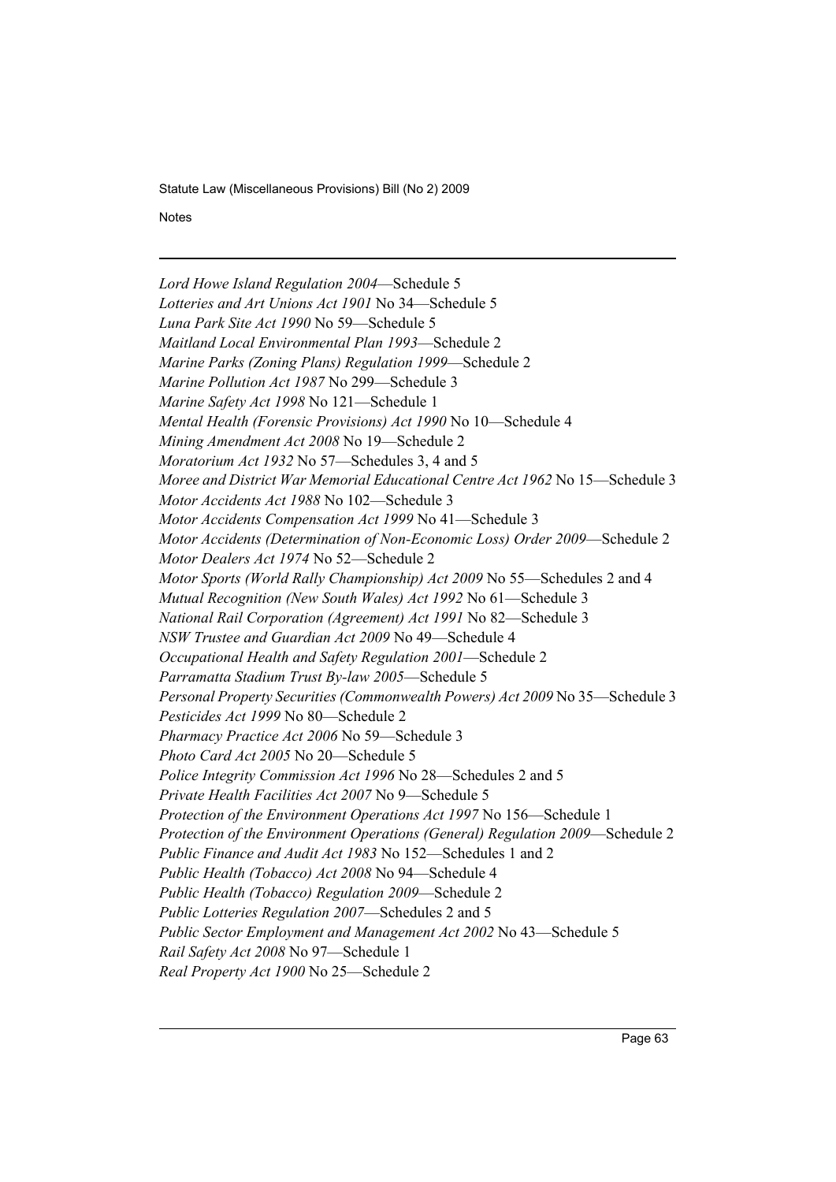*Lord Howe Island Regulation 2004*—Schedule 5

*Lotteries and Art Unions Act 1901* No 34—Schedule 5

*Luna Park Site Act 1990* No 59—Schedule 5

*Maitland Local Environmental Plan 1993*—Schedule 2

*Marine Parks (Zoning Plans) Regulation 1999*—Schedule 2

*Marine Pollution Act 1987* No 299—Schedule 3

*Marine Safety Act 1998* No 121—Schedule 1

*Mental Health (Forensic Provisions) Act 1990* No 10—Schedule 4

*Mining Amendment Act 2008* No 19—Schedule 2

*Moratorium Act 1932* No 57—Schedules 3, 4 and 5

*Moree and District War Memorial Educational Centre Act 1962* No 15—Schedule 3

*Motor Accidents Act 1988* No 102—Schedule 3

*Motor Accidents Compensation Act 1999* No 41—Schedule 3

*Motor Accidents (Determination of Non-Economic Loss) Order 2009*—Schedule 2

*Motor Dealers Act 1974* No 52—Schedule 2

*Motor Sports (World Rally Championship) Act 2009* No 55—Schedules 2 and 4

*Mutual Recognition (New South Wales) Act 1992* No 61—Schedule 3

*National Rail Corporation (Agreement) Act 1991* No 82—Schedule 3

*NSW Trustee and Guardian Act 2009* No 49—Schedule 4

*Occupational Health and Safety Regulation 2001*—Schedule 2

*Parramatta Stadium Trust By-law 2005*—Schedule 5

*Personal Property Securities (Commonwealth Powers) Act 2009* No 35—Schedule 3

*Pesticides Act 1999* No 80—Schedule 2

*Pharmacy Practice Act 2006* No 59—Schedule 3

*Photo Card Act 2005* No 20—Schedule 5

*Police Integrity Commission Act 1996* No 28—Schedules 2 and 5

*Private Health Facilities Act 2007* No 9—Schedule 5

*Protection of the Environment Operations Act 1997* No 156—Schedule 1

*Protection of the Environment Operations (General) Regulation 2009*—Schedule 2

*Public Finance and Audit Act 1983* No 152—Schedules 1 and 2

*Public Health (Tobacco) Act 2008* No 94—Schedule 4

*Public Health (Tobacco) Regulation 2009*—Schedule 2

*Public Lotteries Regulation 2007*—Schedules 2 and 5

*Public Sector Employment and Management Act 2002* No 43—Schedule 5

*Rail Safety Act 2008* No 97—Schedule 1

*Real Property Act 1900* No 25—Schedule 2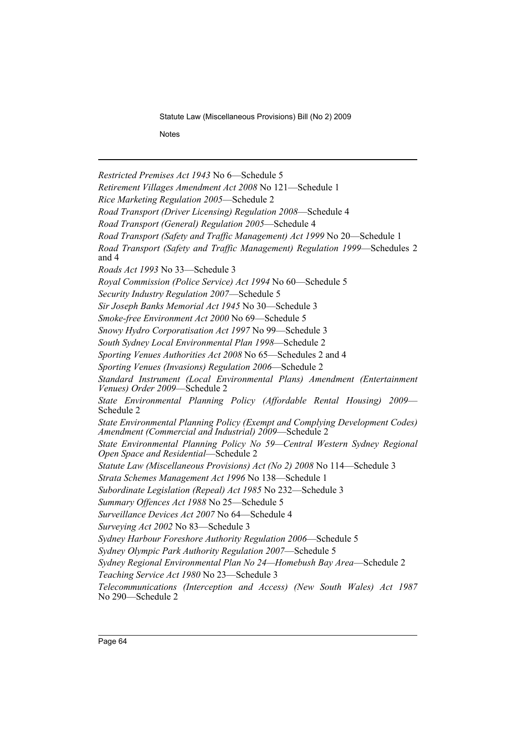*Restricted Premises Act 1943* No 6—Schedule 5

*Retirement Villages Amendment Act 2008* No 121—Schedule 1

*Rice Marketing Regulation 2005*—Schedule 2

*Road Transport (Driver Licensing) Regulation 2008*—Schedule 4

*Road Transport (General) Regulation 2005*—Schedule 4

*Road Transport (Safety and Traffic Management) Act 1999* No 20—Schedule 1

*Road Transport (Safety and Traffic Management) Regulation 1999*—Schedules 2 and 4

*Roads Act 1993* No 33—Schedule 3

*Royal Commission (Police Service) Act 1994* No 60—Schedule 5

*Security Industry Regulation 2007*—Schedule 5

*Sir Joseph Banks Memorial Act 1945* No 30—Schedule 3

*Smoke-free Environment Act 2000* No 69—Schedule 5

*Snowy Hydro Corporatisation Act 1997* No 99—Schedule 3

*South Sydney Local Environmental Plan 1998*—Schedule 2

*Sporting Venues Authorities Act 2008* No 65—Schedules 2 and 4

*Sporting Venues (Invasions) Regulation 2006*—Schedule 2

*Standard Instrument (Local Environmental Plans) Amendment (Entertainment Venues) Order 2009*—Schedule 2

*State Environmental Planning Policy (Affordable Rental Housing) 2009*—Schedule 2

*State Environmental Planning Policy (Exempt and Complying Development Codes) Amendment (Commercial and Industrial) 2009*—Schedule 2

*State Environmental Planning Policy No 59—Central Western Sydney Regional Open Space and Residential*—Schedule 2

*Statute Law (Miscellaneous Provisions) Act (No 2) 2008* No 114—Schedule 3

*Strata Schemes Management Act 1996* No 138—Schedule 1

*Subordinate Legislation (Repeal) Act 1985* No 232—Schedule 3

*Summary Offences Act 1988* No 25—Schedule 5

*Surveillance Devices Act 2007* No 64—Schedule 4

*Surveying Act 2002* No 83—Schedule 3

*Sydney Harbour Foreshore Authority Regulation 2006*—Schedule 5

*Sydney Olympic Park Authority Regulation 2007*—Schedule 5

*Sydney Regional Environmental Plan No 24—Homebush Bay Area*—Schedule 2

*Teaching Service Act 1980* No 23—Schedule 3

*Telecommunications (Interception and Access) (New South Wales) Act 1987* No 290—Schedule 2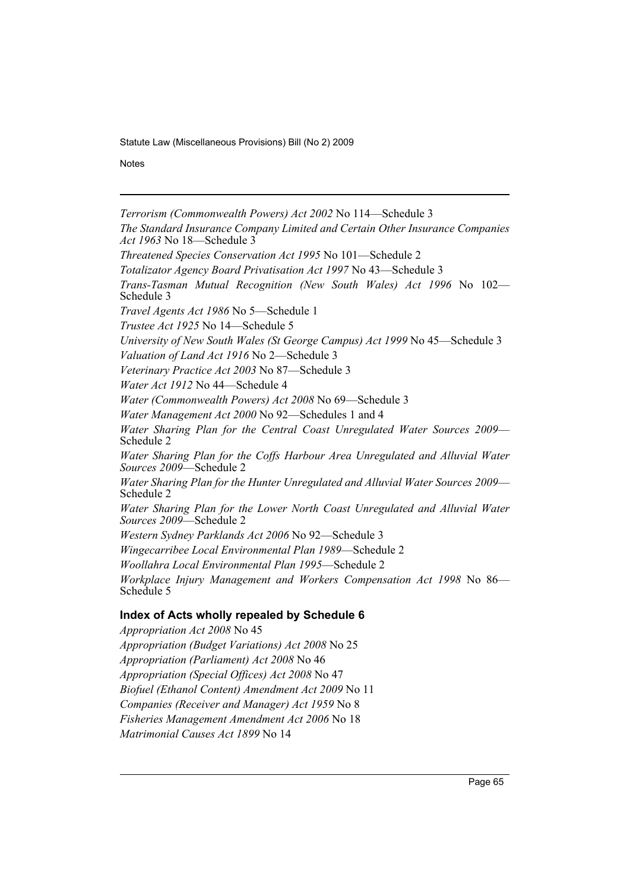*Terrorism (Commonwealth Powers) Act 2002* No 114—Schedule 3

*The Standard Insurance Company Limited and Certain Other Insurance Companies Act 1963* No 18—Schedule 3

*Threatened Species Conservation Act 1995* No 101—Schedule 2

*Totalizator Agency Board Privatisation Act 1997* No 43—Schedule 3

*Trans-Tasman Mutual Recognition (New South Wales) Act 1996* No 102—Schedule 3

*Travel Agents Act 1986* No 5—Schedule 1

*Trustee Act 1925* No 14—Schedule 5

*University of New South Wales (St George Campus) Act 1999* No 45—Schedule 3

*Valuation of Land Act 1916* No 2—Schedule 3

*Veterinary Practice Act 2003* No 87—Schedule 3

*Water Act 1912* No 44—Schedule 4

*Water (Commonwealth Powers) Act 2008* No 69—Schedule 3

*Water Management Act 2000* No 92—Schedules 1 and 4

*Water Sharing Plan for the Central Coast Unregulated Water Sources 2009*—Schedule 2

*Water Sharing Plan for the Coffs Harbour Area Unregulated and Alluvial Water Sources 2009*—Schedule 2

*Water Sharing Plan for the Hunter Unregulated and Alluvial Water Sources 2009*—Schedule 2

*Water Sharing Plan for the Lower North Coast Unregulated and Alluvial Water Sources 2009*—Schedule 2

*Western Sydney Parklands Act 2006* No 92—Schedule 3

*Wingecarribee Local Environmental Plan 1989*—Schedule 2

*Woollahra Local Environmental Plan 1995*—Schedule 2

*Workplace Injury Management and Workers Compensation Act 1998* No 86—Schedule 5

## Index of Acts wholly repealed by Schedule 6

*Appropriation Act 2008* No 45

*Appropriation (Budget Variations) Act 2008* No 25

*Appropriation (Parliament) Act 2008* No 46

*Appropriation (Special Offices) Act 2008* No 47

*Biofuel (Ethanol Content) Amendment Act 2009* No 11

*Companies (Receiver and Manager) Act 1959* No 8

*Fisheries Management Amendment Act 2006* No 18

*Matrimonial Causes Act 1899* No 14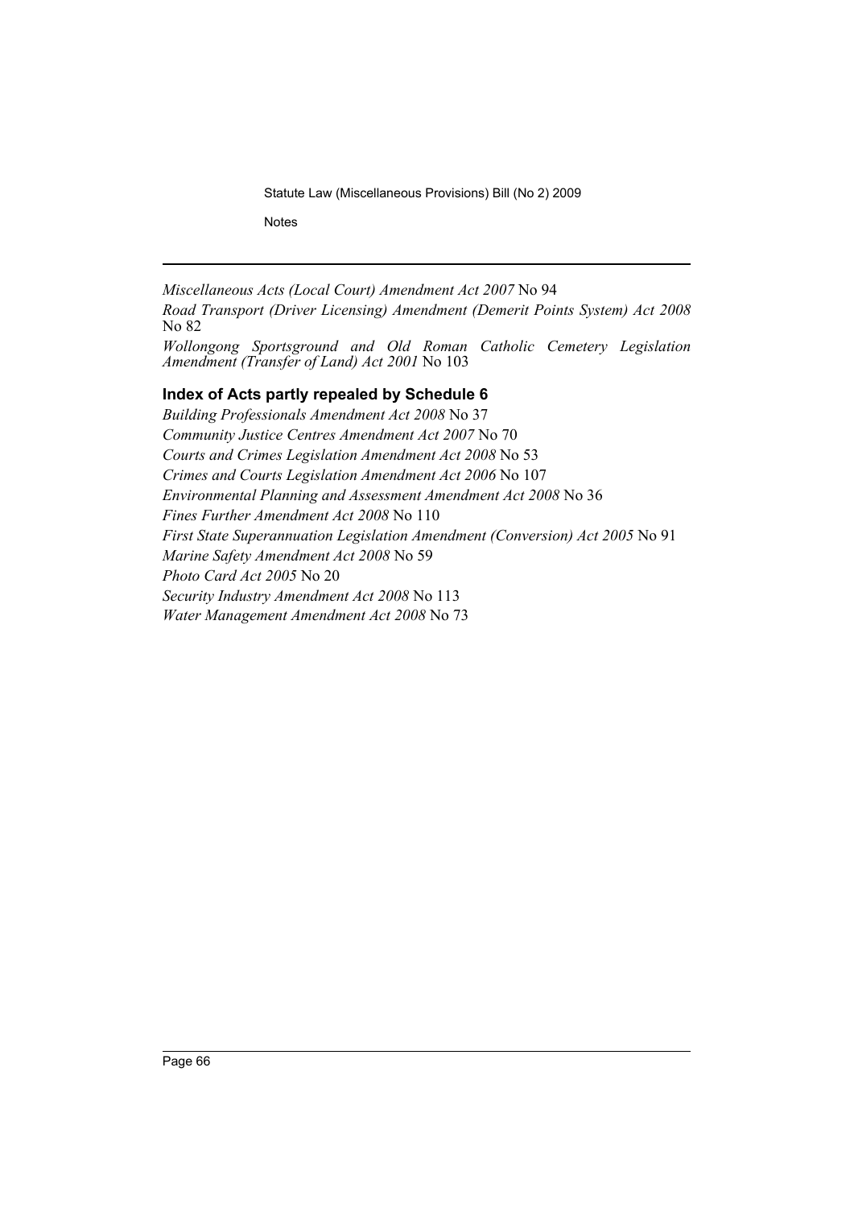*Miscellaneous Acts (Local Court) Amendment Act 2007* No 94

*Road Transport (Driver Licensing) Amendment (Demerit Points System) Act 2008* No 82

*Wollongong Sportsground and Old Roman Catholic Cemetery Legislation Amendment (Transfer of Land) Act 2001* No 103

### Index of Acts partly repealed by Schedule 6

*Building Professionals Amendment Act 2008* No 37

*Community Justice Centres Amendment Act 2007* No 70

*Courts and Crimes Legislation Amendment Act 2008* No 53

*Crimes and Courts Legislation Amendment Act 2006* No 107

*Environmental Planning and Assessment Amendment Act 2008* No 36

*Fines Further Amendment Act 2008* No 110

*First State Superannuation Legislation Amendment (Conversion) Act 2005* No 91

*Marine Safety Amendment Act 2008* No 59

*Photo Card Act 2005* No 20

*Security Industry Amendment Act 2008* No 113

*Water Management Amendment Act 2008* No 73